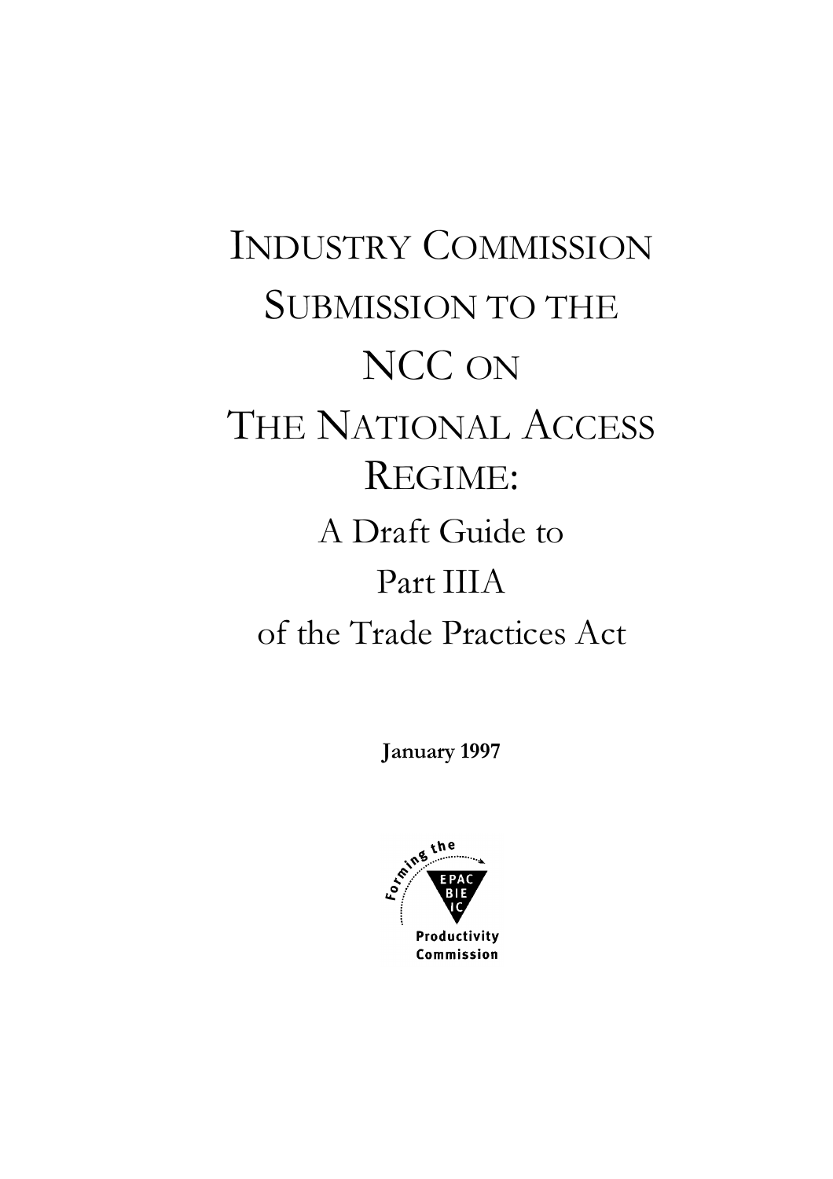# Industry Commission Submission to the NCC on The National Access Regime:

## A Draft Guide to Part IIIA of the Trade Practices Act

**January 1997**

Forming the EPAC BIE IC

Productivity Commission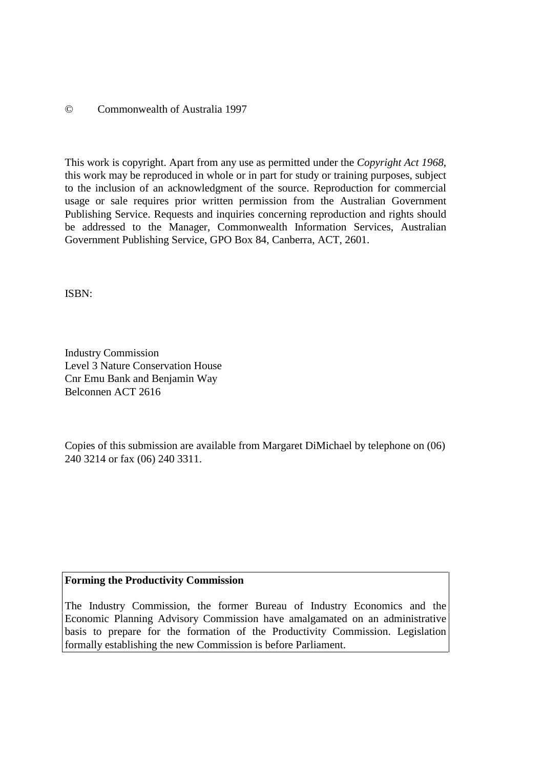© Commonwealth of Australia 1997

This work is copyright. Apart from any use as permitted under the *Copyright Act 1968*, this work may be reproduced in whole or in part for study or training purposes, subject to the inclusion of an acknowledgment of the source. Reproduction for commercial usage or sale requires prior written permission from the Australian Government Publishing Service. Requests and inquiries concerning reproduction and rights should be addressed to the Manager, Commonwealth Information Services, Australian Government Publishing Service, GPO Box 84, Canberra, ACT, 2601.

ISBN:

Industry Commission
Level 3 Nature Conservation House
Cnr Emu Bank and Benjamin Way
Belconnen ACT 2616

Copies of this submission are available from Margaret DiMichael by telephone on (06) 240 3214 or fax (06) 240 3311.

**Forming the Productivity Commission**

The Industry Commission, the former Bureau of Industry Economics and the Economic Planning Advisory Commission have amalgamated on an administrative basis to prepare for the formation of the Productivity Commission. Legislation formally establishing the new Commission is before Parliament.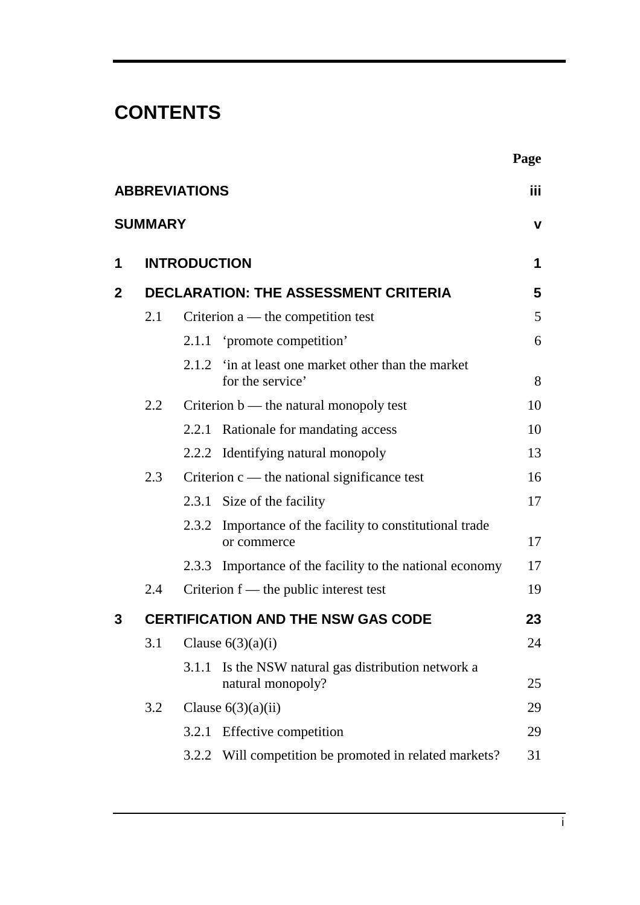# CONTENTS

| | | Page |
|---|---|---|
| **ABBREVIATIONS** | | **iii** |
| **SUMMARY** | | **v** |
| **1** | **INTRODUCTION** | **1** |
| **2** | **DECLARATION: THE ASSESSMENT CRITERIA** | **5** |
| 2.1 | Criterion a — the competition test | 5 |
| | 2.1.1 'promote competition' | 6 |
| | 2.1.2 'in at least one market other than the market for the service' | 8 |
| 2.2 | Criterion b — the natural monopoly test | 10 |
| | 2.2.1 Rationale for mandating access | 10 |
| | 2.2.2 Identifying natural monopoly | 13 |
| 2.3 | Criterion c — the national significance test | 16 |
| | 2.3.1 Size of the facility | 17 |
| | 2.3.2 Importance of the facility to constitutional trade or commerce | 17 |
| | 2.3.3 Importance of the facility to the national economy | 17 |
| 2.4 | Criterion f — the public interest test | 19 |
| **3** | **CERTIFICATION AND THE NSW GAS CODE** | **23** |
| 3.1 | Clause 6(3)(a)(i) | 24 |
| | 3.1.1 Is the NSW natural gas distribution network a natural monopoly? | 25 |
| 3.2 | Clause 6(3)(a)(ii) | 29 |
| | 3.2.1 Effective competition | 29 |
| | 3.2.2 Will competition be promoted in related markets? | 31 |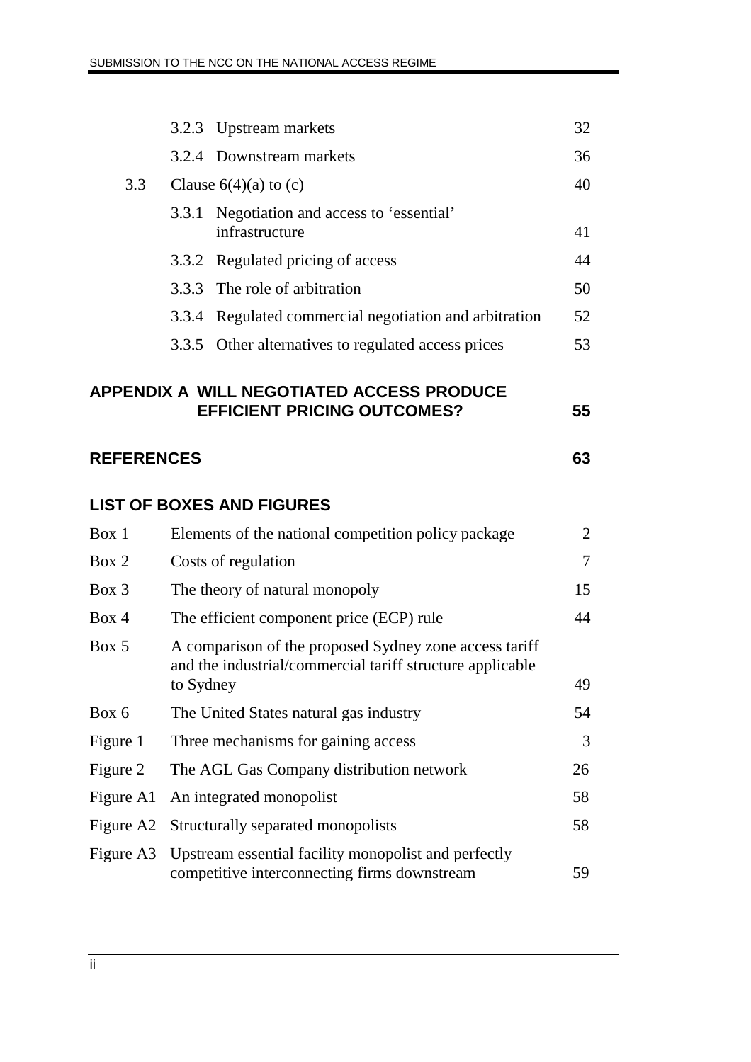|  |  |  |  |
|---|---|---|---|
|  | 3.2.3 | Upstream markets | 32 |
|  | 3.2.4 | Downstream markets | 36 |
| 3.3 | Clause 6(4)(a) to (c) |  | 40 |
|  | 3.3.1 | Negotiation and access to 'essential' infrastructure | 41 |
|  | 3.3.2 | Regulated pricing of access | 44 |
|  | 3.3.3 | The role of arbitration | 50 |
|  | 3.3.4 | Regulated commercial negotiation and arbitration | 52 |
|  | 3.3.5 | Other alternatives to regulated access prices | 53 |

**APPENDIX A WILL NEGOTIATED ACCESS PRODUCE EFFICIENT PRICING OUTCOMES?** **55**

**REFERENCES** **63**

## LIST OF BOXES AND FIGURES

|  |  |  |
|---|---|---|
| Box 1 | Elements of the national competition policy package | 2 |
| Box 2 | Costs of regulation | 7 |
| Box 3 | The theory of natural monopoly | 15 |
| Box 4 | The efficient component price (ECP) rule | 44 |
| Box 5 | A comparison of the proposed Sydney zone access tariff and the industrial/commercial tariff structure applicable to Sydney | 49 |
| Box 6 | The United States natural gas industry | 54 |
| Figure 1 | Three mechanisms for gaining access | 3 |
| Figure 2 | The AGL Gas Company distribution network | 26 |
| Figure A1 | An integrated monopolist | 58 |
| Figure A2 | Structurally separated monopolists | 58 |
| Figure A3 | Upstream essential facility monopolist and perfectly competitive interconnecting firms downstream | 59 |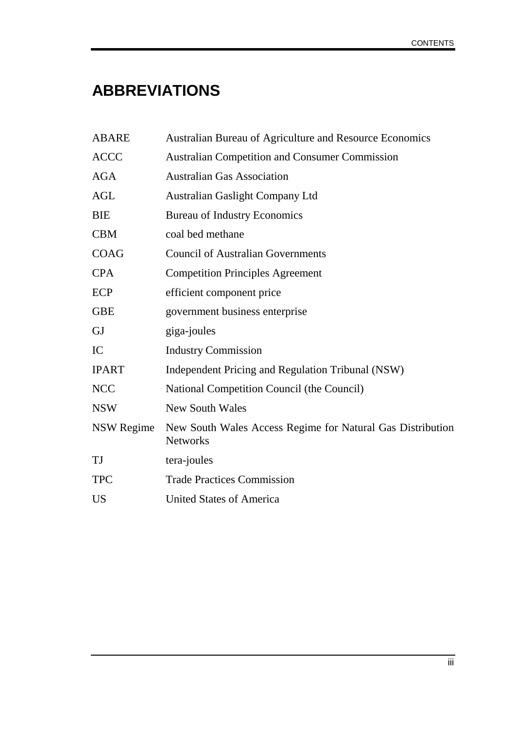# ABBREVIATIONS

| | |
|---|---|
| ABARE | Australian Bureau of Agriculture and Resource Economics |
| ACCC | Australian Competition and Consumer Commission |
| AGA | Australian Gas Association |
| AGL | Australian Gaslight Company Ltd |
| BIE | Bureau of Industry Economics |
| CBM | coal bed methane |
| COAG | Council of Australian Governments |
| CPA | Competition Principles Agreement |
| ECP | efficient component price |
| GBE | government business enterprise |
| GJ | giga-joules |
| IC | Industry Commission |
| IPART | Independent Pricing and Regulation Tribunal (NSW) |
| NCC | National Competition Council (the Council) |
| NSW | New South Wales |
| NSW Regime | New South Wales Access Regime for Natural Gas Distribution Networks |
| TJ | tera-joules |
| TPC | Trade Practices Commission |
| US | United States of America |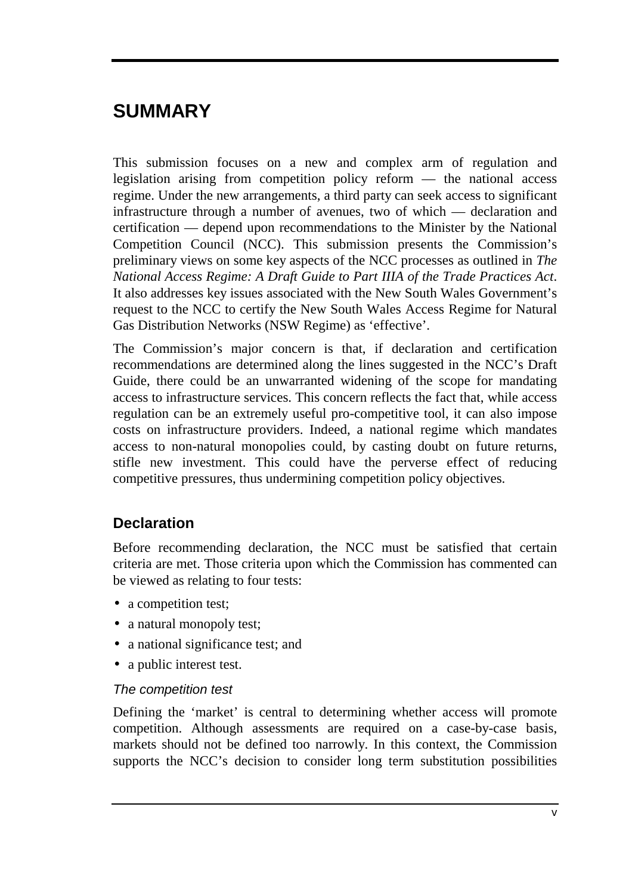# SUMMARY

This submission focuses on a new and complex arm of regulation and legislation arising from competition policy reform — the national access regime. Under the new arrangements, a third party can seek access to significant infrastructure through a number of avenues, two of which — declaration and certification — depend upon recommendations to the Minister by the National Competition Council (NCC). This submission presents the Commission's preliminary views on some key aspects of the NCC processes as outlined in *The National Access Regime: A Draft Guide to Part IIIA of the Trade Practices Act*. It also addresses key issues associated with the New South Wales Government's request to the NCC to certify the New South Wales Access Regime for Natural Gas Distribution Networks (NSW Regime) as 'effective'.

The Commission's major concern is that, if declaration and certification recommendations are determined along the lines suggested in the NCC's Draft Guide, there could be an unwarranted widening of the scope for mandating access to infrastructure services. This concern reflects the fact that, while access regulation can be an extremely useful pro-competitive tool, it can also impose costs on infrastructure providers. Indeed, a national regime which mandates access to non-natural monopolies could, by casting doubt on future returns, stifle new investment. This could have the perverse effect of reducing competitive pressures, thus undermining competition policy objectives.

## Declaration

Before recommending declaration, the NCC must be satisfied that certain criteria are met. Those criteria upon which the Commission has commented can be viewed as relating to four tests:

- a competition test;
- a natural monopoly test;
- a national significance test; and
- a public interest test.

### *The competition test*

Defining the 'market' is central to determining whether access will promote competition. Although assessments are required on a case-by-case basis, markets should not be defined too narrowly. In this context, the Commission supports the NCC's decision to consider long term substitution possibilities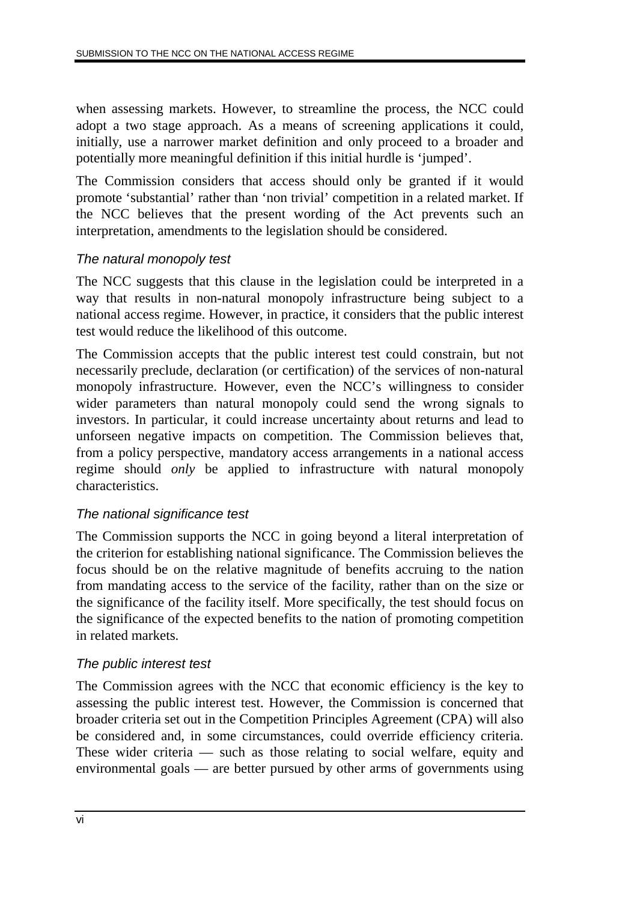when assessing markets. However, to streamline the process, the NCC could adopt a two stage approach. As a means of screening applications it could, initially, use a narrower market definition and only proceed to a broader and potentially more meaningful definition if this initial hurdle is 'jumped'.

The Commission considers that access should only be granted if it would promote 'substantial' rather than 'non trivial' competition in a related market. If the NCC believes that the present wording of the Act prevents such an interpretation, amendments to the legislation should be considered.

### *The natural monopoly test*

The NCC suggests that this clause in the legislation could be interpreted in a way that results in non-natural monopoly infrastructure being subject to a national access regime. However, in practice, it considers that the public interest test would reduce the likelihood of this outcome.

The Commission accepts that the public interest test could constrain, but not necessarily preclude, declaration (or certification) of the services of non-natural monopoly infrastructure. However, even the NCC's willingness to consider wider parameters than natural monopoly could send the wrong signals to investors. In particular, it could increase uncertainty about returns and lead to unforseen negative impacts on competition. The Commission believes that, from a policy perspective, mandatory access arrangements in a national access regime should *only* be applied to infrastructure with natural monopoly characteristics.

### *The national significance test*

The Commission supports the NCC in going beyond a literal interpretation of the criterion for establishing national significance. The Commission believes the focus should be on the relative magnitude of benefits accruing to the nation from mandating access to the service of the facility, rather than on the size or the significance of the facility itself. More specifically, the test should focus on the significance of the expected benefits to the nation of promoting competition in related markets.

### *The public interest test*

The Commission agrees with the NCC that economic efficiency is the key to assessing the public interest test. However, the Commission is concerned that broader criteria set out in the Competition Principles Agreement (CPA) will also be considered and, in some circumstances, could override efficiency criteria. These wider criteria — such as those relating to social welfare, equity and environmental goals — are better pursued by other arms of governments using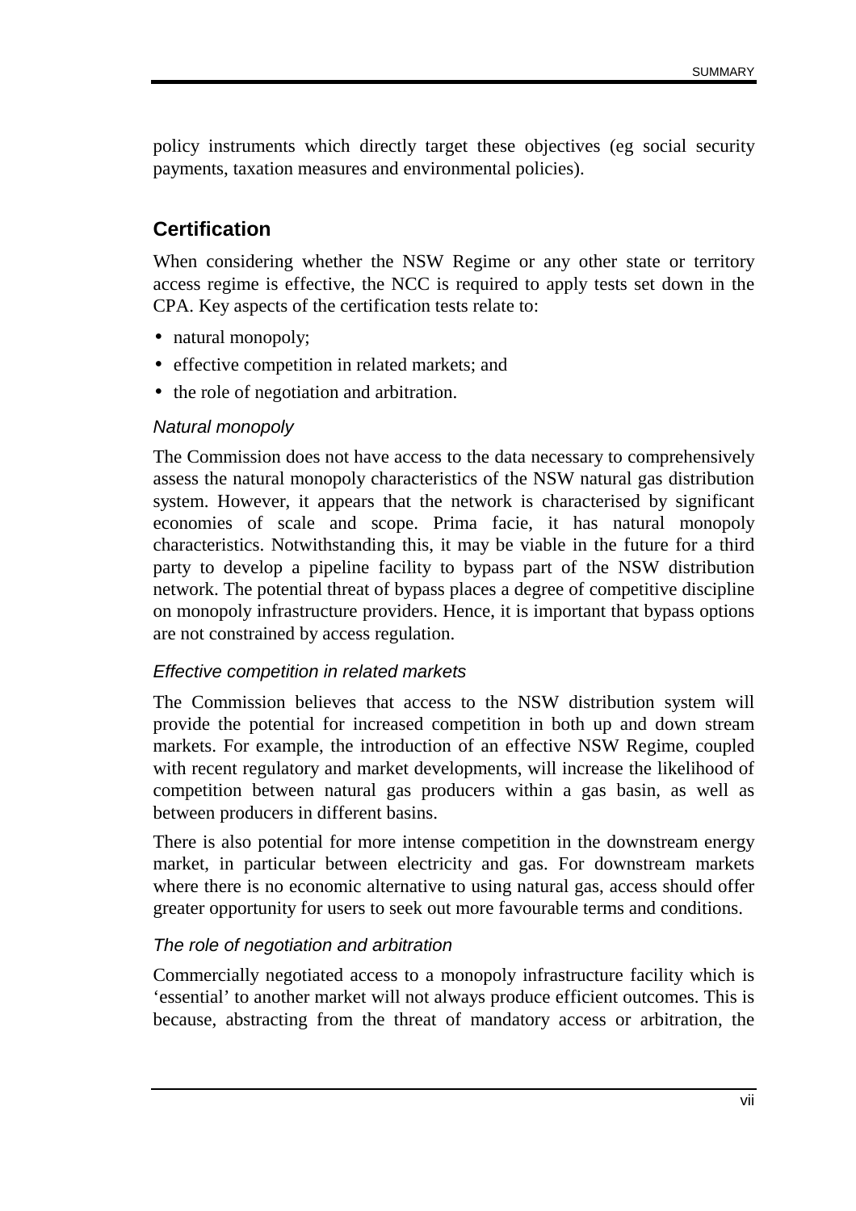policy instruments which directly target these objectives (eg social security payments, taxation measures and environmental policies).

## Certification

When considering whether the NSW Regime or any other state or territory access regime is effective, the NCC is required to apply tests set down in the CPA. Key aspects of the certification tests relate to:

- natural monopoly;
- effective competition in related markets; and
- the role of negotiation and arbitration.

### *Natural monopoly*

The Commission does not have access to the data necessary to comprehensively assess the natural monopoly characteristics of the NSW natural gas distribution system. However, it appears that the network is characterised by significant economies of scale and scope. Prima facie, it has natural monopoly characteristics. Notwithstanding this, it may be viable in the future for a third party to develop a pipeline facility to bypass part of the NSW distribution network. The potential threat of bypass places a degree of competitive discipline on monopoly infrastructure providers. Hence, it is important that bypass options are not constrained by access regulation.

### *Effective competition in related markets*

The Commission believes that access to the NSW distribution system will provide the potential for increased competition in both up and down stream markets. For example, the introduction of an effective NSW Regime, coupled with recent regulatory and market developments, will increase the likelihood of competition between natural gas producers within a gas basin, as well as between producers in different basins.

There is also potential for more intense competition in the downstream energy market, in particular between electricity and gas. For downstream markets where there is no economic alternative to using natural gas, access should offer greater opportunity for users to seek out more favourable terms and conditions.

### *The role of negotiation and arbitration*

Commercially negotiated access to a monopoly infrastructure facility which is 'essential' to another market will not always produce efficient outcomes. This is because, abstracting from the threat of mandatory access or arbitration, the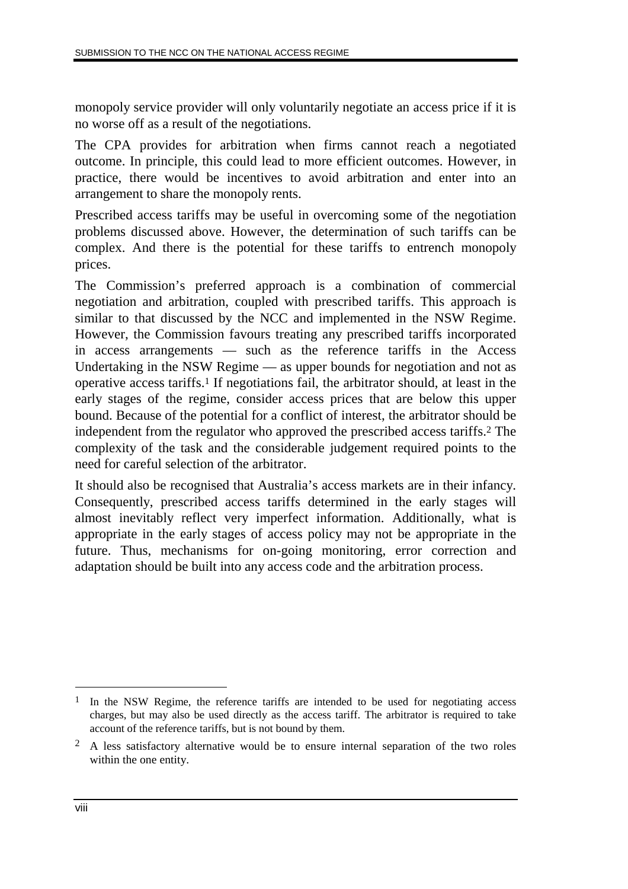monopoly service provider will only voluntarily negotiate an access price if it is no worse off as a result of the negotiations.

The CPA provides for arbitration when firms cannot reach a negotiated outcome. In principle, this could lead to more efficient outcomes. However, in practice, there would be incentives to avoid arbitration and enter into an arrangement to share the monopoly rents.

Prescribed access tariffs may be useful in overcoming some of the negotiation problems discussed above. However, the determination of such tariffs can be complex. And there is the potential for these tariffs to entrench monopoly prices.

The Commission's preferred approach is a combination of commercial negotiation and arbitration, coupled with prescribed tariffs. This approach is similar to that discussed by the NCC and implemented in the NSW Regime. However, the Commission favours treating any prescribed tariffs incorporated in access arrangements — such as the reference tariffs in the Access Undertaking in the NSW Regime — as upper bounds for negotiation and not as operative access tariffs.[1] If negotiations fail, the arbitrator should, at least in the early stages of the regime, consider access prices that are below this upper bound. Because of the potential for a conflict of interest, the arbitrator should be independent from the regulator who approved the prescribed access tariffs.[2] The complexity of the task and the considerable judgement required points to the need for careful selection of the arbitrator.

It should also be recognised that Australia's access markets are in their infancy. Consequently, prescribed access tariffs determined in the early stages will almost inevitably reflect very imperfect information. Additionally, what is appropriate in the early stages of access policy may not be appropriate in the future. Thus, mechanisms for on-going monitoring, error correction and adaptation should be built into any access code and the arbitration process.

---

[1] In the NSW Regime, the reference tariffs are intended to be used for negotiating access charges, but may also be used directly as the access tariff. The arbitrator is required to take account of the reference tariffs, but is not bound by them.

[2] A less satisfactory alternative would be to ensure internal separation of the two roles within the one entity.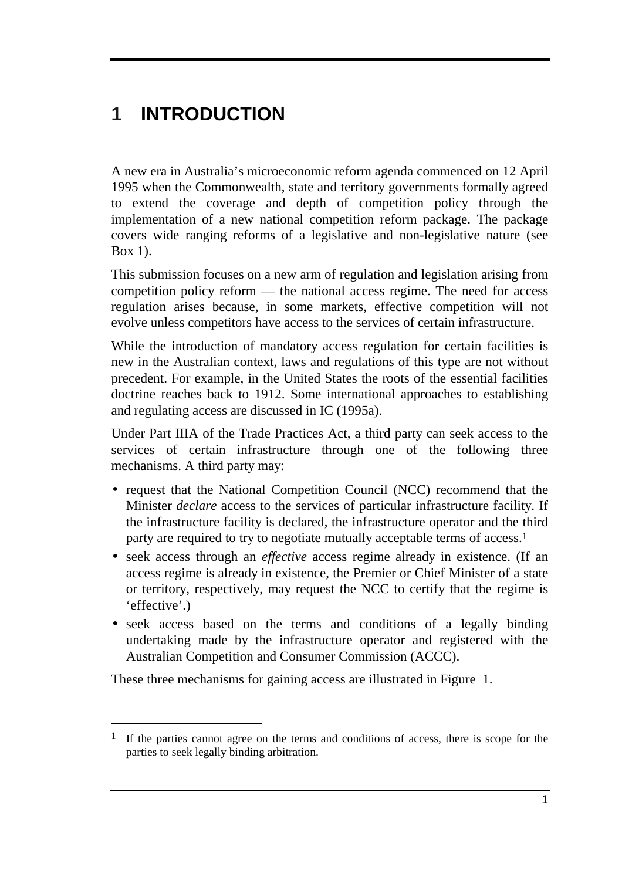# 1 INTRODUCTION

A new era in Australia's microeconomic reform agenda commenced on 12 April 1995 when the Commonwealth, state and territory governments formally agreed to extend the coverage and depth of competition policy through the implementation of a new national competition reform package. The package covers wide ranging reforms of a legislative and non-legislative nature (see Box 1).

This submission focuses on a new arm of regulation and legislation arising from competition policy reform — the national access regime. The need for access regulation arises because, in some markets, effective competition will not evolve unless competitors have access to the services of certain infrastructure.

While the introduction of mandatory access regulation for certain facilities is new in the Australian context, laws and regulations of this type are not without precedent. For example, in the United States the roots of the essential facilities doctrine reaches back to 1912. Some international approaches to establishing and regulating access are discussed in IC (1995a).

Under Part IIIA of the Trade Practices Act, a third party can seek access to the services of certain infrastructure through one of the following three mechanisms. A third party may:

- request that the National Competition Council (NCC) recommend that the Minister *declare* access to the services of particular infrastructure facility. If the infrastructure facility is declared, the infrastructure operator and the third party are required to try to negotiate mutually acceptable terms of access.[1]
- seek access through an *effective* access regime already in existence. (If an access regime is already in existence, the Premier or Chief Minister of a state or territory, respectively, may request the NCC to certify that the regime is 'effective'.)
- seek access based on the terms and conditions of a legally binding undertaking made by the infrastructure operator and registered with the Australian Competition and Consumer Commission (ACCC).

These three mechanisms for gaining access are illustrated in Figure 1.

---

[1] If the parties cannot agree on the terms and conditions of access, there is scope for the parties to seek legally binding arbitration.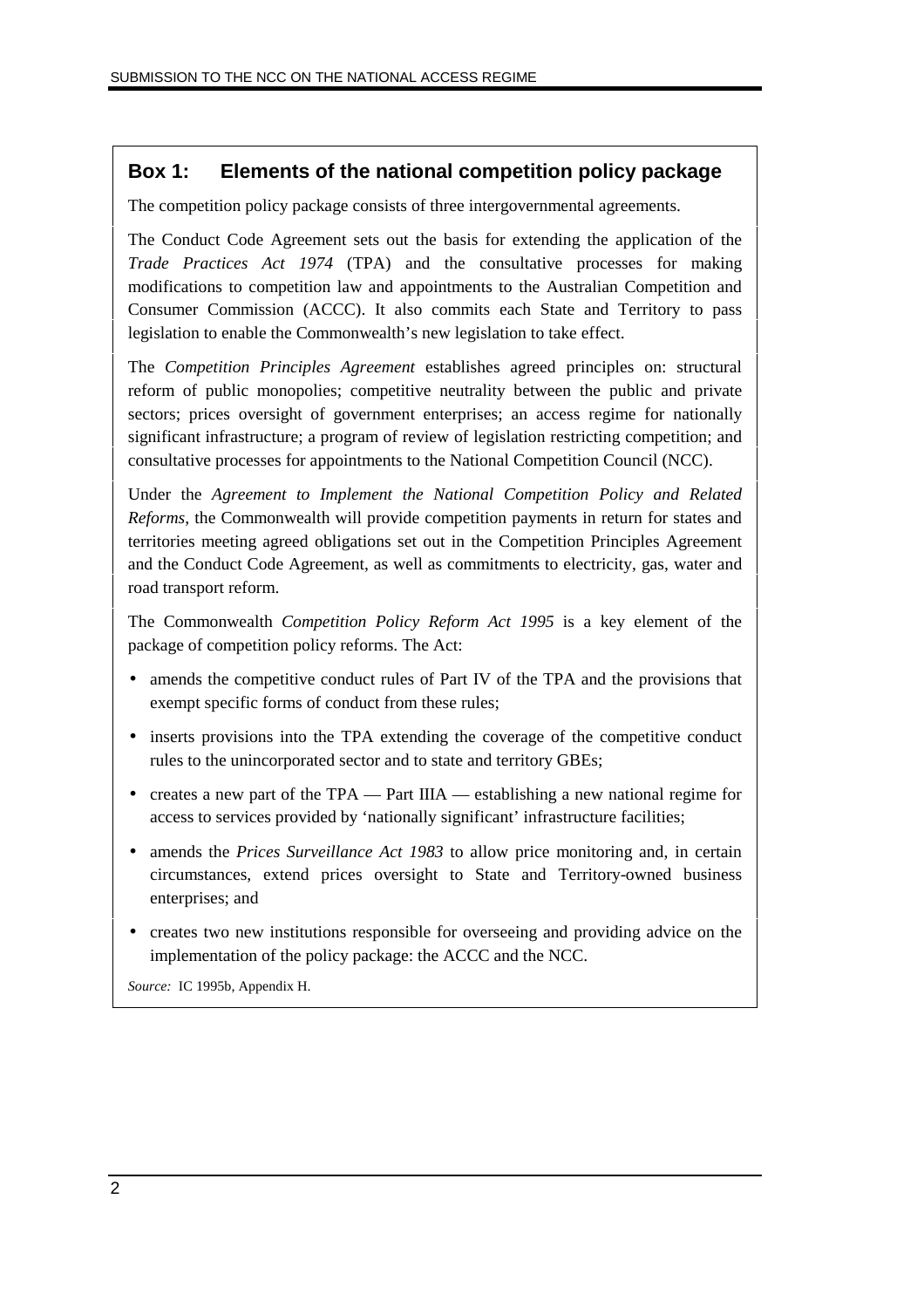### Box 1: Elements of the national competition policy package

The competition policy package consists of three intergovernmental agreements.

The Conduct Code Agreement sets out the basis for extending the application of the *Trade Practices Act 1974* (TPA) and the consultative processes for making modifications to competition law and appointments to the Australian Competition and Consumer Commission (ACCC). It also commits each State and Territory to pass legislation to enable the Commonwealth's new legislation to take effect.

The *Competition Principles Agreement* establishes agreed principles on: structural reform of public monopolies; competitive neutrality between the public and private sectors; prices oversight of government enterprises; an access regime for nationally significant infrastructure; a program of review of legislation restricting competition; and consultative processes for appointments to the National Competition Council (NCC).

Under the *Agreement to Implement the National Competition Policy and Related Reforms*, the Commonwealth will provide competition payments in return for states and territories meeting agreed obligations set out in the Competition Principles Agreement and the Conduct Code Agreement, as well as commitments to electricity, gas, water and road transport reform.

The Commonwealth *Competition Policy Reform Act 1995* is a key element of the package of competition policy reforms. The Act:

- amends the competitive conduct rules of Part IV of the TPA and the provisions that exempt specific forms of conduct from these rules;
- inserts provisions into the TPA extending the coverage of the competitive conduct rules to the unincorporated sector and to state and territory GBEs;
- creates a new part of the TPA — Part IIIA — establishing a new national regime for access to services provided by 'nationally significant' infrastructure facilities;
- amends the *Prices Surveillance Act 1983* to allow price monitoring and, in certain circumstances, extend prices oversight to State and Territory-owned business enterprises; and
- creates two new institutions responsible for overseeing and providing advice on the implementation of the policy package: the ACCC and the NCC.

*Source:* IC 1995b, Appendix H.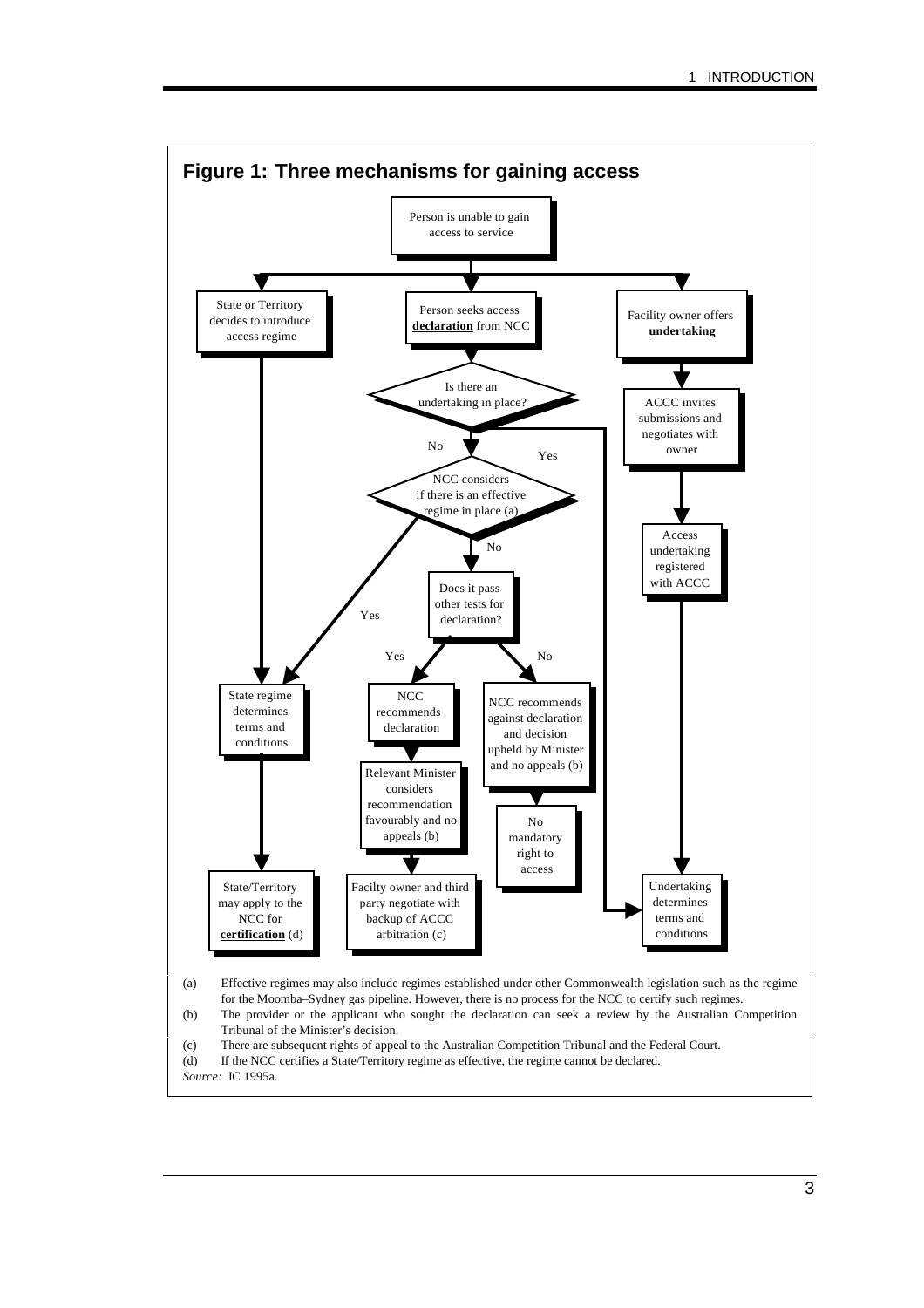**Figure 1: Three mechanisms for gaining access**

Person is unable to gain access to service

State or Territory decides to introduce access regime

Person seeks access **declaration** from NCC

Facility owner offers **undertaking**

Is there an undertaking in place?

ACCC invites submissions and negotiates with owner

No

Yes

NCC considers if there is an effective regime in place (a)

Access undertaking registered with ACCC

No

Does it pass other tests for declaration?

Yes

Yes

No

State regime determines terms and conditions

NCC recommends declaration

NCC recommends against declaration and decision upheld by Minister and no appeals (b)

Relevant Minister considers recommendation favourably and no appeals (b)

No mandatory right to access

State/Territory may apply to the NCC for **certification** (d)

Facilty owner and third party negotiate with backup of ACCC arbitration (c)

Undertaking determines terms and conditions

(a) Effective regimes may also include regimes established under other Commonwealth legislation such as the regime for the Moomba–Sydney gas pipeline. However, there is no process for the NCC to certify such regimes.

(b) The provider or the applicant who sought the declaration can seek a review by the Australian Competition Tribunal of the Minister's decision.

(c) There are subsequent rights of appeal to the Australian Competition Tribunal and the Federal Court.

(d) If the NCC certifies a State/Territory regime as effective, the regime cannot be declared.

*Source:* IC 1995a.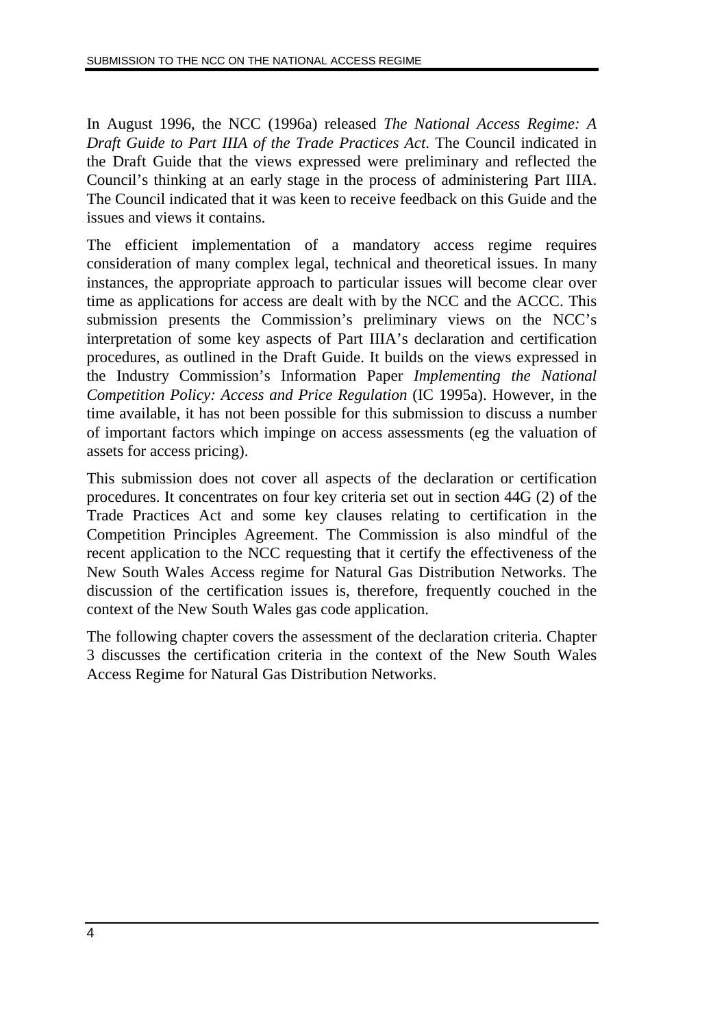In August 1996, the NCC (1996a) released *The National Access Regime: A Draft Guide to Part IIIA of the Trade Practices Act*. The Council indicated in the Draft Guide that the views expressed were preliminary and reflected the Council's thinking at an early stage in the process of administering Part IIIA. The Council indicated that it was keen to receive feedback on this Guide and the issues and views it contains.

The efficient implementation of a mandatory access regime requires consideration of many complex legal, technical and theoretical issues. In many instances, the appropriate approach to particular issues will become clear over time as applications for access are dealt with by the NCC and the ACCC. This submission presents the Commission's preliminary views on the NCC's interpretation of some key aspects of Part IIIA's declaration and certification procedures, as outlined in the Draft Guide. It builds on the views expressed in the Industry Commission's Information Paper *Implementing the National Competition Policy: Access and Price Regulation* (IC 1995a). However, in the time available, it has not been possible for this submission to discuss a number of important factors which impinge on access assessments (eg the valuation of assets for access pricing).

This submission does not cover all aspects of the declaration or certification procedures. It concentrates on four key criteria set out in section 44G (2) of the Trade Practices Act and some key clauses relating to certification in the Competition Principles Agreement. The Commission is also mindful of the recent application to the NCC requesting that it certify the effectiveness of the New South Wales Access regime for Natural Gas Distribution Networks. The discussion of the certification issues is, therefore, frequently couched in the context of the New South Wales gas code application.

The following chapter covers the assessment of the declaration criteria. Chapter 3 discusses the certification criteria in the context of the New South Wales Access Regime for Natural Gas Distribution Networks.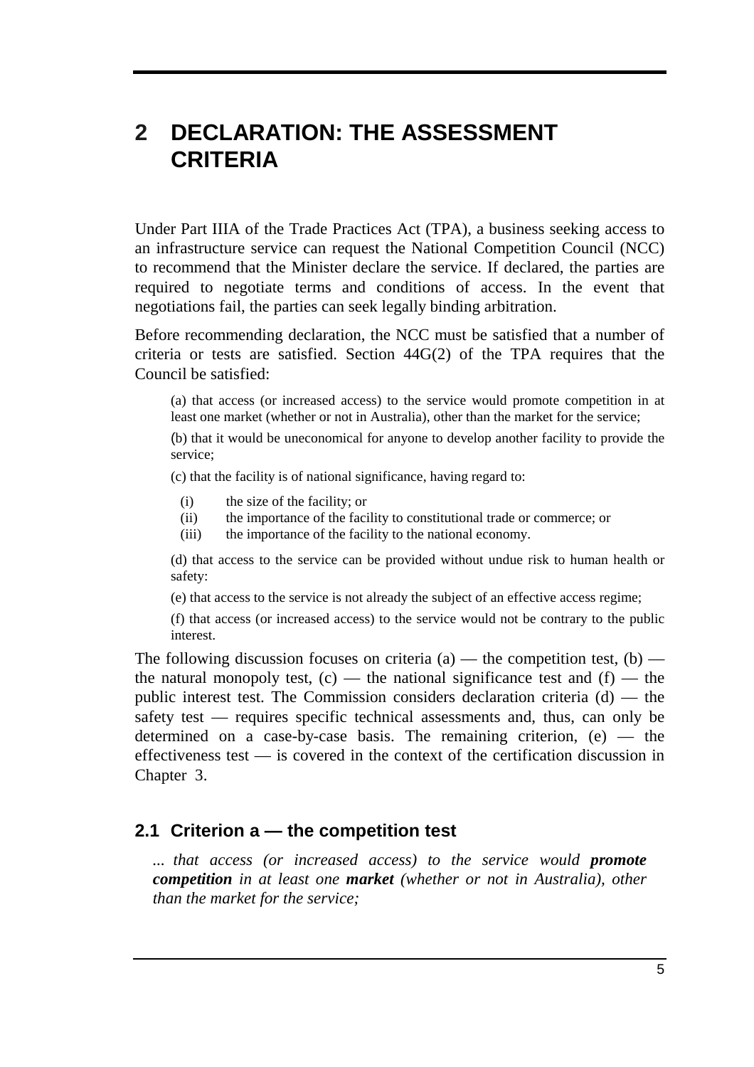# 2 DECLARATION: THE ASSESSMENT CRITERIA

Under Part IIIA of the Trade Practices Act (TPA), a business seeking access to an infrastructure service can request the National Competition Council (NCC) to recommend that the Minister declare the service. If declared, the parties are required to negotiate terms and conditions of access. In the event that negotiations fail, the parties can seek legally binding arbitration.

Before recommending declaration, the NCC must be satisfied that a number of criteria or tests are satisfied. Section 44G(2) of the TPA requires that the Council be satisfied:

> (a) that access (or increased access) to the service would promote competition in at least one market (whether or not in Australia), other than the market for the service;
>
> (b) that it would be uneconomical for anyone to develop another facility to provide the service;
>
> (c) that the facility is of national significance, having regard to:
>
> (i) the size of the facility; or
> (ii) the importance of the facility to constitutional trade or commerce; or
> (iii) the importance of the facility to the national economy.
>
> (d) that access to the service can be provided without undue risk to human health or safety:
>
> (e) that access to the service is not already the subject of an effective access regime;
>
> (f) that access (or increased access) to the service would not be contrary to the public interest.

The following discussion focuses on criteria (a) — the competition test, (b) — the natural monopoly test, (c) — the national significance test and (f) — the public interest test. The Commission considers declaration criteria (d) — the safety test — requires specific technical assessments and, thus, can only be determined on a case-by-case basis. The remaining criterion, (e) — the effectiveness test — is covered in the context of the certification discussion in Chapter 3.

## 2.1 Criterion a — the competition test

*... that access (or increased access) to the service would **promote competition** in at least one **market** (whether or not in Australia), other than the market for the service;*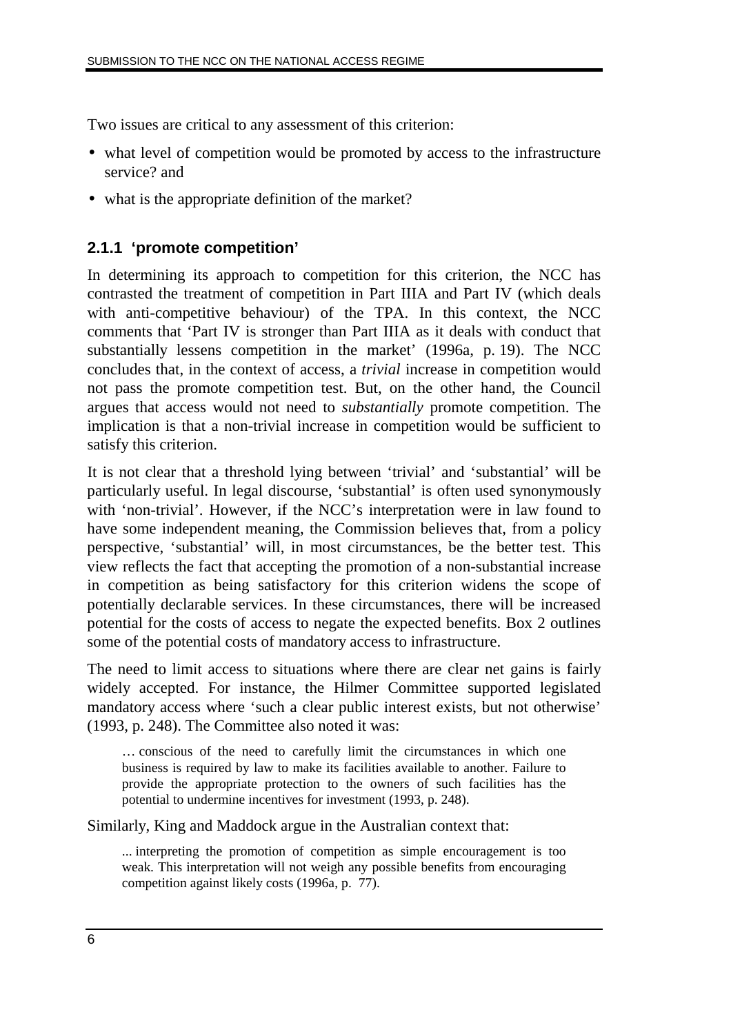Two issues are critical to any assessment of this criterion:

- what level of competition would be promoted by access to the infrastructure service? and
- what is the appropriate definition of the market?

### 2.1.1 'promote competition'

In determining its approach to competition for this criterion, the NCC has contrasted the treatment of competition in Part IIIA and Part IV (which deals with anti-competitive behaviour) of the TPA. In this context, the NCC comments that 'Part IV is stronger than Part IIIA as it deals with conduct that substantially lessens competition in the market' (1996a, p. 19). The NCC concludes that, in the context of access, a *trivial* increase in competition would not pass the promote competition test. But, on the other hand, the Council argues that access would not need to *substantially* promote competition. The implication is that a non-trivial increase in competition would be sufficient to satisfy this criterion.

It is not clear that a threshold lying between 'trivial' and 'substantial' will be particularly useful. In legal discourse, 'substantial' is often used synonymously with 'non-trivial'. However, if the NCC's interpretation were in law found to have some independent meaning, the Commission believes that, from a policy perspective, 'substantial' will, in most circumstances, be the better test. This view reflects the fact that accepting the promotion of a non-substantial increase in competition as being satisfactory for this criterion widens the scope of potentially declarable services. In these circumstances, there will be increased potential for the costs of access to negate the expected benefits. Box 2 outlines some of the potential costs of mandatory access to infrastructure.

The need to limit access to situations where there are clear net gains is fairly widely accepted. For instance, the Hilmer Committee supported legislated mandatory access where 'such a clear public interest exists, but not otherwise' (1993, p. 248). The Committee also noted it was:

> … conscious of the need to carefully limit the circumstances in which one business is required by law to make its facilities available to another. Failure to provide the appropriate protection to the owners of such facilities has the potential to undermine incentives for investment (1993, p. 248).

Similarly, King and Maddock argue in the Australian context that:

> ... interpreting the promotion of competition as simple encouragement is too weak. This interpretation will not weigh any possible benefits from encouraging competition against likely costs (1996a, p. 77).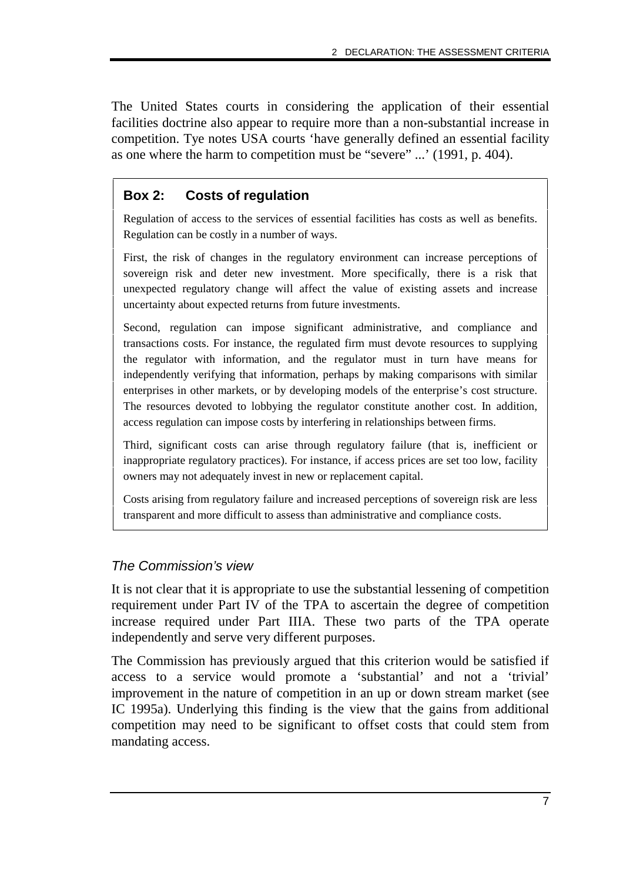The United States courts in considering the application of their essential facilities doctrine also appear to require more than a non-substantial increase in competition. Tye notes USA courts 'have generally defined an essential facility as one where the harm to competition must be "severe" ...' (1991, p. 404).

> **Box 2: Costs of regulation**
>
> Regulation of access to the services of essential facilities has costs as well as benefits. Regulation can be costly in a number of ways.
>
> First, the risk of changes in the regulatory environment can increase perceptions of sovereign risk and deter new investment. More specifically, there is a risk that unexpected regulatory change will affect the value of existing assets and increase uncertainty about expected returns from future investments.
>
> Second, regulation can impose significant administrative, and compliance and transactions costs. For instance, the regulated firm must devote resources to supplying the regulator with information, and the regulator must in turn have means for independently verifying that information, perhaps by making comparisons with similar enterprises in other markets, or by developing models of the enterprise's cost structure. The resources devoted to lobbying the regulator constitute another cost. In addition, access regulation can impose costs by interfering in relationships between firms.
>
> Third, significant costs can arise through regulatory failure (that is, inefficient or inappropriate regulatory practices). For instance, if access prices are set too low, facility owners may not adequately invest in new or replacement capital.
>
> Costs arising from regulatory failure and increased perceptions of sovereign risk are less transparent and more difficult to assess than administrative and compliance costs.

### *The Commission's view*

It is not clear that it is appropriate to use the substantial lessening of competition requirement under Part IV of the TPA to ascertain the degree of competition increase required under Part IIIA. These two parts of the TPA operate independently and serve very different purposes.

The Commission has previously argued that this criterion would be satisfied if access to a service would promote a 'substantial' and not a 'trivial' improvement in the nature of competition in an up or down stream market (see IC 1995a). Underlying this finding is the view that the gains from additional competition may need to be significant to offset costs that could stem from mandating access.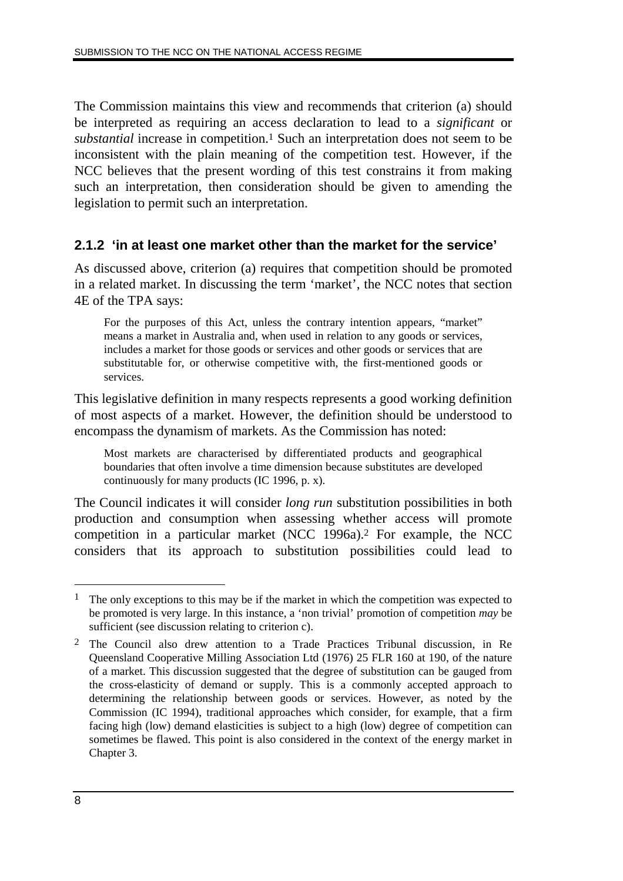The Commission maintains this view and recommends that criterion (a) should be interpreted as requiring an access declaration to lead to a *significant* or *substantial* increase in competition.[1] Such an interpretation does not seem to be inconsistent with the plain meaning of the competition test. However, if the NCC believes that the present wording of this test constrains it from making such an interpretation, then consideration should be given to amending the legislation to permit such an interpretation.

### 2.1.2 'in at least one market other than the market for the service'

As discussed above, criterion (a) requires that competition should be promoted in a related market. In discussing the term 'market', the NCC notes that section 4E of the TPA says:

> For the purposes of this Act, unless the contrary intention appears, "market" means a market in Australia and, when used in relation to any goods or services, includes a market for those goods or services and other goods or services that are substitutable for, or otherwise competitive with, the first-mentioned goods or services.

This legislative definition in many respects represents a good working definition of most aspects of a market. However, the definition should be understood to encompass the dynamism of markets. As the Commission has noted:

> Most markets are characterised by differentiated products and geographical boundaries that often involve a time dimension because substitutes are developed continuously for many products (IC 1996, p. x).

The Council indicates it will consider *long run* substitution possibilities in both production and consumption when assessing whether access will promote competition in a particular market (NCC 1996a).[2] For example, the NCC considers that its approach to substitution possibilities could lead to

---

[1] The only exceptions to this may be if the market in which the competition was expected to be promoted is very large. In this instance, a 'non trivial' promotion of competition *may* be sufficient (see discussion relating to criterion c).

[2] The Council also drew attention to a Trade Practices Tribunal discussion, in Re Queensland Cooperative Milling Association Ltd (1976) 25 FLR 160 at 190, of the nature of a market. This discussion suggested that the degree of substitution can be gauged from the cross-elasticity of demand or supply. This is a commonly accepted approach to determining the relationship between goods or services. However, as noted by the Commission (IC 1994), traditional approaches which consider, for example, that a firm facing high (low) demand elasticities is subject to a high (low) degree of competition can sometimes be flawed. This point is also considered in the context of the energy market in Chapter 3.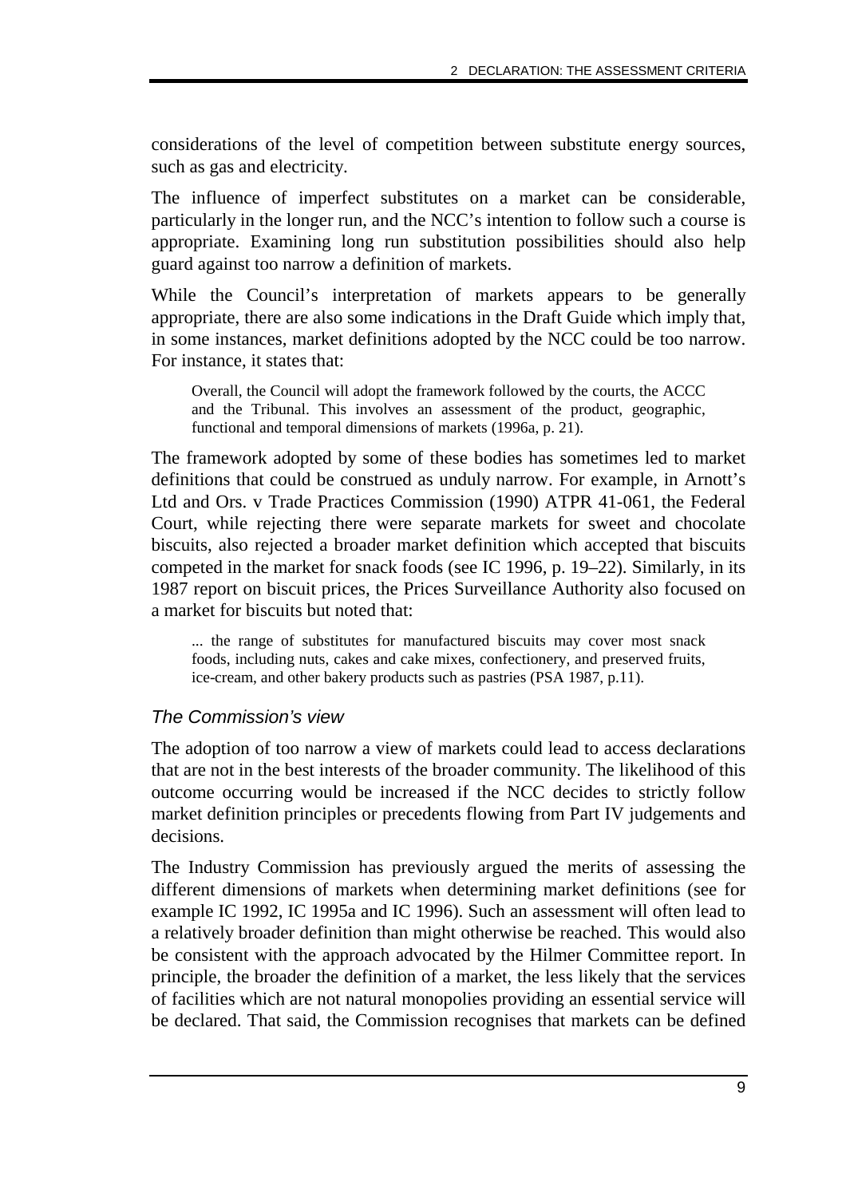considerations of the level of competition between substitute energy sources, such as gas and electricity.

The influence of imperfect substitutes on a market can be considerable, particularly in the longer run, and the NCC's intention to follow such a course is appropriate. Examining long run substitution possibilities should also help guard against too narrow a definition of markets.

While the Council's interpretation of markets appears to be generally appropriate, there are also some indications in the Draft Guide which imply that, in some instances, market definitions adopted by the NCC could be too narrow. For instance, it states that:

> Overall, the Council will adopt the framework followed by the courts, the ACCC and the Tribunal. This involves an assessment of the product, geographic, functional and temporal dimensions of markets (1996a, p. 21).

The framework adopted by some of these bodies has sometimes led to market definitions that could be construed as unduly narrow. For example, in Arnott's Ltd and Ors. v Trade Practices Commission (1990) ATPR 41-061, the Federal Court, while rejecting there were separate markets for sweet and chocolate biscuits, also rejected a broader market definition which accepted that biscuits competed in the market for snack foods (see IC 1996, p. 19–22). Similarly, in its 1987 report on biscuit prices, the Prices Surveillance Authority also focused on a market for biscuits but noted that:

> ... the range of substitutes for manufactured biscuits may cover most snack foods, including nuts, cakes and cake mixes, confectionery, and preserved fruits, ice-cream, and other bakery products such as pastries (PSA 1987, p.11).

### *The Commission's view*

The adoption of too narrow a view of markets could lead to access declarations that are not in the best interests of the broader community. The likelihood of this outcome occurring would be increased if the NCC decides to strictly follow market definition principles or precedents flowing from Part IV judgements and decisions.

The Industry Commission has previously argued the merits of assessing the different dimensions of markets when determining market definitions (see for example IC 1992, IC 1995a and IC 1996). Such an assessment will often lead to a relatively broader definition than might otherwise be reached. This would also be consistent with the approach advocated by the Hilmer Committee report. In principle, the broader the definition of a market, the less likely that the services of facilities which are not natural monopolies providing an essential service will be declared. That said, the Commission recognises that markets can be defined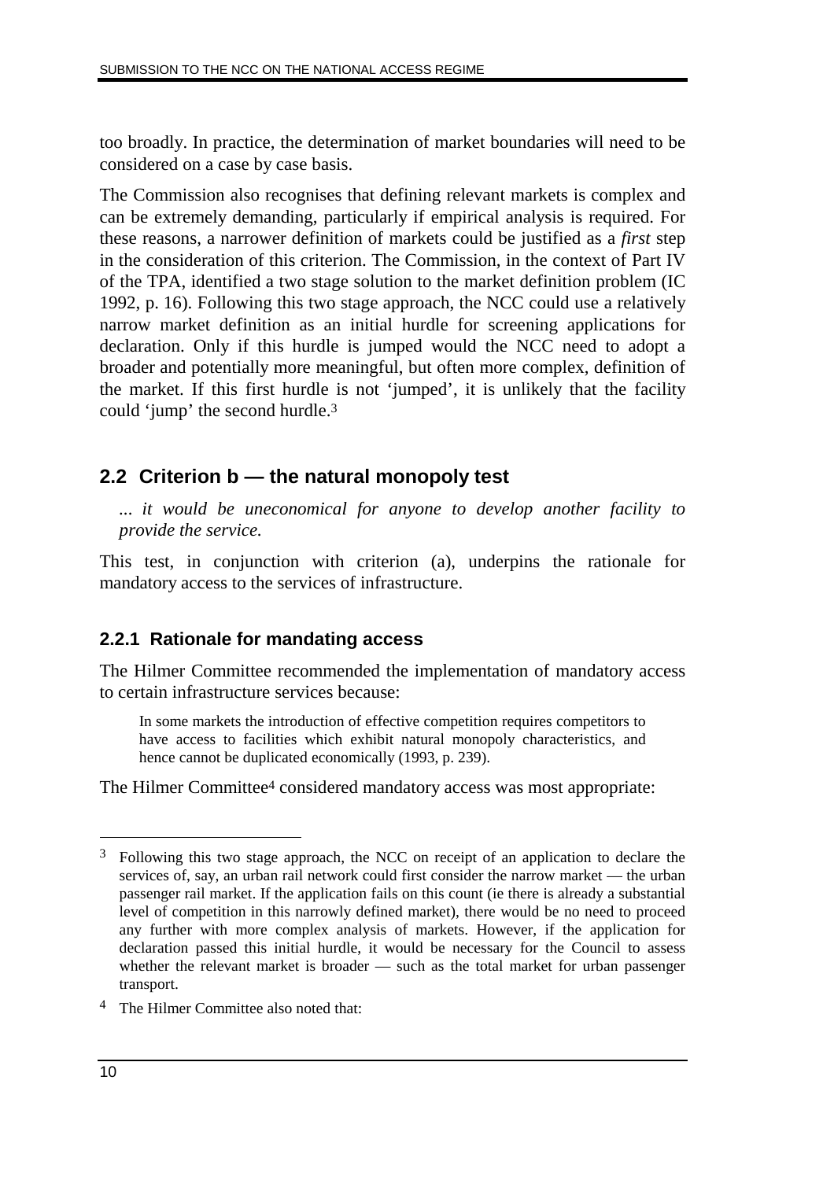too broadly. In practice, the determination of market boundaries will need to be considered on a case by case basis.

The Commission also recognises that defining relevant markets is complex and can be extremely demanding, particularly if empirical analysis is required. For these reasons, a narrower definition of markets could be justified as a *first* step in the consideration of this criterion. The Commission, in the context of Part IV of the TPA, identified a two stage solution to the market definition problem (IC 1992, p. 16). Following this two stage approach, the NCC could use a relatively narrow market definition as an initial hurdle for screening applications for declaration. Only if this hurdle is jumped would the NCC need to adopt a broader and potentially more meaningful, but often more complex, definition of the market. If this first hurdle is not 'jumped', it is unlikely that the facility could 'jump' the second hurdle.[3]

## 2.2 Criterion b — the natural monopoly test

> *... it would be uneconomical for anyone to develop another facility to provide the service.*

This test, in conjunction with criterion (a), underpins the rationale for mandatory access to the services of infrastructure.

### 2.2.1 Rationale for mandating access

The Hilmer Committee recommended the implementation of mandatory access to certain infrastructure services because:

> In some markets the introduction of effective competition requires competitors to have access to facilities which exhibit natural monopoly characteristics, and hence cannot be duplicated economically (1993, p. 239).

The Hilmer Committee[4] considered mandatory access was most appropriate:

---

[3] Following this two stage approach, the NCC on receipt of an application to declare the services of, say, an urban rail network could first consider the narrow market — the urban passenger rail market. If the application fails on this count (ie there is already a substantial level of competition in this narrowly defined market), there would be no need to proceed any further with more complex analysis of markets. However, if the application for declaration passed this initial hurdle, it would be necessary for the Council to assess whether the relevant market is broader — such as the total market for urban passenger transport.

[4] The Hilmer Committee also noted that: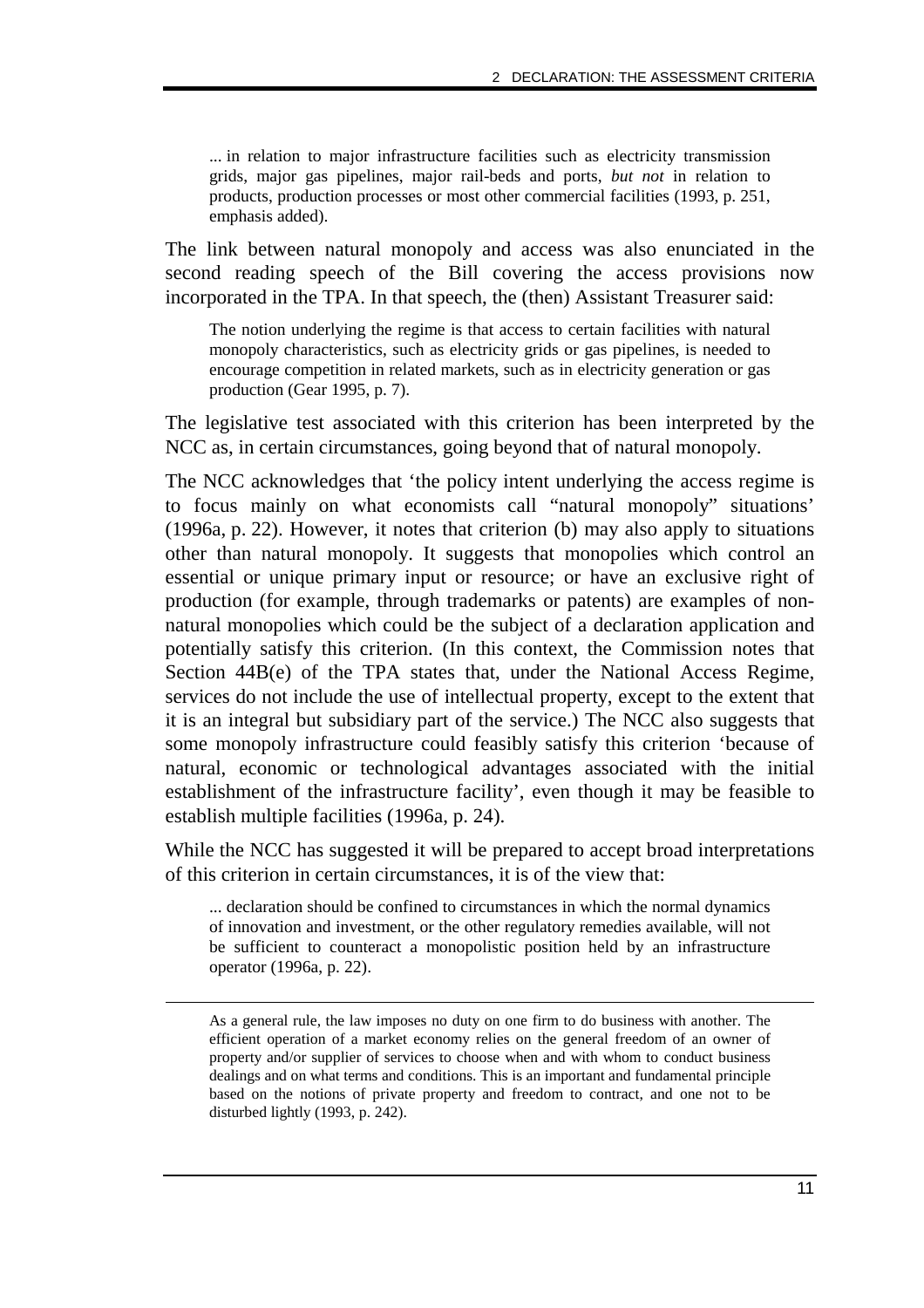> ... in relation to major infrastructure facilities such as electricity transmission grids, major gas pipelines, major rail-beds and ports, *but not* in relation to products, production processes or most other commercial facilities (1993, p. 251, emphasis added).

The link between natural monopoly and access was also enunciated in the second reading speech of the Bill covering the access provisions now incorporated in the TPA. In that speech, the (then) Assistant Treasurer said:

> The notion underlying the regime is that access to certain facilities with natural monopoly characteristics, such as electricity grids or gas pipelines, is needed to encourage competition in related markets, such as in electricity generation or gas production (Gear 1995, p. 7).

The legislative test associated with this criterion has been interpreted by the NCC as, in certain circumstances, going beyond that of natural monopoly.

The NCC acknowledges that 'the policy intent underlying the access regime is to focus mainly on what economists call "natural monopoly" situations' (1996a, p. 22). However, it notes that criterion (b) may also apply to situations other than natural monopoly. It suggests that monopolies which control an essential or unique primary input or resource; or have an exclusive right of production (for example, through trademarks or patents) are examples of non-natural monopolies which could be the subject of a declaration application and potentially satisfy this criterion. (In this context, the Commission notes that Section 44B(e) of the TPA states that, under the National Access Regime, services do not include the use of intellectual property, except to the extent that it is an integral but subsidiary part of the service.) The NCC also suggests that some monopoly infrastructure could feasibly satisfy this criterion 'because of natural, economic or technological advantages associated with the initial establishment of the infrastructure facility', even though it may be feasible to establish multiple facilities (1996a, p. 24).

While the NCC has suggested it will be prepared to accept broad interpretations of this criterion in certain circumstances, it is of the view that:

> ... declaration should be confined to circumstances in which the normal dynamics of innovation and investment, or the other regulatory remedies available, will not be sufficient to counteract a monopolistic position held by an infrastructure operator (1996a, p. 22).

---

As a general rule, the law imposes no duty on one firm to do business with another. The efficient operation of a market economy relies on the general freedom of an owner of property and/or supplier of services to choose when and with whom to conduct business dealings and on what terms and conditions. This is an important and fundamental principle based on the notions of private property and freedom to contract, and one not to be disturbed lightly (1993, p. 242).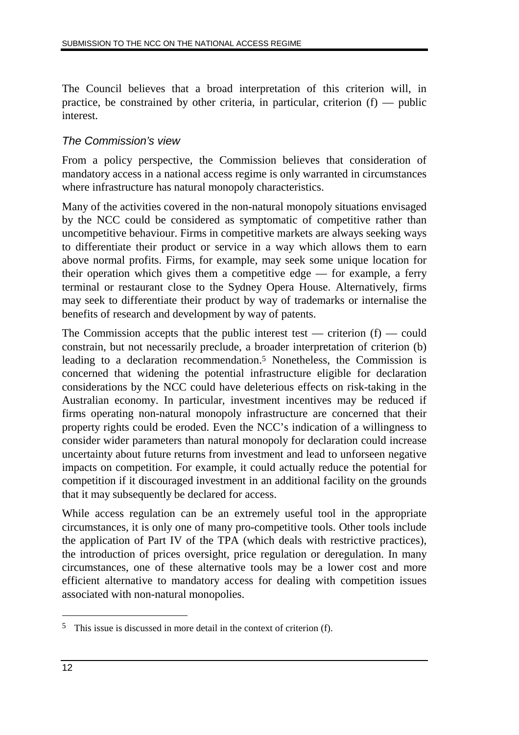The Council believes that a broad interpretation of this criterion will, in practice, be constrained by other criteria, in particular, criterion (f) — public interest.

### *The Commission's view*

From a policy perspective, the Commission believes that consideration of mandatory access in a national access regime is only warranted in circumstances where infrastructure has natural monopoly characteristics.

Many of the activities covered in the non-natural monopoly situations envisaged by the NCC could be considered as symptomatic of competitive rather than uncompetitive behaviour. Firms in competitive markets are always seeking ways to differentiate their product or service in a way which allows them to earn above normal profits. Firms, for example, may seek some unique location for their operation which gives them a competitive edge — for example, a ferry terminal or restaurant close to the Sydney Opera House. Alternatively, firms may seek to differentiate their product by way of trademarks or internalise the benefits of research and development by way of patents.

The Commission accepts that the public interest test — criterion (f) — could constrain, but not necessarily preclude, a broader interpretation of criterion (b) leading to a declaration recommendation.[5] Nonetheless, the Commission is concerned that widening the potential infrastructure eligible for declaration considerations by the NCC could have deleterious effects on risk-taking in the Australian economy. In particular, investment incentives may be reduced if firms operating non-natural monopoly infrastructure are concerned that their property rights could be eroded. Even the NCC's indication of a willingness to consider wider parameters than natural monopoly for declaration could increase uncertainty about future returns from investment and lead to unforseen negative impacts on competition. For example, it could actually reduce the potential for competition if it discouraged investment in an additional facility on the grounds that it may subsequently be declared for access.

While access regulation can be an extremely useful tool in the appropriate circumstances, it is only one of many pro-competitive tools. Other tools include the application of Part IV of the TPA (which deals with restrictive practices), the introduction of prices oversight, price regulation or deregulation. In many circumstances, one of these alternative tools may be a lower cost and more efficient alternative to mandatory access for dealing with competition issues associated with non-natural monopolies.

---

[5] This issue is discussed in more detail in the context of criterion (f).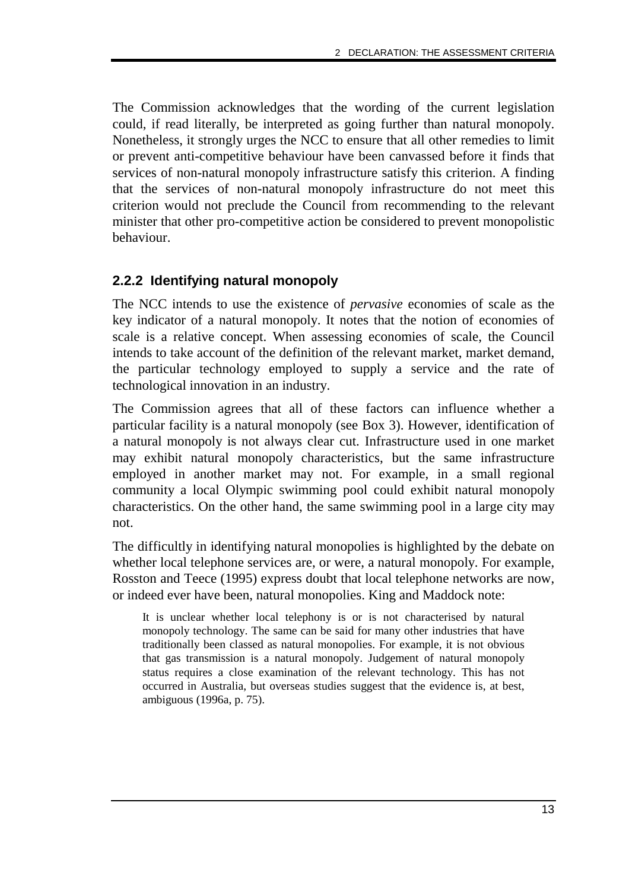The Commission acknowledges that the wording of the current legislation could, if read literally, be interpreted as going further than natural monopoly. Nonetheless, it strongly urges the NCC to ensure that all other remedies to limit or prevent anti-competitive behaviour have been canvassed before it finds that services of non-natural monopoly infrastructure satisfy this criterion. A finding that the services of non-natural monopoly infrastructure do not meet this criterion would not preclude the Council from recommending to the relevant minister that other pro-competitive action be considered to prevent monopolistic behaviour.

### 2.2.2 Identifying natural monopoly

The NCC intends to use the existence of *pervasive* economies of scale as the key indicator of a natural monopoly. It notes that the notion of economies of scale is a relative concept. When assessing economies of scale, the Council intends to take account of the definition of the relevant market, market demand, the particular technology employed to supply a service and the rate of technological innovation in an industry.

The Commission agrees that all of these factors can influence whether a particular facility is a natural monopoly (see Box 3). However, identification of a natural monopoly is not always clear cut. Infrastructure used in one market may exhibit natural monopoly characteristics, but the same infrastructure employed in another market may not. For example, in a small regional community a local Olympic swimming pool could exhibit natural monopoly characteristics. On the other hand, the same swimming pool in a large city may not.

The difficultly in identifying natural monopolies is highlighted by the debate on whether local telephone services are, or were, a natural monopoly. For example, Rosston and Teece (1995) express doubt that local telephone networks are now, or indeed ever have been, natural monopolies. King and Maddock note:

> It is unclear whether local telephony is or is not characterised by natural monopoly technology. The same can be said for many other industries that have traditionally been classed as natural monopolies. For example, it is not obvious that gas transmission is a natural monopoly. Judgement of natural monopoly status requires a close examination of the relevant technology. This has not occurred in Australia, but overseas studies suggest that the evidence is, at best, ambiguous (1996a, p. 75).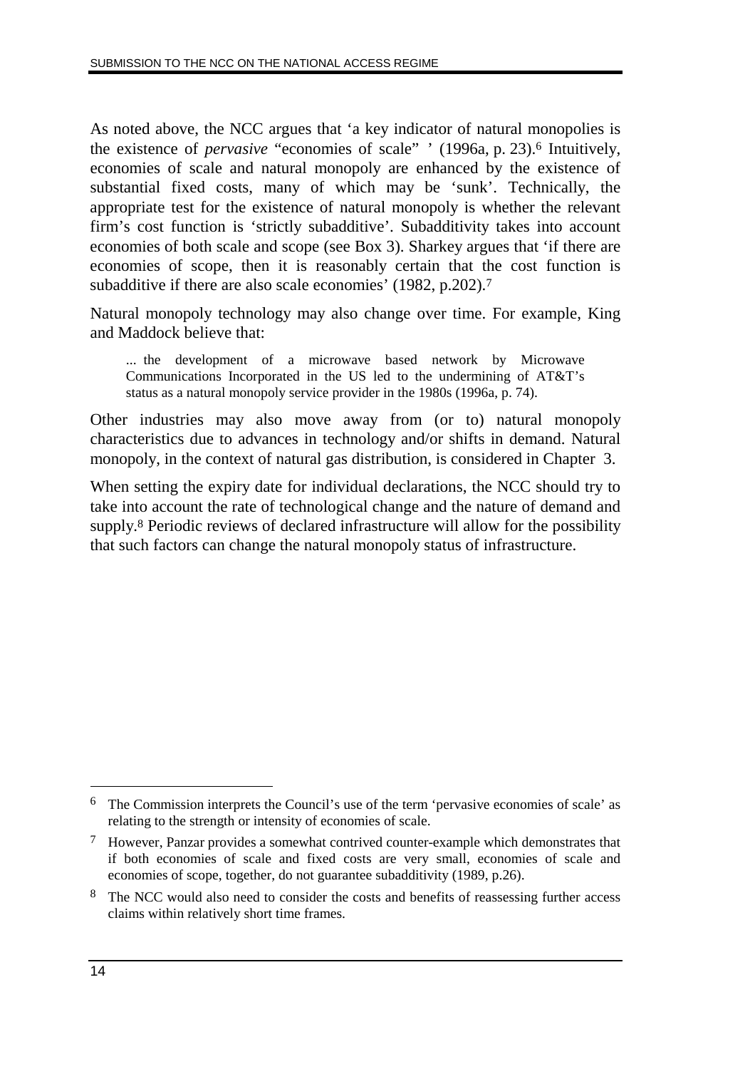As noted above, the NCC argues that 'a key indicator of natural monopolies is the existence of *pervasive* "economies of scale" ' (1996a, p. 23).[6] Intuitively, economies of scale and natural monopoly are enhanced by the existence of substantial fixed costs, many of which may be 'sunk'. Technically, the appropriate test for the existence of natural monopoly is whether the relevant firm's cost function is 'strictly subadditive'. Subadditivity takes into account economies of both scale and scope (see Box 3). Sharkey argues that 'if there are economies of scope, then it is reasonably certain that the cost function is subadditive if there are also scale economies' (1982, p.202).[7]

Natural monopoly technology may also change over time. For example, King and Maddock believe that:

> ... the development of a microwave based network by Microwave Communications Incorporated in the US led to the undermining of AT&T's status as a natural monopoly service provider in the 1980s (1996a, p. 74).

Other industries may also move away from (or to) natural monopoly characteristics due to advances in technology and/or shifts in demand. Natural monopoly, in the context of natural gas distribution, is considered in Chapter 3.

When setting the expiry date for individual declarations, the NCC should try to take into account the rate of technological change and the nature of demand and supply.[8] Periodic reviews of declared infrastructure will allow for the possibility that such factors can change the natural monopoly status of infrastructure.

---

[6] The Commission interprets the Council's use of the term 'pervasive economies of scale' as relating to the strength or intensity of economies of scale.

[7] However, Panzar provides a somewhat contrived counter-example which demonstrates that if both economies of scale and fixed costs are very small, economies of scale and economies of scope, together, do not guarantee subadditivity (1989, p.26).

[8] The NCC would also need to consider the costs and benefits of reassessing further access claims within relatively short time frames.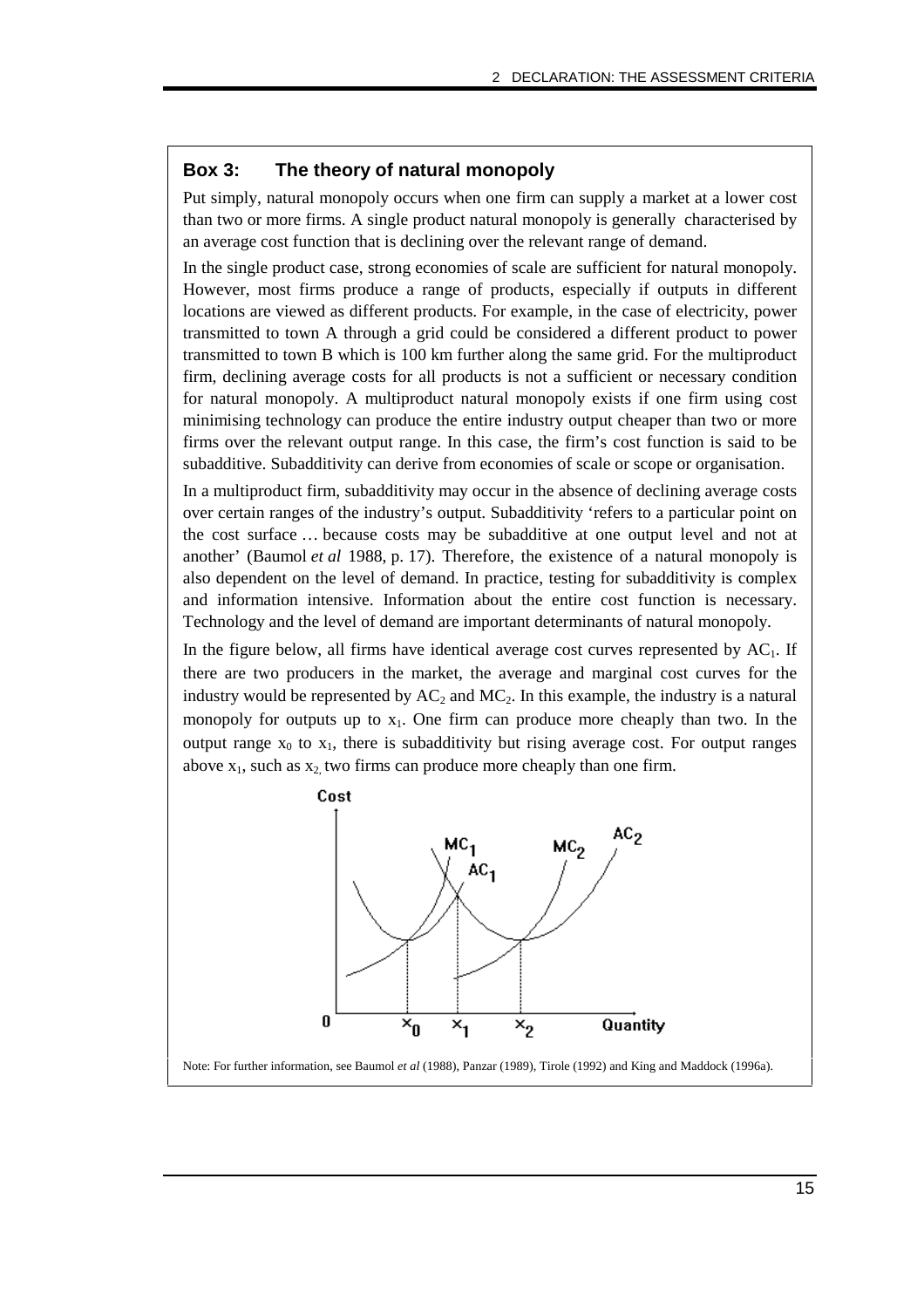## Box 3: The theory of natural monopoly

Put simply, natural monopoly occurs when one firm can supply a market at a lower cost than two or more firms. A single product natural monopoly is generally characterised by an average cost function that is declining over the relevant range of demand.

In the single product case, strong economies of scale are sufficient for natural monopoly. However, most firms produce a range of products, especially if outputs in different locations are viewed as different products. For example, in the case of electricity, power transmitted to town A through a grid could be considered a different product to power transmitted to town B which is 100 km further along the same grid. For the multiproduct firm, declining average costs for all products is not a sufficient or necessary condition for natural monopoly. A multiproduct natural monopoly exists if one firm using cost minimising technology can produce the entire industry output cheaper than two or more firms over the relevant output range. In this case, the firm's cost function is said to be subadditive. Subadditivity can derive from economies of scale or scope or organisation.

In a multiproduct firm, subadditivity may occur in the absence of declining average costs over certain ranges of the industry's output. Subadditivity 'refers to a particular point on the cost surface … because costs may be subadditive at one output level and not at another' (Baumol *et al* 1988, p. 17). Therefore, the existence of a natural monopoly is also dependent on the level of demand. In practice, testing for subadditivity is complex and information intensive. Information about the entire cost function is necessary. Technology and the level of demand are important determinants of natural monopoly.

In the figure below, all firms have identical average cost curves represented by $AC_1$. If there are two producers in the market, the average and marginal cost curves for the industry would be represented by $AC_2$ and $MC_2$. In this example, the industry is a natural monopoly for outputs up to $x_1$. One firm can produce more cheaply than two. In the output range $x_0$ to $x_1$, there is subadditivity but rising average cost. For output ranges above $x_1$, such as $x_2$, two firms can produce more cheaply than one firm.

Note: For further information, see Baumol *et al* (1988), Panzar (1989), Tirole (1992) and King and Maddock (1996a).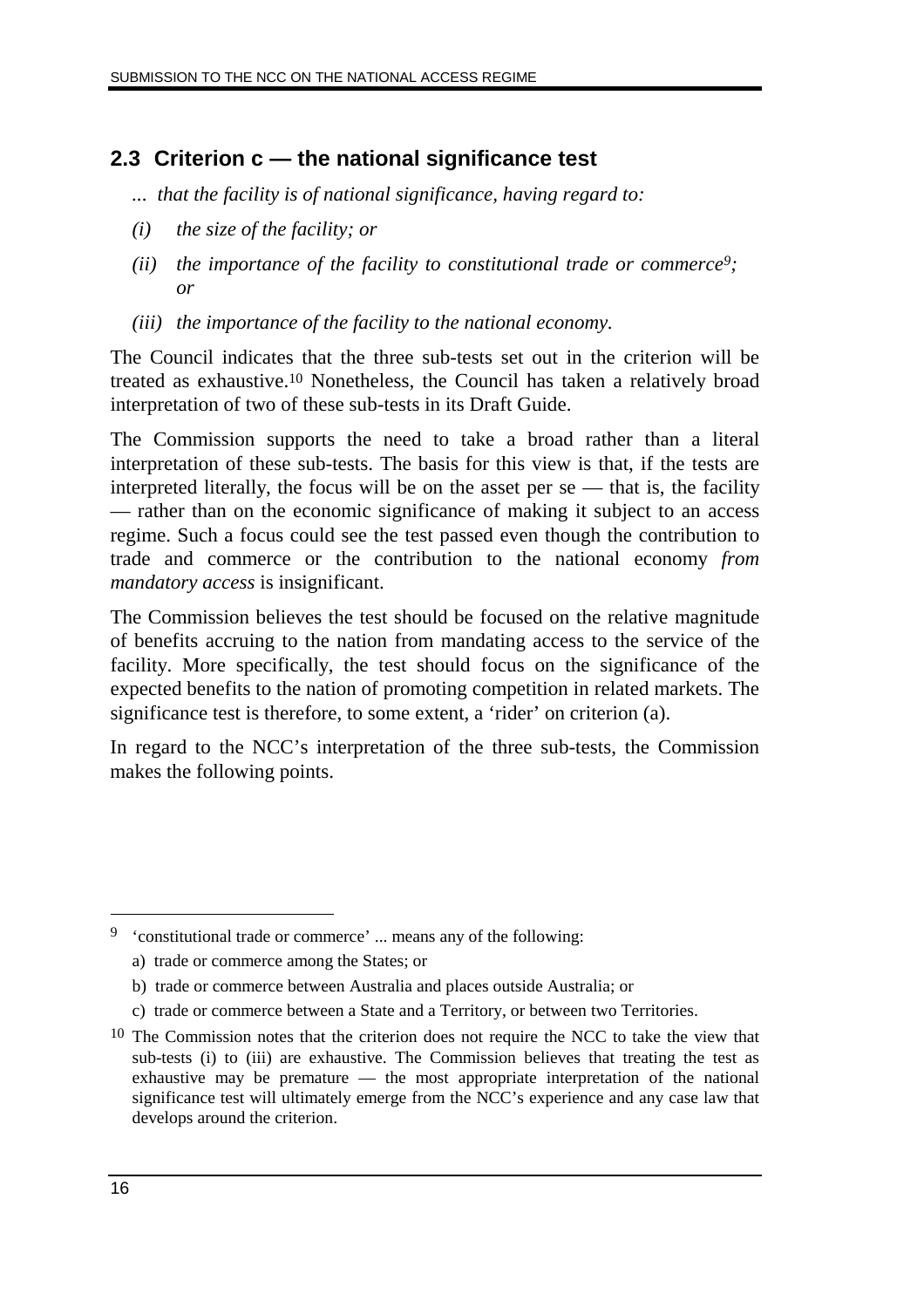## 2.3 Criterion c — the national significance test

*... that the facility is of national significance, having regard to:*

*(i) the size of the facility; or*

*(ii) the importance of the facility to constitutional trade or commerce*[9]*; or*

*(iii) the importance of the facility to the national economy.*

The Council indicates that the three sub-tests set out in the criterion will be treated as exhaustive.[10] Nonetheless, the Council has taken a relatively broad interpretation of two of these sub-tests in its Draft Guide.

The Commission supports the need to take a broad rather than a literal interpretation of these sub-tests. The basis for this view is that, if the tests are interpreted literally, the focus will be on the asset per se — that is, the facility — rather than on the economic significance of making it subject to an access regime. Such a focus could see the test passed even though the contribution to trade and commerce or the contribution to the national economy *from mandatory access* is insignificant.

The Commission believes the test should be focused on the relative magnitude of benefits accruing to the nation from mandating access to the service of the facility. More specifically, the test should focus on the significance of the expected benefits to the nation of promoting competition in related markets. The significance test is therefore, to some extent, a 'rider' on criterion (a).

In regard to the NCC's interpretation of the three sub-tests, the Commission makes the following points.

---

[9] 'constitutional trade or commerce' ... means any of the following:

a) trade or commerce among the States; or

b) trade or commerce between Australia and places outside Australia; or

c) trade or commerce between a State and a Territory, or between two Territories.

[10] The Commission notes that the criterion does not require the NCC to take the view that sub-tests (i) to (iii) are exhaustive. The Commission believes that treating the test as exhaustive may be premature — the most appropriate interpretation of the national significance test will ultimately emerge from the NCC's experience and any case law that develops around the criterion.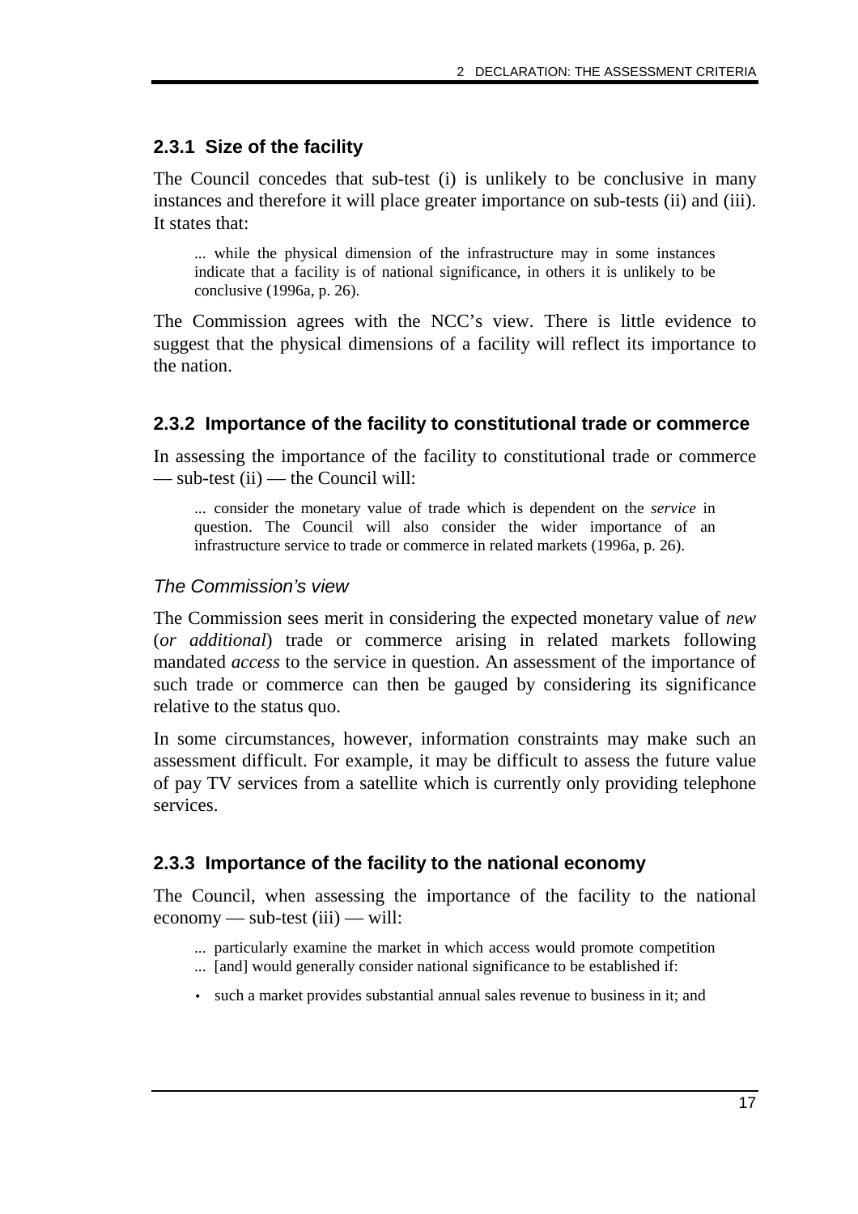### 2.3.1 Size of the facility

The Council concedes that sub-test (i) is unlikely to be conclusive in many instances and therefore it will place greater importance on sub-tests (ii) and (iii). It states that:

> ... while the physical dimension of the infrastructure may in some instances indicate that a facility is of national significance, in others it is unlikely to be conclusive (1996a, p. 26).

The Commission agrees with the NCC's view. There is little evidence to suggest that the physical dimensions of a facility will reflect its importance to the nation.

### 2.3.2 Importance of the facility to constitutional trade or commerce

In assessing the importance of the facility to constitutional trade or commerce — sub-test (ii) — the Council will:

> ... consider the monetary value of trade which is dependent on the *service* in question. The Council will also consider the wider importance of an infrastructure service to trade or commerce in related markets (1996a, p. 26).

#### *The Commission's view*

The Commission sees merit in considering the expected monetary value of *new* (*or additional*) trade or commerce arising in related markets following mandated *access* to the service in question. An assessment of the importance of such trade or commerce can then be gauged by considering its significance relative to the status quo.

In some circumstances, however, information constraints may make such an assessment difficult. For example, it may be difficult to assess the future value of pay TV services from a satellite which is currently only providing telephone services.

### 2.3.3 Importance of the facility to the national economy

The Council, when assessing the importance of the facility to the national economy — sub-test (iii) — will:

> ... particularly examine the market in which access would promote competition
> ... [and] would generally consider national significance to be established if:
>
> - such a market provides substantial annual sales revenue to business in it; and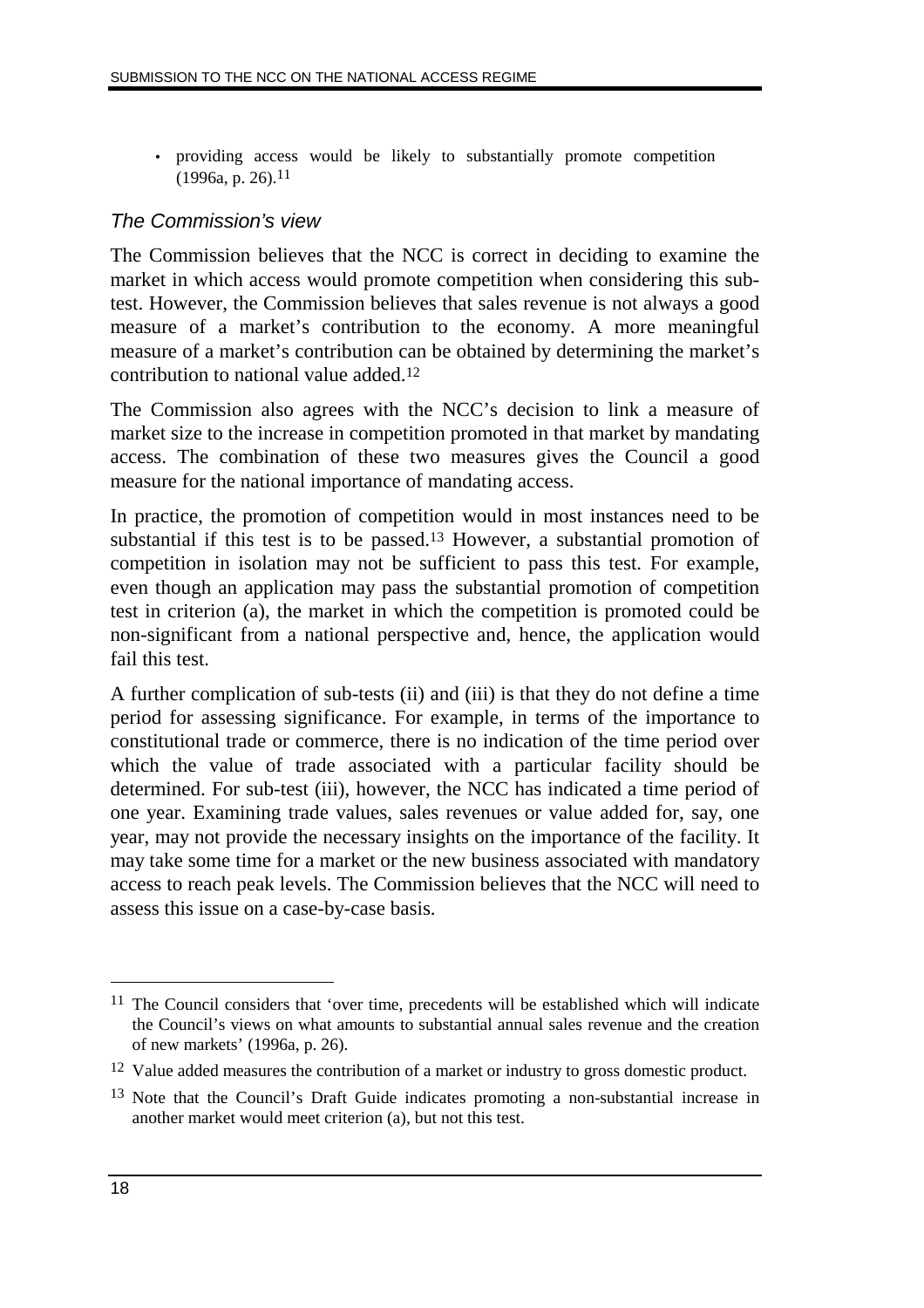- providing access would be likely to substantially promote competition (1996a, p. 26).[11]

### *The Commission's view*

The Commission believes that the NCC is correct in deciding to examine the market in which access would promote competition when considering this sub-test. However, the Commission believes that sales revenue is not always a good measure of a market's contribution to the economy. A more meaningful measure of a market's contribution can be obtained by determining the market's contribution to national value added.[12]

The Commission also agrees with the NCC's decision to link a measure of market size to the increase in competition promoted in that market by mandating access. The combination of these two measures gives the Council a good measure for the national importance of mandating access.

In practice, the promotion of competition would in most instances need to be substantial if this test is to be passed.[13] However, a substantial promotion of competition in isolation may not be sufficient to pass this test. For example, even though an application may pass the substantial promotion of competition test in criterion (a), the market in which the competition is promoted could be non-significant from a national perspective and, hence, the application would fail this test.

A further complication of sub-tests (ii) and (iii) is that they do not define a time period for assessing significance. For example, in terms of the importance to constitutional trade or commerce, there is no indication of the time period over which the value of trade associated with a particular facility should be determined. For sub-test (iii), however, the NCC has indicated a time period of one year. Examining trade values, sales revenues or value added for, say, one year, may not provide the necessary insights on the importance of the facility. It may take some time for a market or the new business associated with mandatory access to reach peak levels. The Commission believes that the NCC will need to assess this issue on a case-by-case basis.

---

[11] The Council considers that 'over time, precedents will be established which will indicate the Council's views on what amounts to substantial annual sales revenue and the creation of new markets' (1996a, p. 26).

[12] Value added measures the contribution of a market or industry to gross domestic product.

[13] Note that the Council's Draft Guide indicates promoting a non-substantial increase in another market would meet criterion (a), but not this test.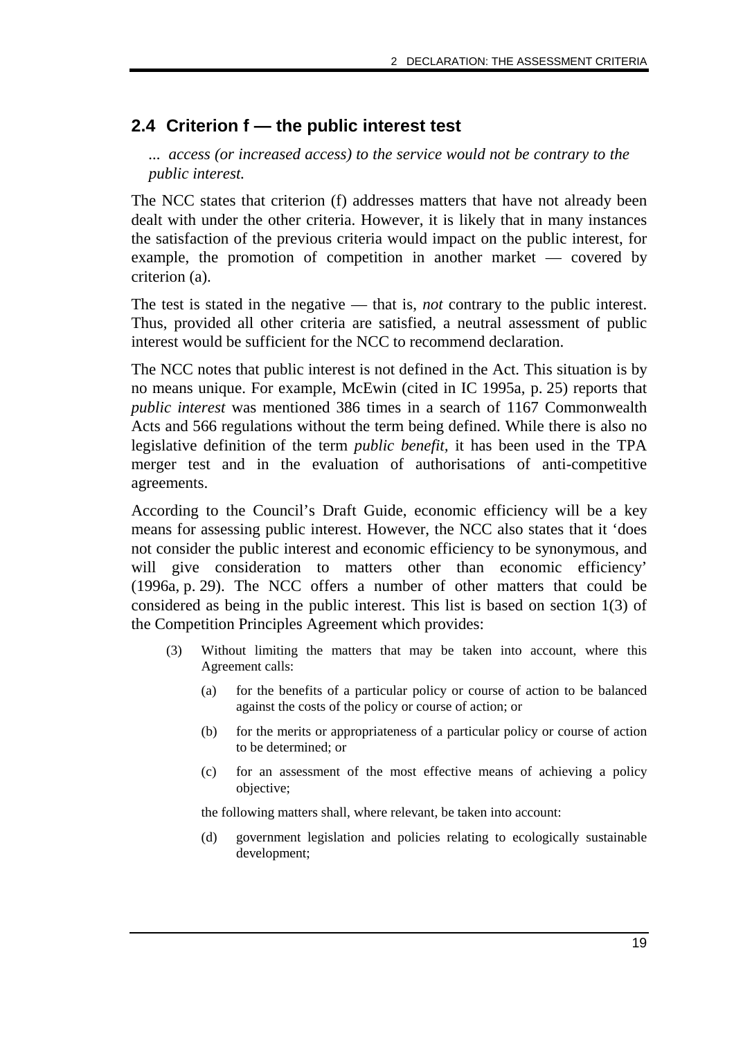## 2.4 Criterion f — the public interest test

*... access (or increased access) to the service would not be contrary to the public interest.*

The NCC states that criterion (f) addresses matters that have not already been dealt with under the other criteria. However, it is likely that in many instances the satisfaction of the previous criteria would impact on the public interest, for example, the promotion of competition in another market — covered by criterion (a).

The test is stated in the negative — that is, *not* contrary to the public interest. Thus, provided all other criteria are satisfied, a neutral assessment of public interest would be sufficient for the NCC to recommend declaration.

The NCC notes that public interest is not defined in the Act. This situation is by no means unique. For example, McEwin (cited in IC 1995a, p. 25) reports that *public interest* was mentioned 386 times in a search of 1167 Commonwealth Acts and 566 regulations without the term being defined. While there is also no legislative definition of the term *public benefit*, it has been used in the TPA merger test and in the evaluation of authorisations of anti-competitive agreements.

According to the Council's Draft Guide, economic efficiency will be a key means for assessing public interest. However, the NCC also states that it 'does not consider the public interest and economic efficiency to be synonymous, and will give consideration to matters other than economic efficiency' (1996a, p. 29). The NCC offers a number of other matters that could be considered as being in the public interest. This list is based on section 1(3) of the Competition Principles Agreement which provides:

> (3) Without limiting the matters that may be taken into account, where this Agreement calls:
>
> (a) for the benefits of a particular policy or course of action to be balanced against the costs of the policy or course of action; or
>
> (b) for the merits or appropriateness of a particular policy or course of action to be determined; or
>
> (c) for an assessment of the most effective means of achieving a policy objective;
>
> the following matters shall, where relevant, be taken into account:
>
> (d) government legislation and policies relating to ecologically sustainable development;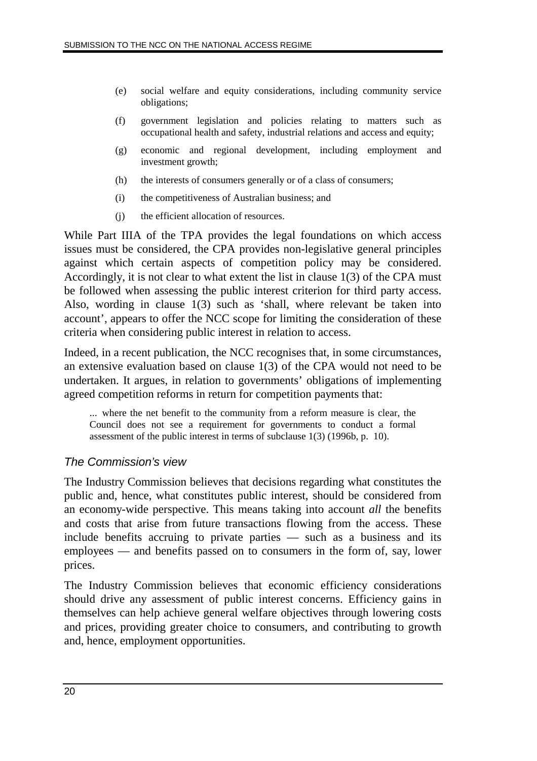(e) social welfare and equity considerations, including community service obligations;

(f) government legislation and policies relating to matters such as occupational health and safety, industrial relations and access and equity;

(g) economic and regional development, including employment and investment growth;

(h) the interests of consumers generally or of a class of consumers;

(i) the competitiveness of Australian business; and

(j) the efficient allocation of resources.

While Part IIIA of the TPA provides the legal foundations on which access issues must be considered, the CPA provides non-legislative general principles against which certain aspects of competition policy may be considered. Accordingly, it is not clear to what extent the list in clause 1(3) of the CPA must be followed when assessing the public interest criterion for third party access. Also, wording in clause 1(3) such as 'shall, where relevant be taken into account', appears to offer the NCC scope for limiting the consideration of these criteria when considering public interest in relation to access.

Indeed, in a recent publication, the NCC recognises that, in some circumstances, an extensive evaluation based on clause 1(3) of the CPA would not need to be undertaken. It argues, in relation to governments' obligations of implementing agreed competition reforms in return for competition payments that:

> ... where the net benefit to the community from a reform measure is clear, the Council does not see a requirement for governments to conduct a formal assessment of the public interest in terms of subclause 1(3) (1996b, p. 10).

### *The Commission's view*

The Industry Commission believes that decisions regarding what constitutes the public and, hence, what constitutes public interest, should be considered from an economy-wide perspective. This means taking into account *all* the benefits and costs that arise from future transactions flowing from the access. These include benefits accruing to private parties — such as a business and its employees — and benefits passed on to consumers in the form of, say, lower prices.

The Industry Commission believes that economic efficiency considerations should drive any assessment of public interest concerns. Efficiency gains in themselves can help achieve general welfare objectives through lowering costs and prices, providing greater choice to consumers, and contributing to growth and, hence, employment opportunities.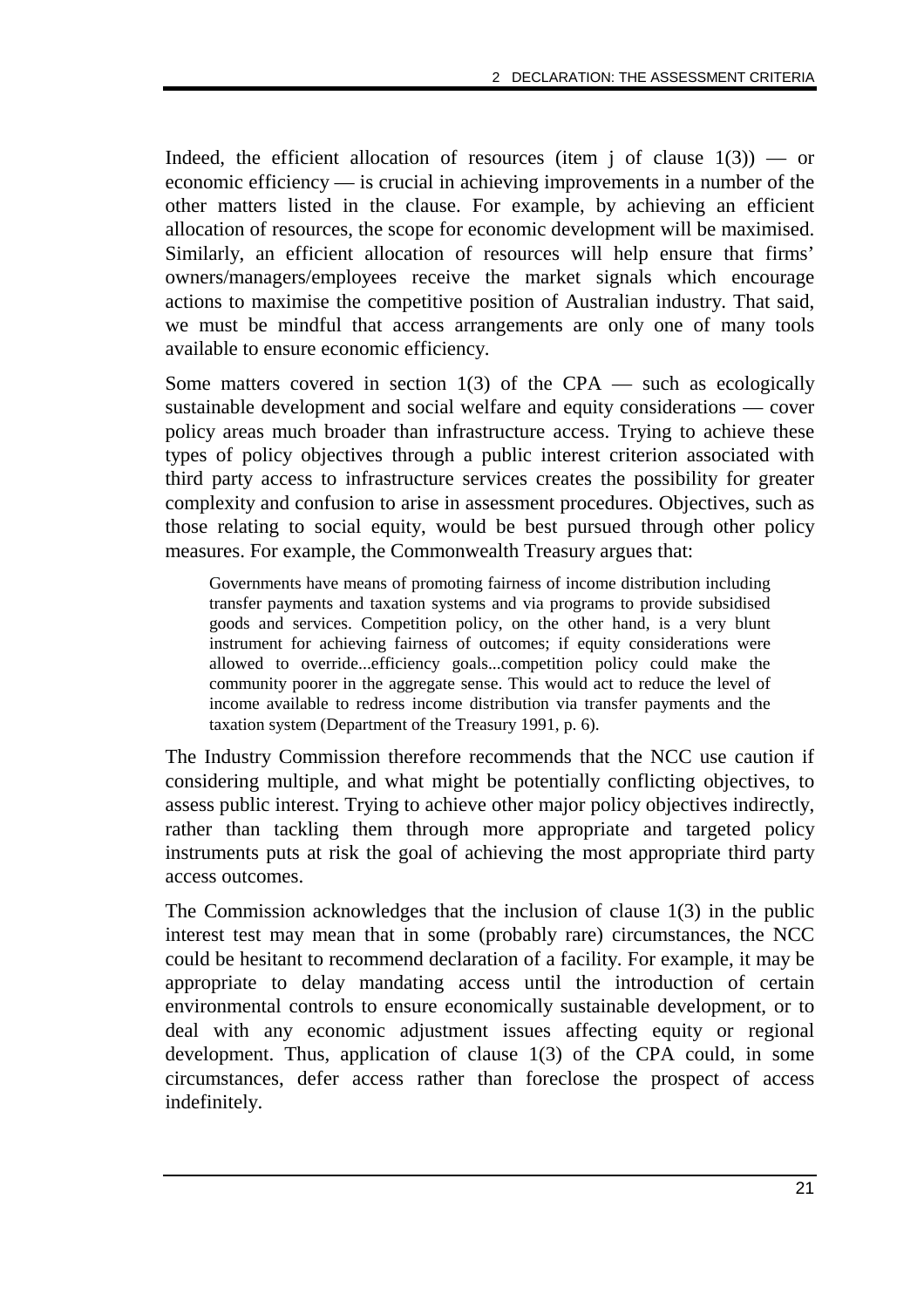Indeed, the efficient allocation of resources (item j of clause 1(3)) — or economic efficiency — is crucial in achieving improvements in a number of the other matters listed in the clause. For example, by achieving an efficient allocation of resources, the scope for economic development will be maximised. Similarly, an efficient allocation of resources will help ensure that firms' owners/managers/employees receive the market signals which encourage actions to maximise the competitive position of Australian industry. That said, we must be mindful that access arrangements are only one of many tools available to ensure economic efficiency.

Some matters covered in section 1(3) of the CPA — such as ecologically sustainable development and social welfare and equity considerations — cover policy areas much broader than infrastructure access. Trying to achieve these types of policy objectives through a public interest criterion associated with third party access to infrastructure services creates the possibility for greater complexity and confusion to arise in assessment procedures. Objectives, such as those relating to social equity, would be best pursued through other policy measures. For example, the Commonwealth Treasury argues that:

> Governments have means of promoting fairness of income distribution including transfer payments and taxation systems and via programs to provide subsidised goods and services. Competition policy, on the other hand, is a very blunt instrument for achieving fairness of outcomes; if equity considerations were allowed to override...efficiency goals...competition policy could make the community poorer in the aggregate sense. This would act to reduce the level of income available to redress income distribution via transfer payments and the taxation system (Department of the Treasury 1991, p. 6).

The Industry Commission therefore recommends that the NCC use caution if considering multiple, and what might be potentially conflicting objectives, to assess public interest. Trying to achieve other major policy objectives indirectly, rather than tackling them through more appropriate and targeted policy instruments puts at risk the goal of achieving the most appropriate third party access outcomes.

The Commission acknowledges that the inclusion of clause 1(3) in the public interest test may mean that in some (probably rare) circumstances, the NCC could be hesitant to recommend declaration of a facility. For example, it may be appropriate to delay mandating access until the introduction of certain environmental controls to ensure economically sustainable development, or to deal with any economic adjustment issues affecting equity or regional development. Thus, application of clause 1(3) of the CPA could, in some circumstances, defer access rather than foreclose the prospect of access indefinitely.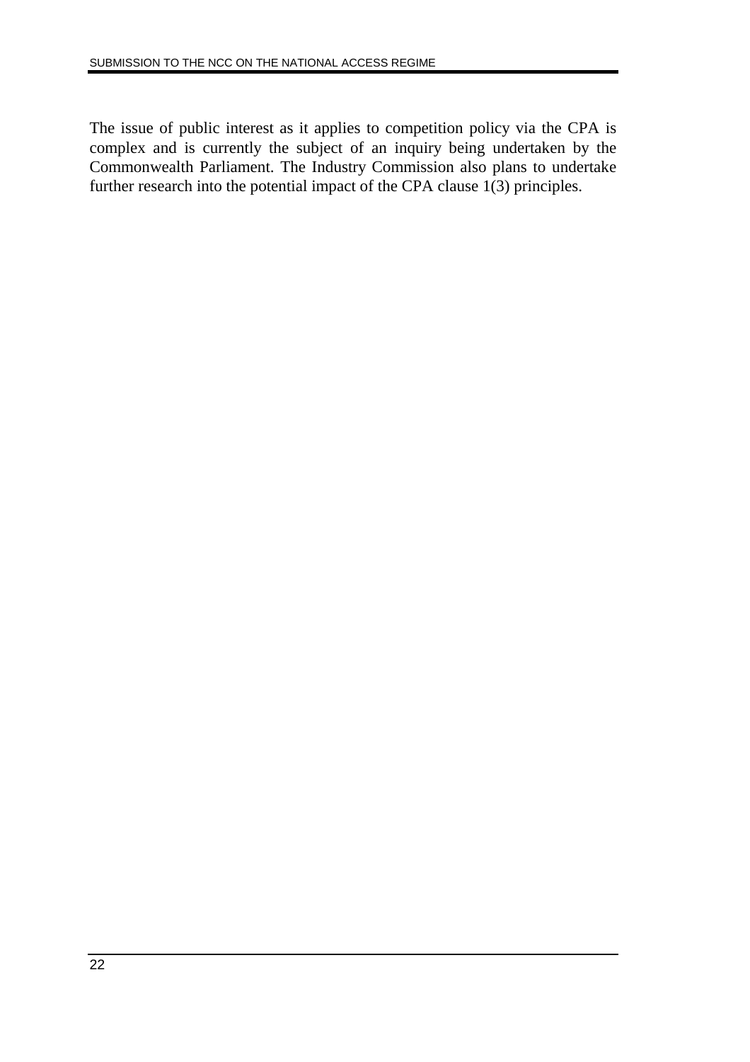The issue of public interest as it applies to competition policy via the CPA is complex and is currently the subject of an inquiry being undertaken by the Commonwealth Parliament. The Industry Commission also plans to undertake further research into the potential impact of the CPA clause 1(3) principles.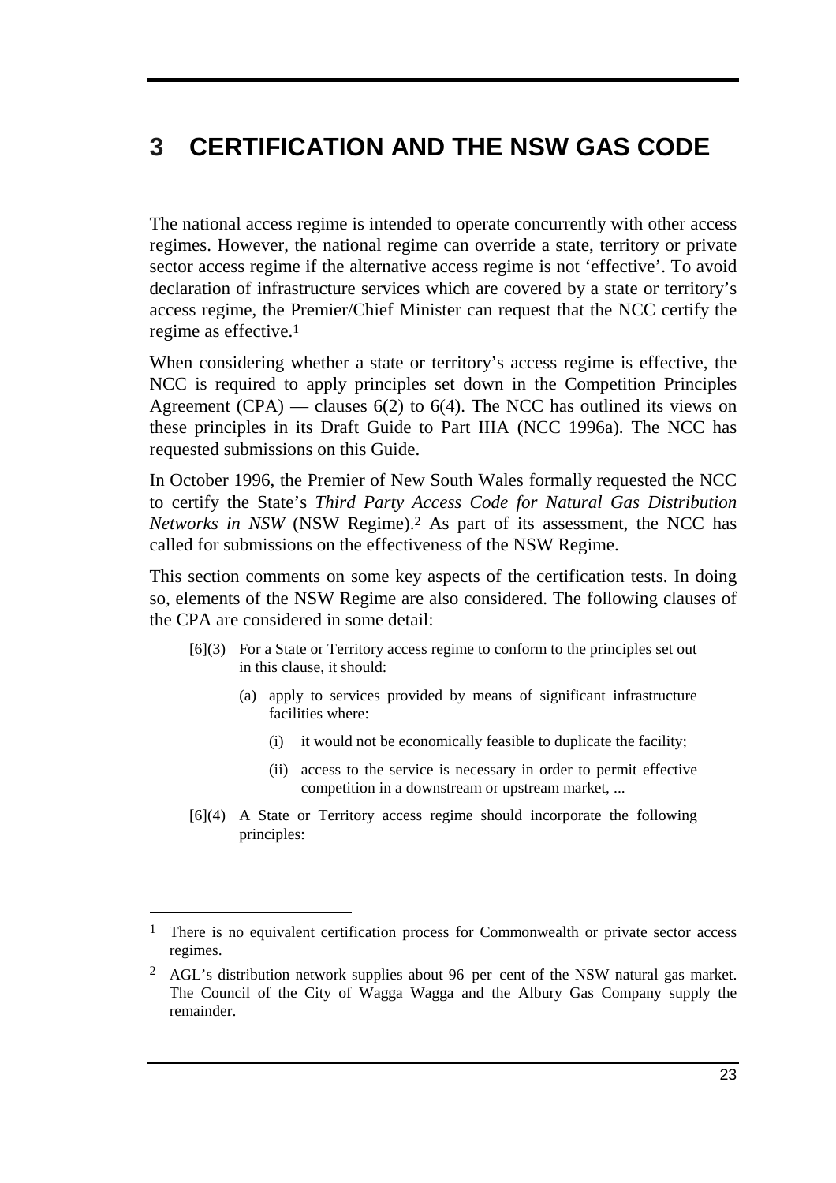# 3 CERTIFICATION AND THE NSW GAS CODE

The national access regime is intended to operate concurrently with other access regimes. However, the national regime can override a state, territory or private sector access regime if the alternative access regime is not 'effective'. To avoid declaration of infrastructure services which are covered by a state or territory's access regime, the Premier/Chief Minister can request that the NCC certify the regime as effective.[1]

When considering whether a state or territory's access regime is effective, the NCC is required to apply principles set down in the Competition Principles Agreement (CPA) — clauses 6(2) to 6(4). The NCC has outlined its views on these principles in its Draft Guide to Part IIIA (NCC 1996a). The NCC has requested submissions on this Guide.

In October 1996, the Premier of New South Wales formally requested the NCC to certify the State's *Third Party Access Code for Natural Gas Distribution Networks in NSW* (NSW Regime).[2] As part of its assessment, the NCC has called for submissions on the effectiveness of the NSW Regime.

This section comments on some key aspects of the certification tests. In doing so, elements of the NSW Regime are also considered. The following clauses of the CPA are considered in some detail:

> [6](3) For a State or Territory access regime to conform to the principles set out in this clause, it should:
>
> (a) apply to services provided by means of significant infrastructure facilities where:
>
> (i) it would not be economically feasible to duplicate the facility;
>
> (ii) access to the service is necessary in order to permit effective competition in a downstream or upstream market, ...
>
> [6](4) A State or Territory access regime should incorporate the following principles:

---

[1] There is no equivalent certification process for Commonwealth or private sector access regimes.

[2] AGL's distribution network supplies about 96 per cent of the NSW natural gas market. The Council of the City of Wagga Wagga and the Albury Gas Company supply the remainder.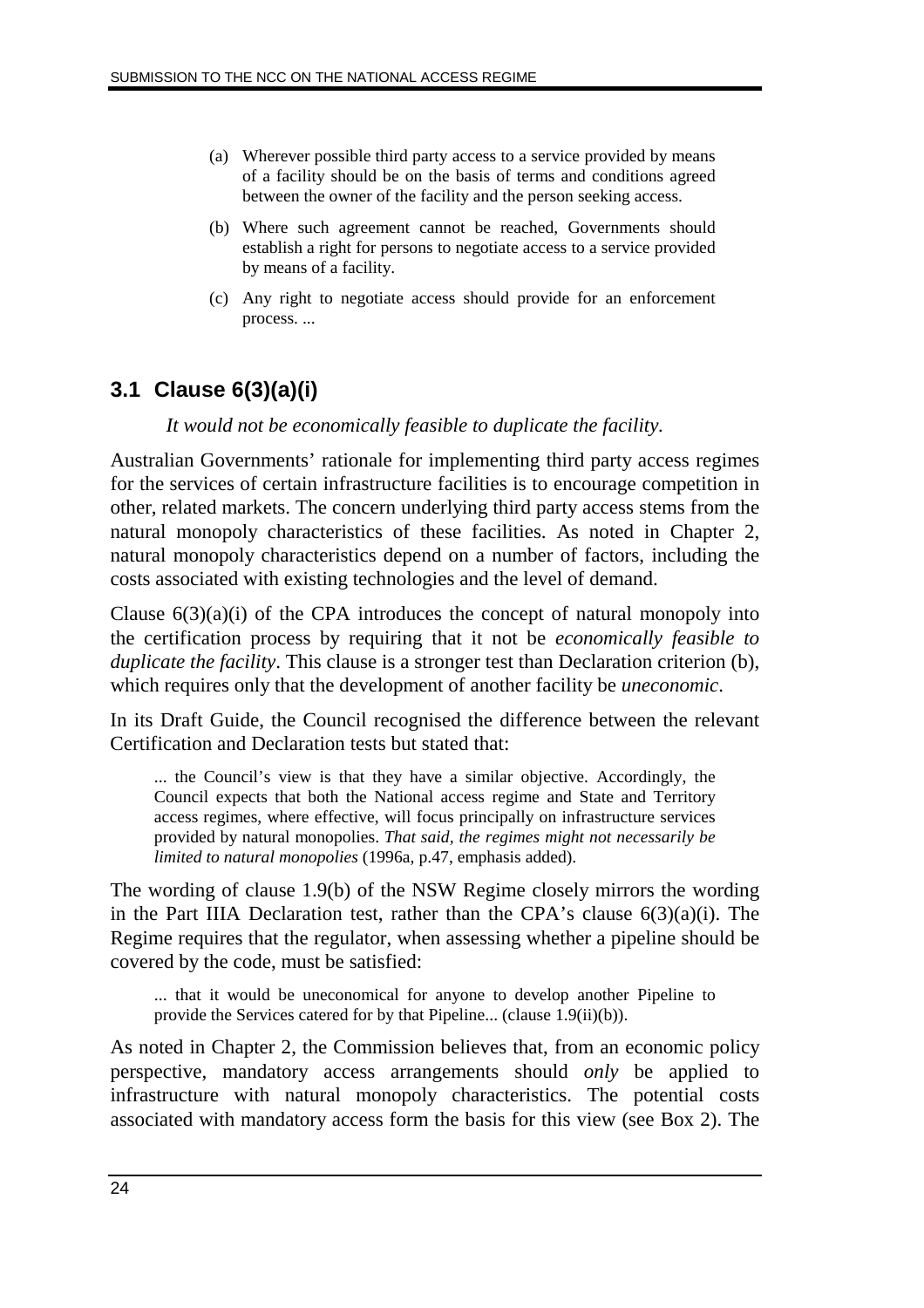(a) Wherever possible third party access to a service provided by means of a facility should be on the basis of terms and conditions agreed between the owner of the facility and the person seeking access.

(b) Where such agreement cannot be reached, Governments should establish a right for persons to negotiate access to a service provided by means of a facility.

(c) Any right to negotiate access should provide for an enforcement process. ...

## 3.1 Clause 6(3)(a)(i)

*It would not be economically feasible to duplicate the facility.*

Australian Governments' rationale for implementing third party access regimes for the services of certain infrastructure facilities is to encourage competition in other, related markets. The concern underlying third party access stems from the natural monopoly characteristics of these facilities. As noted in Chapter 2, natural monopoly characteristics depend on a number of factors, including the costs associated with existing technologies and the level of demand.

Clause 6(3)(a)(i) of the CPA introduces the concept of natural monopoly into the certification process by requiring that it not be *economically feasible to duplicate the facility*. This clause is a stronger test than Declaration criterion (b), which requires only that the development of another facility be *uneconomic*.

In its Draft Guide, the Council recognised the difference between the relevant Certification and Declaration tests but stated that:

> ... the Council's view is that they have a similar objective. Accordingly, the Council expects that both the National access regime and State and Territory access regimes, where effective, will focus principally on infrastructure services provided by natural monopolies. *That said, the regimes might not necessarily be limited to natural monopolies* (1996a, p.47, emphasis added).

The wording of clause 1.9(b) of the NSW Regime closely mirrors the wording in the Part IIIA Declaration test, rather than the CPA's clause 6(3)(a)(i). The Regime requires that the regulator, when assessing whether a pipeline should be covered by the code, must be satisfied:

> ... that it would be uneconomical for anyone to develop another Pipeline to provide the Services catered for by that Pipeline... (clause 1.9(ii)(b)).

As noted in Chapter 2, the Commission believes that, from an economic policy perspective, mandatory access arrangements should *only* be applied to infrastructure with natural monopoly characteristics. The potential costs associated with mandatory access form the basis for this view (see Box 2). The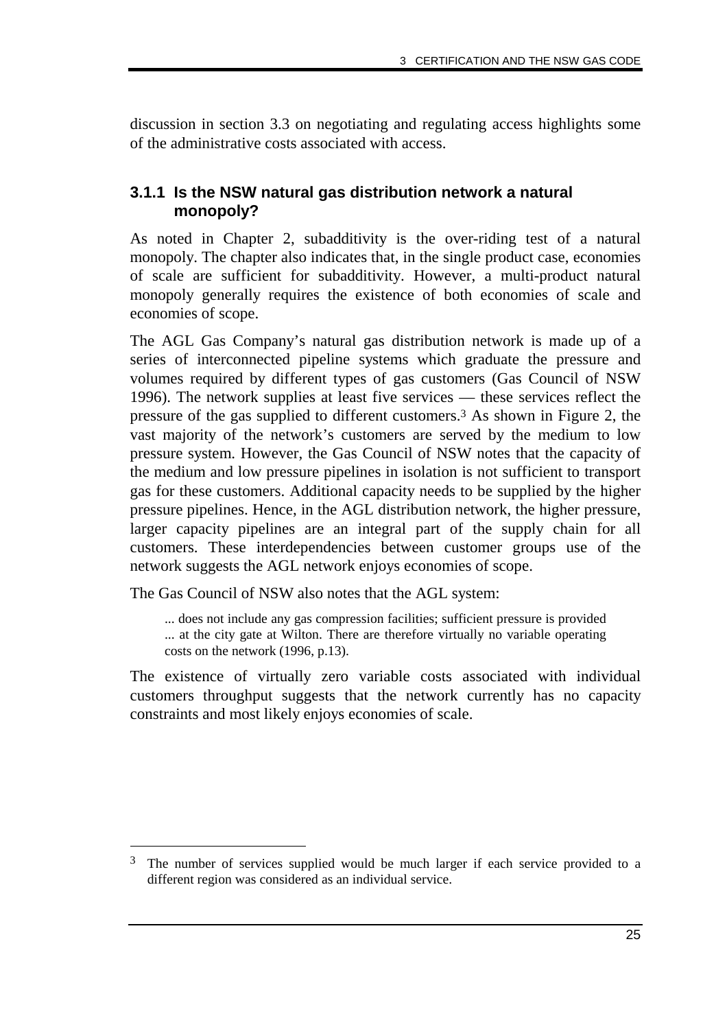discussion in section 3.3 on negotiating and regulating access highlights some of the administrative costs associated with access.

### 3.1.1 Is the NSW natural gas distribution network a natural monopoly?

As noted in Chapter 2, subadditivity is the over-riding test of a natural monopoly. The chapter also indicates that, in the single product case, economies of scale are sufficient for subadditivity. However, a multi-product natural monopoly generally requires the existence of both economies of scale and economies of scope.

The AGL Gas Company's natural gas distribution network is made up of a series of interconnected pipeline systems which graduate the pressure and volumes required by different types of gas customers (Gas Council of NSW 1996). The network supplies at least five services — these services reflect the pressure of the gas supplied to different customers.[3] As shown in Figure 2, the vast majority of the network's customers are served by the medium to low pressure system. However, the Gas Council of NSW notes that the capacity of the medium and low pressure pipelines in isolation is not sufficient to transport gas for these customers. Additional capacity needs to be supplied by the higher pressure pipelines. Hence, in the AGL distribution network, the higher pressure, larger capacity pipelines are an integral part of the supply chain for all customers. These interdependencies between customer groups use of the network suggests the AGL network enjoys economies of scope.

The Gas Council of NSW also notes that the AGL system:

> ... does not include any gas compression facilities; sufficient pressure is provided ... at the city gate at Wilton. There are therefore virtually no variable operating costs on the network (1996, p.13).

The existence of virtually zero variable costs associated with individual customers throughput suggests that the network currently has no capacity constraints and most likely enjoys economies of scale.

[3] The number of services supplied would be much larger if each service provided to a different region was considered as an individual service.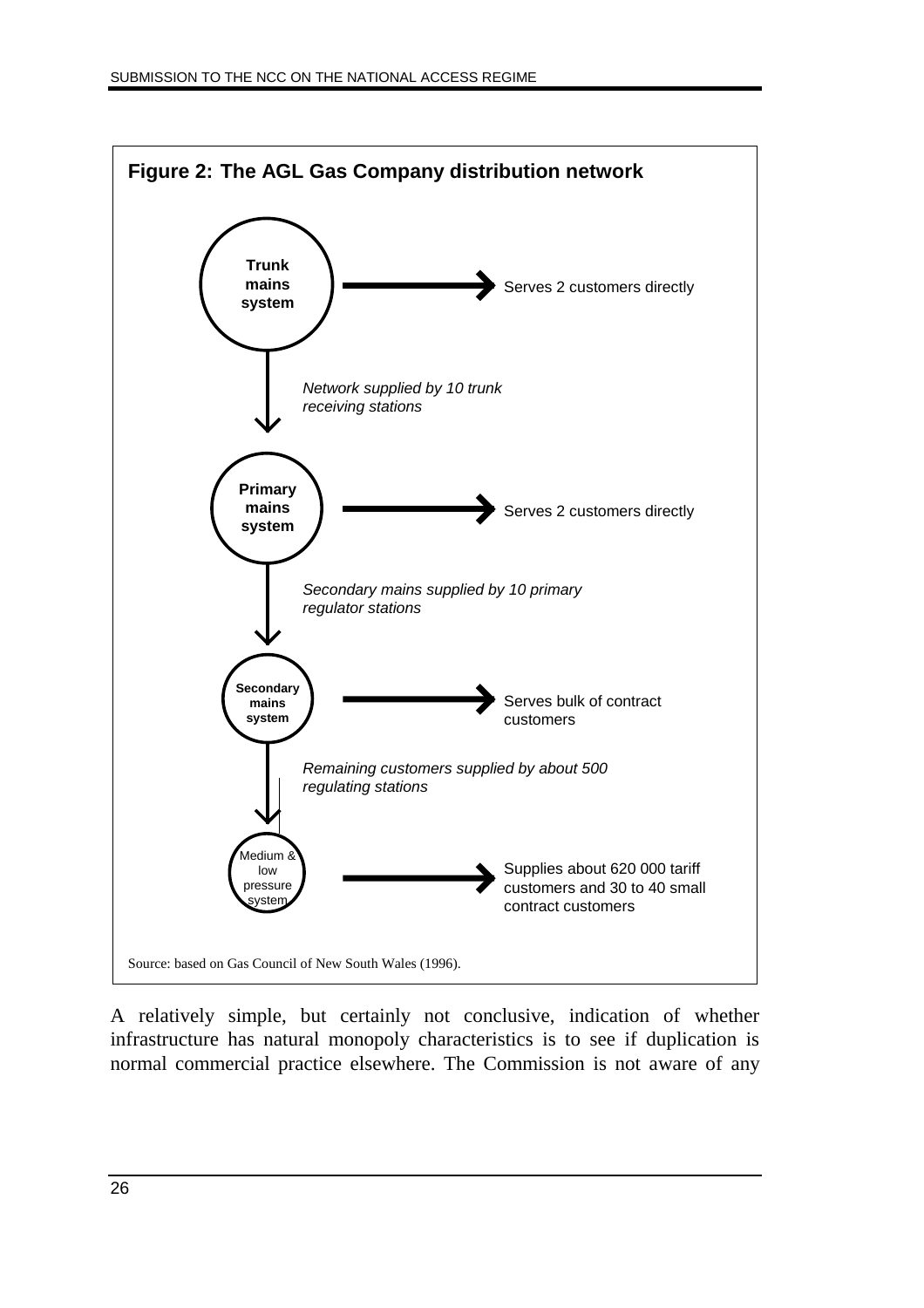**Figure 2: The AGL Gas Company distribution network**

**Trunk mains system** → Serves 2 customers directly

*Network supplied by 10 trunk receiving stations*

**Primary mains system** → Serves 2 customers directly

*Secondary mains supplied by 10 primary regulator stations*

**Secondary mains system** → Serves bulk of contract customers

*Remaining customers supplied by about 500 regulating stations*

Medium & low pressure system → Supplies about 620 000 tariff customers and 30 to 40 small contract customers

Source: based on Gas Council of New South Wales (1996).

A relatively simple, but certainly not conclusive, indication of whether infrastructure has natural monopoly characteristics is to see if duplication is normal commercial practice elsewhere. The Commission is not aware of any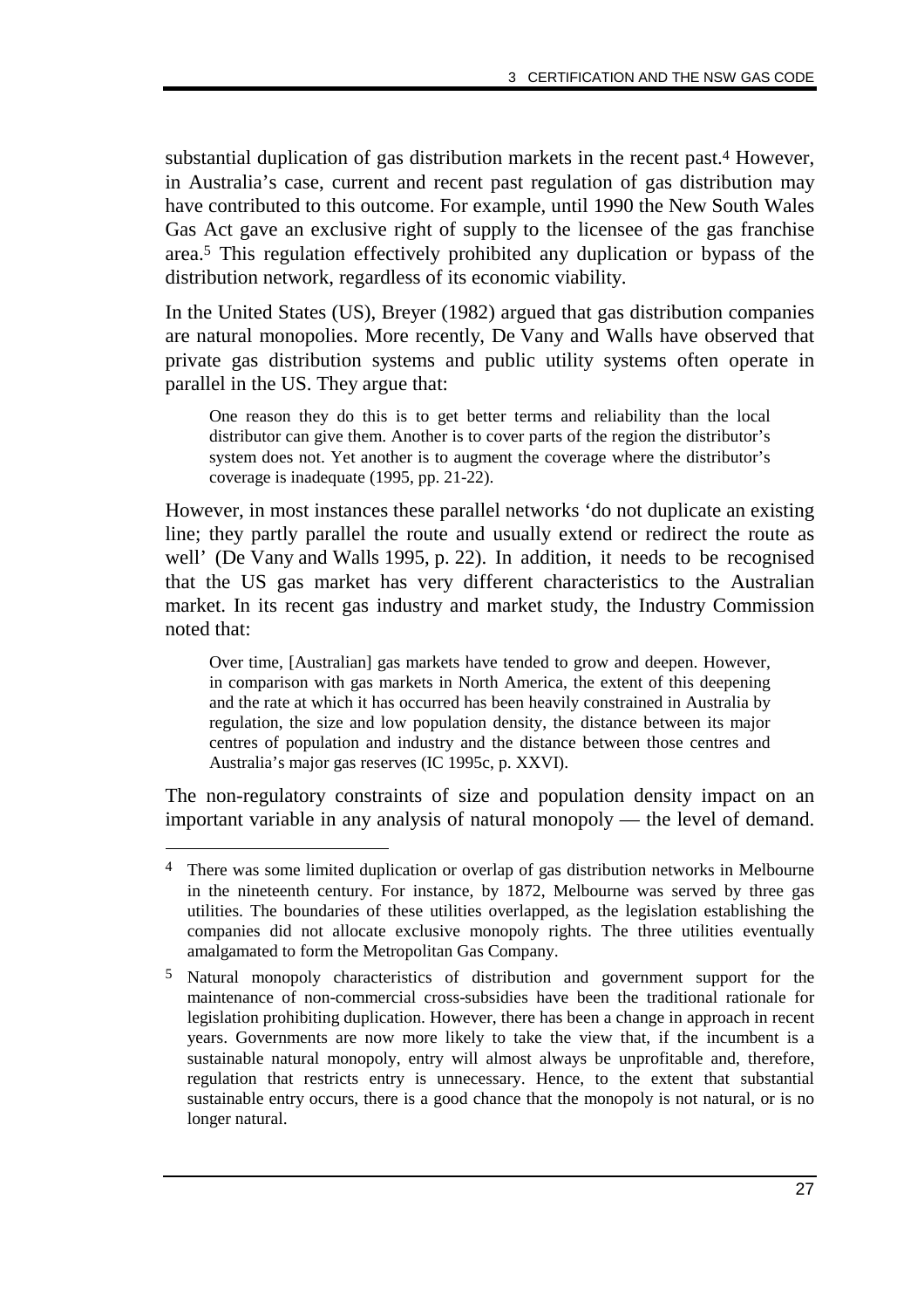substantial duplication of gas distribution markets in the recent past.[4] However, in Australia's case, current and recent past regulation of gas distribution may have contributed to this outcome. For example, until 1990 the New South Wales Gas Act gave an exclusive right of supply to the licensee of the gas franchise area.[5] This regulation effectively prohibited any duplication or bypass of the distribution network, regardless of its economic viability.

In the United States (US), Breyer (1982) argued that gas distribution companies are natural monopolies. More recently, De Vany and Walls have observed that private gas distribution systems and public utility systems often operate in parallel in the US. They argue that:

> One reason they do this is to get better terms and reliability than the local distributor can give them. Another is to cover parts of the region the distributor's system does not. Yet another is to augment the coverage where the distributor's coverage is inadequate (1995, pp. 21-22).

However, in most instances these parallel networks 'do not duplicate an existing line; they partly parallel the route and usually extend or redirect the route as well' (De Vany and Walls 1995, p. 22). In addition, it needs to be recognised that the US gas market has very different characteristics to the Australian market. In its recent gas industry and market study, the Industry Commission noted that:

> Over time, [Australian] gas markets have tended to grow and deepen. However, in comparison with gas markets in North America, the extent of this deepening and the rate at which it has occurred has been heavily constrained in Australia by regulation, the size and low population density, the distance between its major centres of population and industry and the distance between those centres and Australia's major gas reserves (IC 1995c, p. XXVI).

The non-regulatory constraints of size and population density impact on an important variable in any analysis of natural monopoly — the level of demand.

---

[4] There was some limited duplication or overlap of gas distribution networks in Melbourne in the nineteenth century. For instance, by 1872, Melbourne was served by three gas utilities. The boundaries of these utilities overlapped, as the legislation establishing the companies did not allocate exclusive monopoly rights. The three utilities eventually amalgamated to form the Metropolitan Gas Company.

[5] Natural monopoly characteristics of distribution and government support for the maintenance of non-commercial cross-subsidies have been the traditional rationale for legislation prohibiting duplication. However, there has been a change in approach in recent years. Governments are now more likely to take the view that, if the incumbent is a sustainable natural monopoly, entry will almost always be unprofitable and, therefore, regulation that restricts entry is unnecessary. Hence, to the extent that substantial sustainable entry occurs, there is a good chance that the monopoly is not natural, or is no longer natural.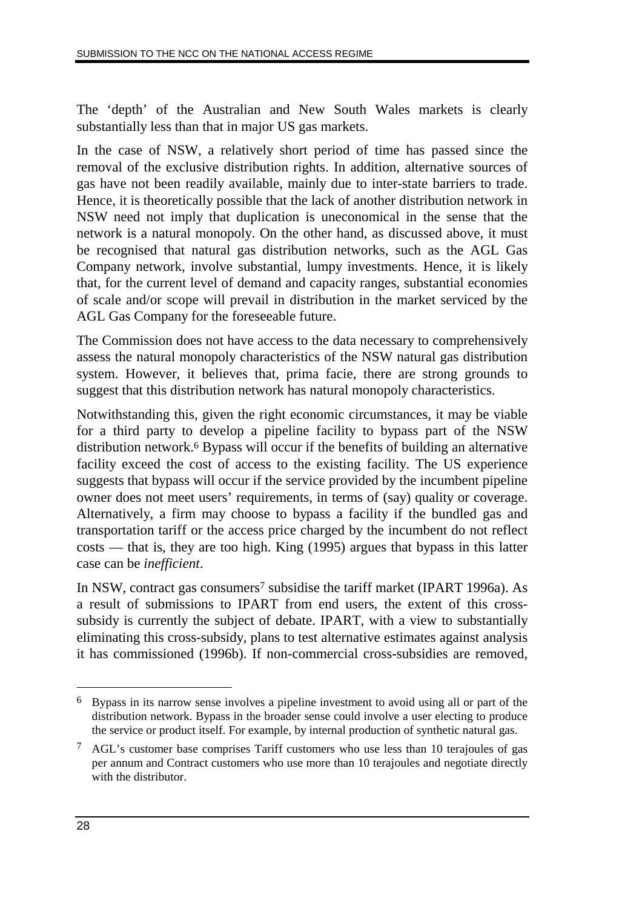The 'depth' of the Australian and New South Wales markets is clearly substantially less than that in major US gas markets.

In the case of NSW, a relatively short period of time has passed since the removal of the exclusive distribution rights. In addition, alternative sources of gas have not been readily available, mainly due to inter-state barriers to trade. Hence, it is theoretically possible that the lack of another distribution network in NSW need not imply that duplication is uneconomical in the sense that the network is a natural monopoly. On the other hand, as discussed above, it must be recognised that natural gas distribution networks, such as the AGL Gas Company network, involve substantial, lumpy investments. Hence, it is likely that, for the current level of demand and capacity ranges, substantial economies of scale and/or scope will prevail in distribution in the market serviced by the AGL Gas Company for the foreseeable future.

The Commission does not have access to the data necessary to comprehensively assess the natural monopoly characteristics of the NSW natural gas distribution system. However, it believes that, prima facie, there are strong grounds to suggest that this distribution network has natural monopoly characteristics.

Notwithstanding this, given the right economic circumstances, it may be viable for a third party to develop a pipeline facility to bypass part of the NSW distribution network.[6] Bypass will occur if the benefits of building an alternative facility exceed the cost of access to the existing facility. The US experience suggests that bypass will occur if the service provided by the incumbent pipeline owner does not meet users' requirements, in terms of (say) quality or coverage. Alternatively, a firm may choose to bypass a facility if the bundled gas and transportation tariff or the access price charged by the incumbent do not reflect costs — that is, they are too high. King (1995) argues that bypass in this latter case can be *inefficient*.

In NSW, contract gas consumers[7] subsidise the tariff market (IPART 1996a). As a result of submissions to IPART from end users, the extent of this cross-subsidy is currently the subject of debate. IPART, with a view to substantially eliminating this cross-subsidy, plans to test alternative estimates against analysis it has commissioned (1996b). If non-commercial cross-subsidies are removed,

---

[6] Bypass in its narrow sense involves a pipeline investment to avoid using all or part of the distribution network. Bypass in the broader sense could involve a user electing to produce the service or product itself. For example, by internal production of synthetic natural gas.

[7] AGL's customer base comprises Tariff customers who use less than 10 terajoules of gas per annum and Contract customers who use more than 10 terajoules and negotiate directly with the distributor.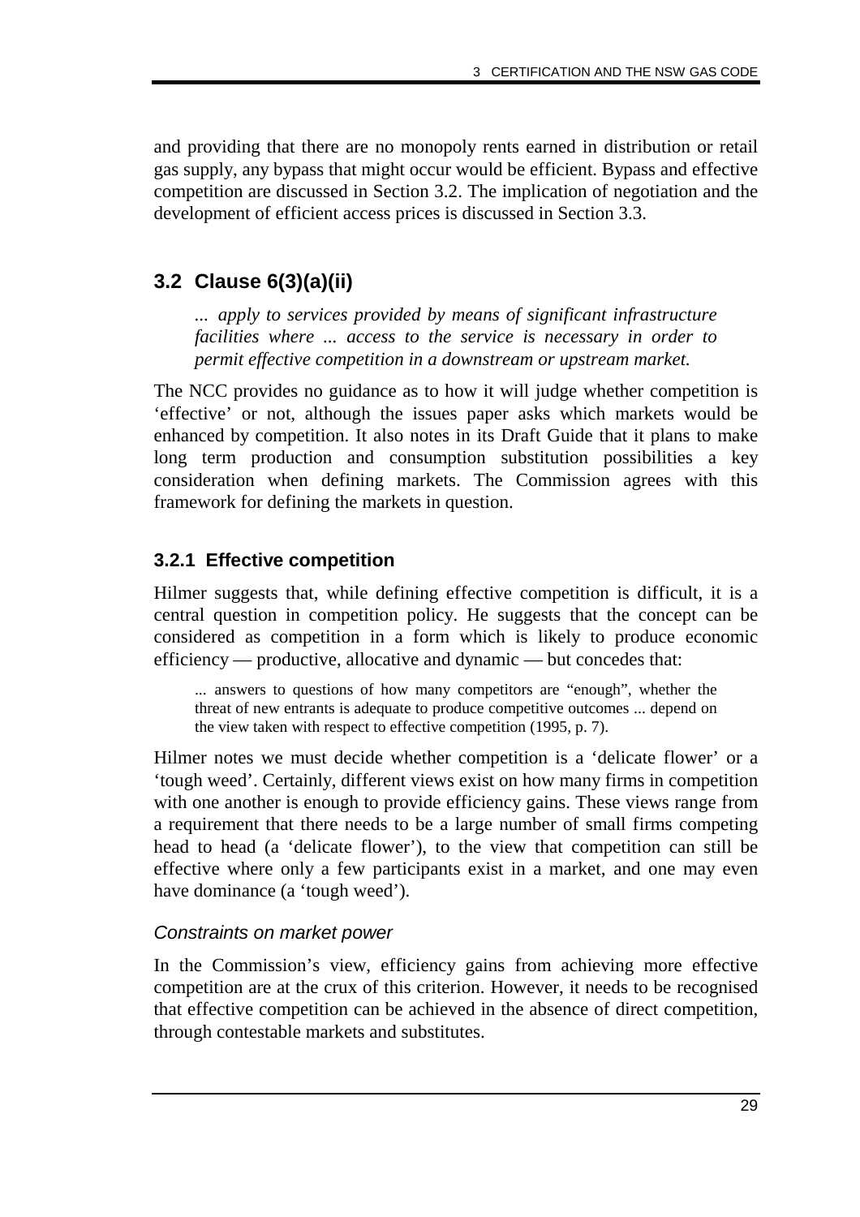and providing that there are no monopoly rents earned in distribution or retail gas supply, any bypass that might occur would be efficient. Bypass and effective competition are discussed in Section 3.2. The implication of negotiation and the development of efficient access prices is discussed in Section 3.3.

## 3.2 Clause 6(3)(a)(ii)

> *... apply to services provided by means of significant infrastructure facilities where ... access to the service is necessary in order to permit effective competition in a downstream or upstream market.*

The NCC provides no guidance as to how it will judge whether competition is 'effective' or not, although the issues paper asks which markets would be enhanced by competition. It also notes in its Draft Guide that it plans to make long term production and consumption substitution possibilities a key consideration when defining markets. The Commission agrees with this framework for defining the markets in question.

### 3.2.1 Effective competition

Hilmer suggests that, while defining effective competition is difficult, it is a central question in competition policy. He suggests that the concept can be considered as competition in a form which is likely to produce economic efficiency — productive, allocative and dynamic — but concedes that:

> ... answers to questions of how many competitors are "enough", whether the threat of new entrants is adequate to produce competitive outcomes ... depend on the view taken with respect to effective competition (1995, p. 7).

Hilmer notes we must decide whether competition is a 'delicate flower' or a 'tough weed'. Certainly, different views exist on how many firms in competition with one another is enough to provide efficiency gains. These views range from a requirement that there needs to be a large number of small firms competing head to head (a 'delicate flower'), to the view that competition can still be effective where only a few participants exist in a market, and one may even have dominance (a 'tough weed').

#### *Constraints on market power*

In the Commission's view, efficiency gains from achieving more effective competition are at the crux of this criterion. However, it needs to be recognised that effective competition can be achieved in the absence of direct competition, through contestable markets and substitutes.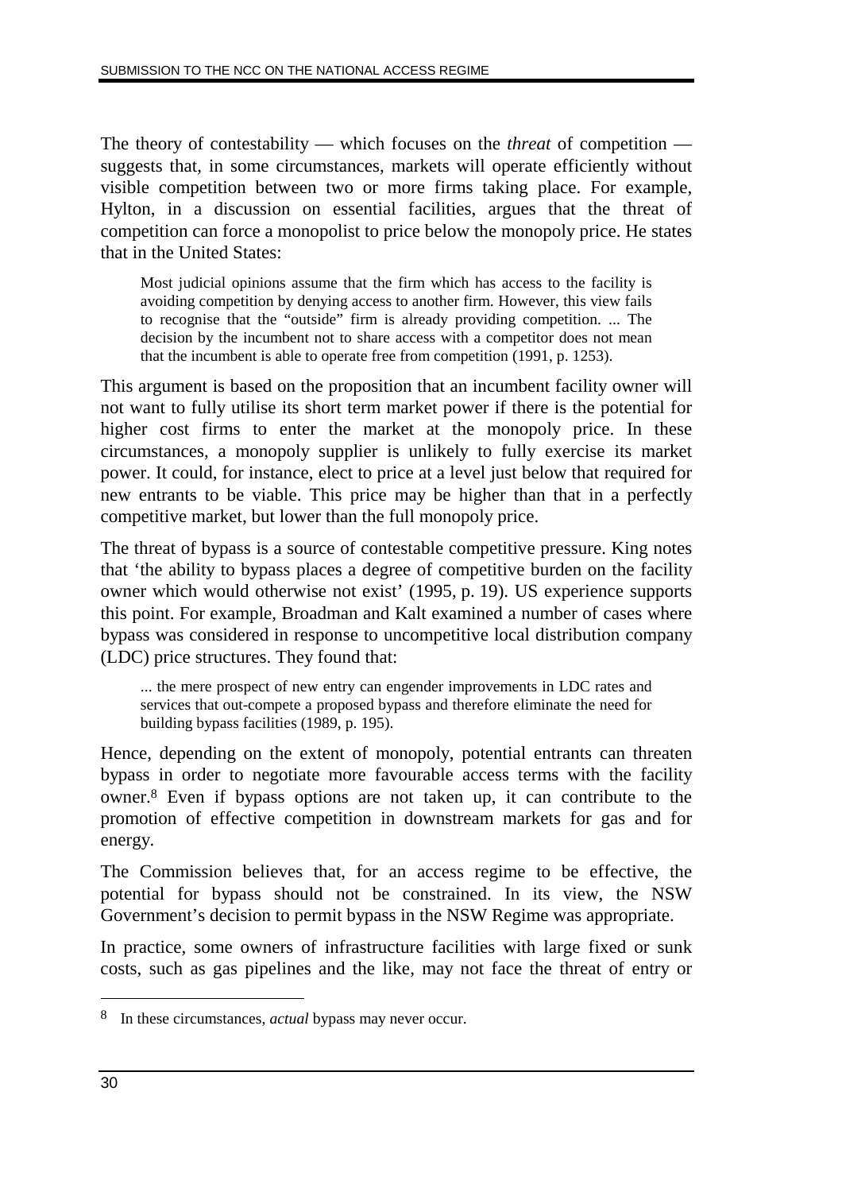The theory of contestability — which focuses on the *threat* of competition — suggests that, in some circumstances, markets will operate efficiently without visible competition between two or more firms taking place. For example, Hylton, in a discussion on essential facilities, argues that the threat of competition can force a monopolist to price below the monopoly price. He states that in the United States:

> Most judicial opinions assume that the firm which has access to the facility is avoiding competition by denying access to another firm. However, this view fails to recognise that the "outside" firm is already providing competition. ... The decision by the incumbent not to share access with a competitor does not mean that the incumbent is able to operate free from competition (1991, p. 1253).

This argument is based on the proposition that an incumbent facility owner will not want to fully utilise its short term market power if there is the potential for higher cost firms to enter the market at the monopoly price. In these circumstances, a monopoly supplier is unlikely to fully exercise its market power. It could, for instance, elect to price at a level just below that required for new entrants to be viable. This price may be higher than that in a perfectly competitive market, but lower than the full monopoly price.

The threat of bypass is a source of contestable competitive pressure. King notes that 'the ability to bypass places a degree of competitive burden on the facility owner which would otherwise not exist' (1995, p. 19). US experience supports this point. For example, Broadman and Kalt examined a number of cases where bypass was considered in response to uncompetitive local distribution company (LDC) price structures. They found that:

> ... the mere prospect of new entry can engender improvements in LDC rates and services that out-compete a proposed bypass and therefore eliminate the need for building bypass facilities (1989, p. 195).

Hence, depending on the extent of monopoly, potential entrants can threaten bypass in order to negotiate more favourable access terms with the facility owner.[8] Even if bypass options are not taken up, it can contribute to the promotion of effective competition in downstream markets for gas and for energy.

The Commission believes that, for an access regime to be effective, the potential for bypass should not be constrained. In its view, the NSW Government's decision to permit bypass in the NSW Regime was appropriate.

In practice, some owners of infrastructure facilities with large fixed or sunk costs, such as gas pipelines and the like, may not face the threat of entry or

---

[8] In these circumstances, *actual* bypass may never occur.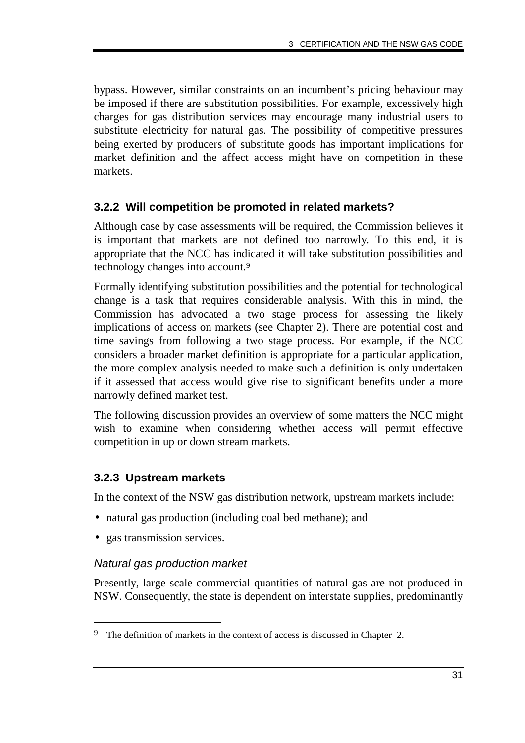bypass. However, similar constraints on an incumbent's pricing behaviour may be imposed if there are substitution possibilities. For example, excessively high charges for gas distribution services may encourage many industrial users to substitute electricity for natural gas. The possibility of competitive pressures being exerted by producers of substitute goods has important implications for market definition and the affect access might have on competition in these markets.

### 3.2.2 Will competition be promoted in related markets?

Although case by case assessments will be required, the Commission believes it is important that markets are not defined too narrowly. To this end, it is appropriate that the NCC has indicated it will take substitution possibilities and technology changes into account.[9]

Formally identifying substitution possibilities and the potential for technological change is a task that requires considerable analysis. With this in mind, the Commission has advocated a two stage process for assessing the likely implications of access on markets (see Chapter 2). There are potential cost and time savings from following a two stage process. For example, if the NCC considers a broader market definition is appropriate for a particular application, the more complex analysis needed to make such a definition is only undertaken if it assessed that access would give rise to significant benefits under a more narrowly defined market test.

The following discussion provides an overview of some matters the NCC might wish to examine when considering whether access will permit effective competition in up or down stream markets.

### 3.2.3 Upstream markets

In the context of the NSW gas distribution network, upstream markets include:

- natural gas production (including coal bed methane); and
- gas transmission services.

*Natural gas production market*

Presently, large scale commercial quantities of natural gas are not produced in NSW. Consequently, the state is dependent on interstate supplies, predominantly

---

[9] The definition of markets in the context of access is discussed in Chapter 2.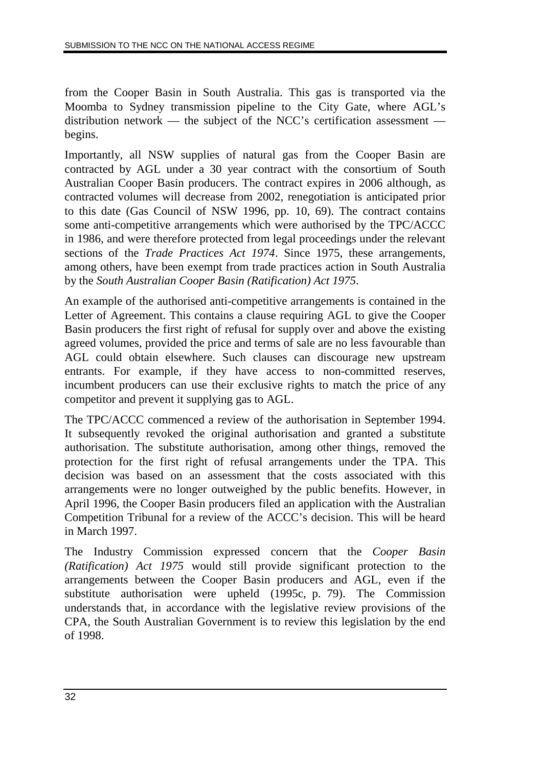from the Cooper Basin in South Australia. This gas is transported via the Moomba to Sydney transmission pipeline to the City Gate, where AGL's distribution network — the subject of the NCC's certification assessment — begins.

Importantly, all NSW supplies of natural gas from the Cooper Basin are contracted by AGL under a 30 year contract with the consortium of South Australian Cooper Basin producers. The contract expires in 2006 although, as contracted volumes will decrease from 2002, renegotiation is anticipated prior to this date (Gas Council of NSW 1996, pp. 10, 69). The contract contains some anti-competitive arrangements which were authorised by the TPC/ACCC in 1986, and were therefore protected from legal proceedings under the relevant sections of the *Trade Practices Act 1974*. Since 1975, these arrangements, among others, have been exempt from trade practices action in South Australia by the *South Australian Cooper Basin (Ratification) Act 1975*.

An example of the authorised anti-competitive arrangements is contained in the Letter of Agreement. This contains a clause requiring AGL to give the Cooper Basin producers the first right of refusal for supply over and above the existing agreed volumes, provided the price and terms of sale are no less favourable than AGL could obtain elsewhere. Such clauses can discourage new upstream entrants. For example, if they have access to non-committed reserves, incumbent producers can use their exclusive rights to match the price of any competitor and prevent it supplying gas to AGL.

The TPC/ACCC commenced a review of the authorisation in September 1994. It subsequently revoked the original authorisation and granted a substitute authorisation. The substitute authorisation, among other things, removed the protection for the first right of refusal arrangements under the TPA. This decision was based on an assessment that the costs associated with this arrangements were no longer outweighed by the public benefits. However, in April 1996, the Cooper Basin producers filed an application with the Australian Competition Tribunal for a review of the ACCC's decision. This will be heard in March 1997.

The Industry Commission expressed concern that the *Cooper Basin (Ratification) Act 1975* would still provide significant protection to the arrangements between the Cooper Basin producers and AGL, even if the substitute authorisation were upheld (1995c, p. 79). The Commission understands that, in accordance with the legislative review provisions of the CPA, the South Australian Government is to review this legislation by the end of 1998.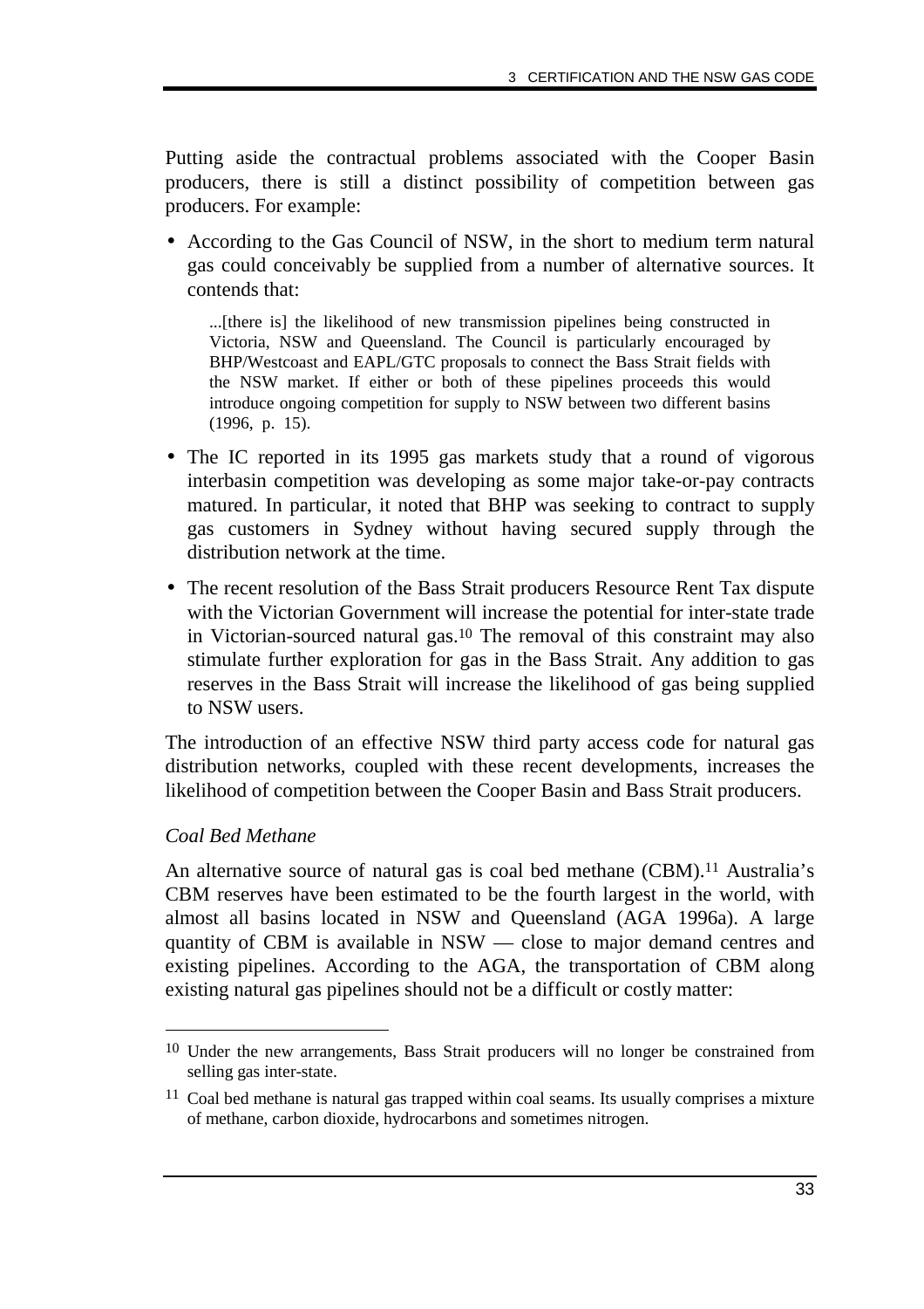Putting aside the contractual problems associated with the Cooper Basin producers, there is still a distinct possibility of competition between gas producers. For example:

- According to the Gas Council of NSW, in the short to medium term natural gas could conceivably be supplied from a number of alternative sources. It contends that:

  > ...[there is] the likelihood of new transmission pipelines being constructed in Victoria, NSW and Queensland. The Council is particularly encouraged by BHP/Westcoast and EAPL/GTC proposals to connect the Bass Strait fields with the NSW market. If either or both of these pipelines proceeds this would introduce ongoing competition for supply to NSW between two different basins (1996, p. 15).

- The IC reported in its 1995 gas markets study that a round of vigorous interbasin competition was developing as some major take-or-pay contracts matured. In particular, it noted that BHP was seeking to contract to supply gas customers in Sydney without having secured supply through the distribution network at the time.
- The recent resolution of the Bass Strait producers Resource Rent Tax dispute with the Victorian Government will increase the potential for inter-state trade in Victorian-sourced natural gas.[10] The removal of this constraint may also stimulate further exploration for gas in the Bass Strait. Any addition to gas reserves in the Bass Strait will increase the likelihood of gas being supplied to NSW users.

The introduction of an effective NSW third party access code for natural gas distribution networks, coupled with these recent developments, increases the likelihood of competition between the Cooper Basin and Bass Strait producers.

*Coal Bed Methane*

An alternative source of natural gas is coal bed methane (CBM).[11] Australia's CBM reserves have been estimated to be the fourth largest in the world, with almost all basins located in NSW and Queensland (AGA 1996a). A large quantity of CBM is available in NSW — close to major demand centres and existing pipelines. According to the AGA, the transportation of CBM along existing natural gas pipelines should not be a difficult or costly matter:

---

[10] Under the new arrangements, Bass Strait producers will no longer be constrained from selling gas inter-state.

[11] Coal bed methane is natural gas trapped within coal seams. Its usually comprises a mixture of methane, carbon dioxide, hydrocarbons and sometimes nitrogen.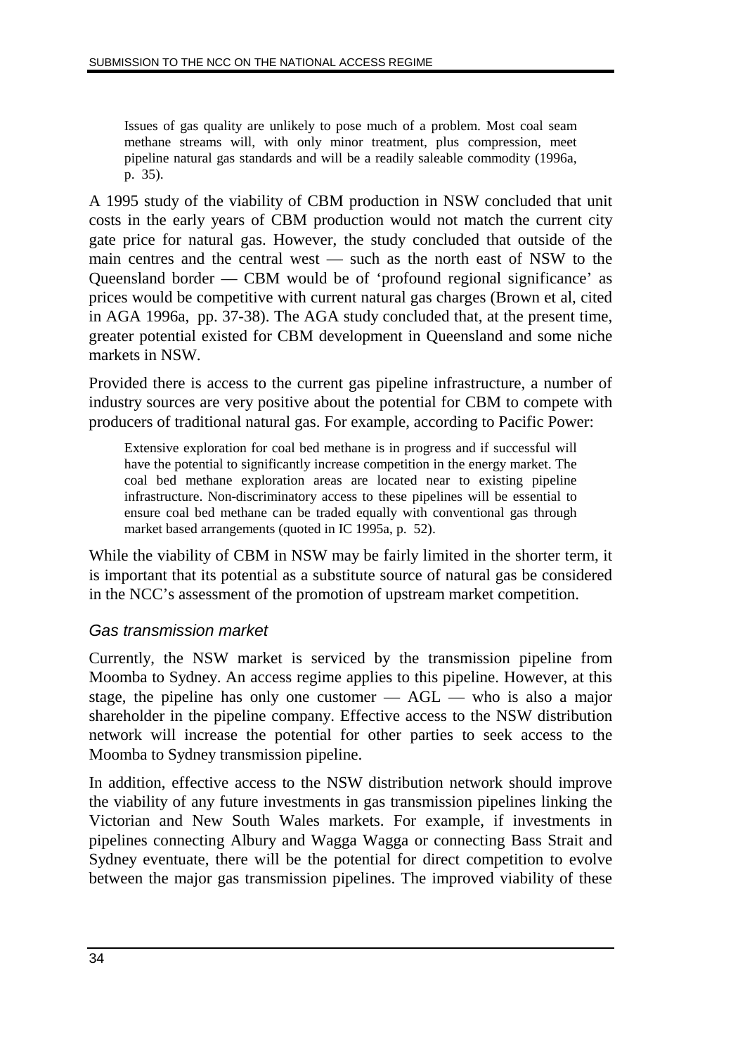> Issues of gas quality are unlikely to pose much of a problem. Most coal seam methane streams will, with only minor treatment, plus compression, meet pipeline natural gas standards and will be a readily saleable commodity (1996a, p. 35).

A 1995 study of the viability of CBM production in NSW concluded that unit costs in the early years of CBM production would not match the current city gate price for natural gas. However, the study concluded that outside of the main centres and the central west — such as the north east of NSW to the Queensland border — CBM would be of 'profound regional significance' as prices would be competitive with current natural gas charges (Brown et al, cited in AGA 1996a, pp. 37-38). The AGA study concluded that, at the present time, greater potential existed for CBM development in Queensland and some niche markets in NSW.

Provided there is access to the current gas pipeline infrastructure, a number of industry sources are very positive about the potential for CBM to compete with producers of traditional natural gas. For example, according to Pacific Power:

> Extensive exploration for coal bed methane is in progress and if successful will have the potential to significantly increase competition in the energy market. The coal bed methane exploration areas are located near to existing pipeline infrastructure. Non-discriminatory access to these pipelines will be essential to ensure coal bed methane can be traded equally with conventional gas through market based arrangements (quoted in IC 1995a, p. 52).

While the viability of CBM in NSW may be fairly limited in the shorter term, it is important that its potential as a substitute source of natural gas be considered in the NCC's assessment of the promotion of upstream market competition.

### *Gas transmission market*

Currently, the NSW market is serviced by the transmission pipeline from Moomba to Sydney. An access regime applies to this pipeline. However, at this stage, the pipeline has only one customer — AGL — who is also a major shareholder in the pipeline company. Effective access to the NSW distribution network will increase the potential for other parties to seek access to the Moomba to Sydney transmission pipeline.

In addition, effective access to the NSW distribution network should improve the viability of any future investments in gas transmission pipelines linking the Victorian and New South Wales markets. For example, if investments in pipelines connecting Albury and Wagga Wagga or connecting Bass Strait and Sydney eventuate, there will be the potential for direct competition to evolve between the major gas transmission pipelines. The improved viability of these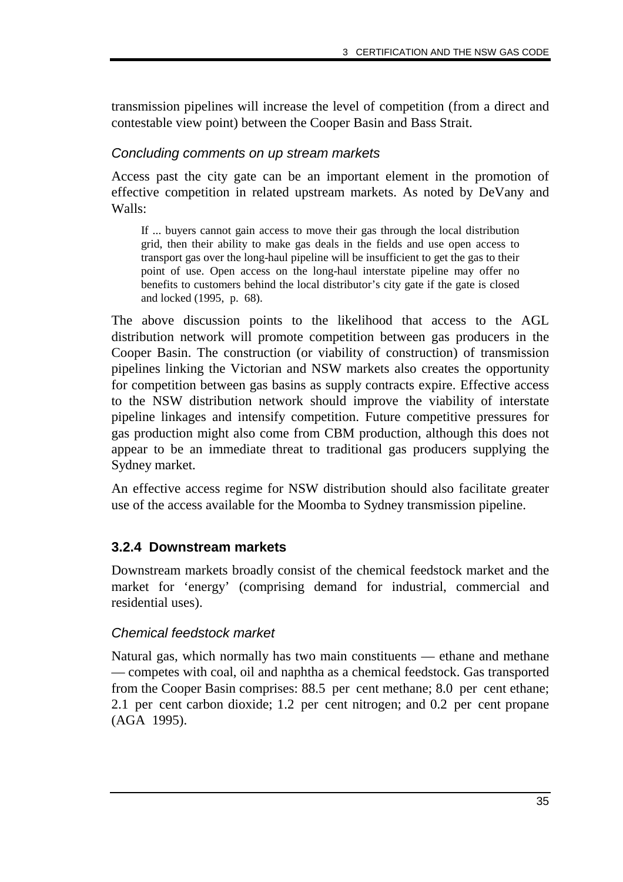transmission pipelines will increase the level of competition (from a direct and contestable view point) between the Cooper Basin and Bass Strait.

*Concluding comments on up stream markets*

Access past the city gate can be an important element in the promotion of effective competition in related upstream markets. As noted by DeVany and Walls:

> If ... buyers cannot gain access to move their gas through the local distribution grid, then their ability to make gas deals in the fields and use open access to transport gas over the long-haul pipeline will be insufficient to get the gas to their point of use. Open access on the long-haul interstate pipeline may offer no benefits to customers behind the local distributor's city gate if the gate is closed and locked (1995, p. 68).

The above discussion points to the likelihood that access to the AGL distribution network will promote competition between gas producers in the Cooper Basin. The construction (or viability of construction) of transmission pipelines linking the Victorian and NSW markets also creates the opportunity for competition between gas basins as supply contracts expire. Effective access to the NSW distribution network should improve the viability of interstate pipeline linkages and intensify competition. Future competitive pressures for gas production might also come from CBM production, although this does not appear to be an immediate threat to traditional gas producers supplying the Sydney market.

An effective access regime for NSW distribution should also facilitate greater use of the access available for the Moomba to Sydney transmission pipeline.

### 3.2.4 Downstream markets

Downstream markets broadly consist of the chemical feedstock market and the market for 'energy' (comprising demand for industrial, commercial and residential uses).

*Chemical feedstock market*

Natural gas, which normally has two main constituents — ethane and methane — competes with coal, oil and naphtha as a chemical feedstock. Gas transported from the Cooper Basin comprises: 88.5 per cent methane; 8.0 per cent ethane; 2.1 per cent carbon dioxide; 1.2 per cent nitrogen; and 0.2 per cent propane (AGA 1995).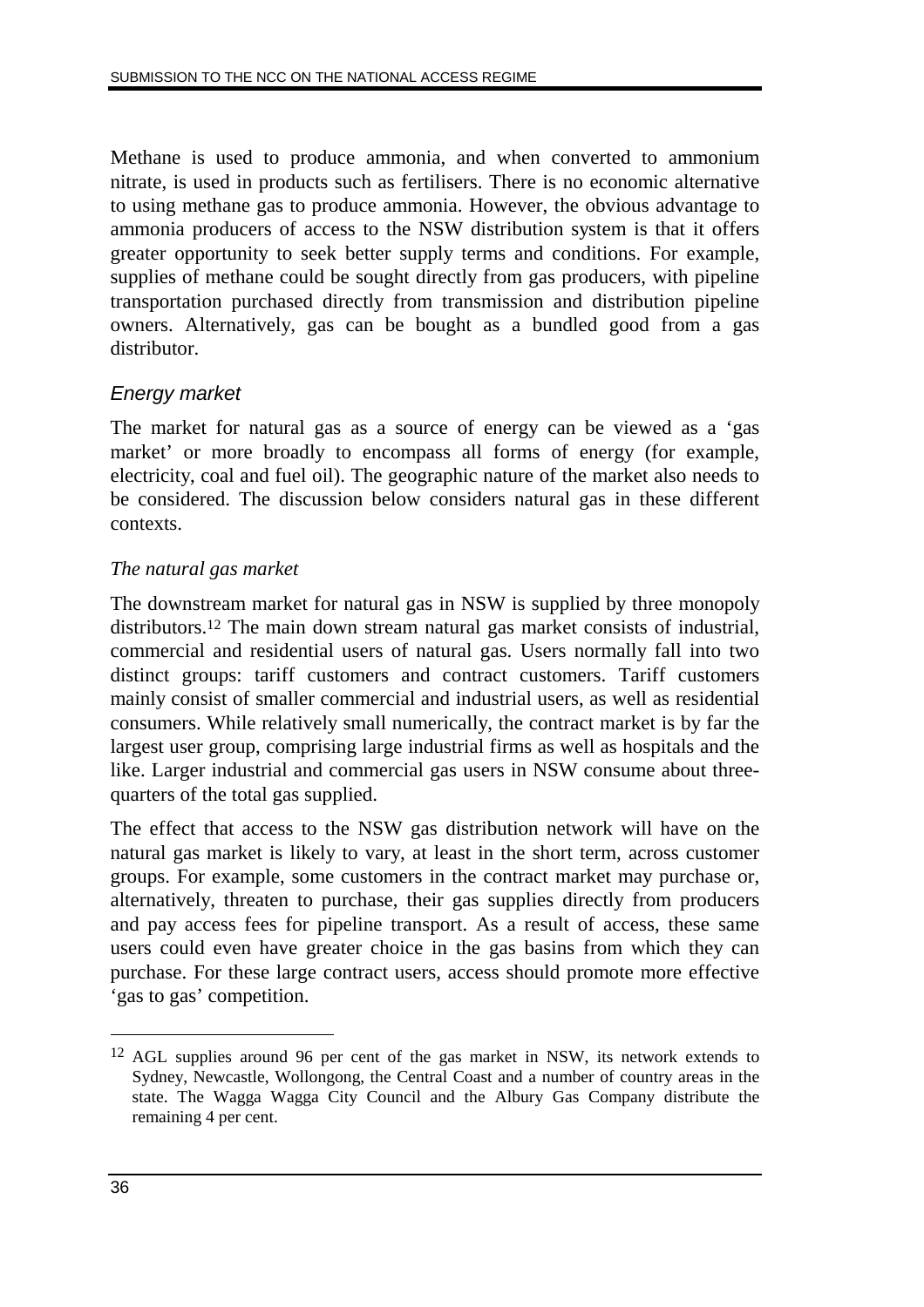Methane is used to produce ammonia, and when converted to ammonium nitrate, is used in products such as fertilisers. There is no economic alternative to using methane gas to produce ammonia. However, the obvious advantage to ammonia producers of access to the NSW distribution system is that it offers greater opportunity to seek better supply terms and conditions. For example, supplies of methane could be sought directly from gas producers, with pipeline transportation purchased directly from transmission and distribution pipeline owners. Alternatively, gas can be bought as a bundled good from a gas distributor.

### *Energy market*

The market for natural gas as a source of energy can be viewed as a 'gas market' or more broadly to encompass all forms of energy (for example, electricity, coal and fuel oil). The geographic nature of the market also needs to be considered. The discussion below considers natural gas in these different contexts.

#### *The natural gas market*

The downstream market for natural gas in NSW is supplied by three monopoly distributors.[12] The main down stream natural gas market consists of industrial, commercial and residential users of natural gas. Users normally fall into two distinct groups: tariff customers and contract customers. Tariff customers mainly consist of smaller commercial and industrial users, as well as residential consumers. While relatively small numerically, the contract market is by far the largest user group, comprising large industrial firms as well as hospitals and the like. Larger industrial and commercial gas users in NSW consume about three-quarters of the total gas supplied.

The effect that access to the NSW gas distribution network will have on the natural gas market is likely to vary, at least in the short term, across customer groups. For example, some customers in the contract market may purchase or, alternatively, threaten to purchase, their gas supplies directly from producers and pay access fees for pipeline transport. As a result of access, these same users could even have greater choice in the gas basins from which they can purchase. For these large contract users, access should promote more effective 'gas to gas' competition.

---

[12] AGL supplies around 96 per cent of the gas market in NSW, its network extends to Sydney, Newcastle, Wollongong, the Central Coast and a number of country areas in the state. The Wagga Wagga City Council and the Albury Gas Company distribute the remaining 4 per cent.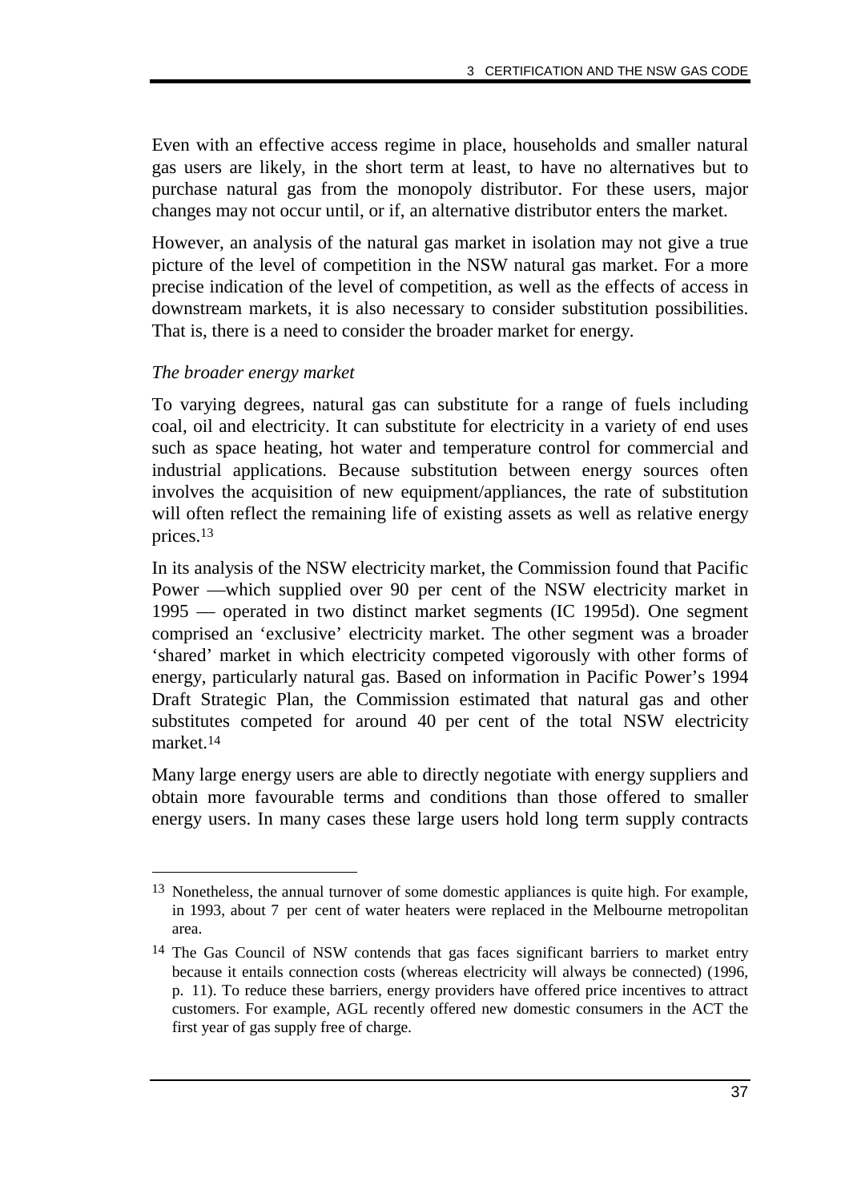Even with an effective access regime in place, households and smaller natural gas users are likely, in the short term at least, to have no alternatives but to purchase natural gas from the monopoly distributor. For these users, major changes may not occur until, or if, an alternative distributor enters the market.

However, an analysis of the natural gas market in isolation may not give a true picture of the level of competition in the NSW natural gas market. For a more precise indication of the level of competition, as well as the effects of access in downstream markets, it is also necessary to consider substitution possibilities. That is, there is a need to consider the broader market for energy.

*The broader energy market*

To varying degrees, natural gas can substitute for a range of fuels including coal, oil and electricity. It can substitute for electricity in a variety of end uses such as space heating, hot water and temperature control for commercial and industrial applications. Because substitution between energy sources often involves the acquisition of new equipment/appliances, the rate of substitution will often reflect the remaining life of existing assets as well as relative energy prices.[13]

In its analysis of the NSW electricity market, the Commission found that Pacific Power —which supplied over 90 per cent of the NSW electricity market in 1995 — operated in two distinct market segments (IC 1995d). One segment comprised an 'exclusive' electricity market. The other segment was a broader 'shared' market in which electricity competed vigorously with other forms of energy, particularly natural gas. Based on information in Pacific Power's 1994 Draft Strategic Plan, the Commission estimated that natural gas and other substitutes competed for around 40 per cent of the total NSW electricity market.[14]

Many large energy users are able to directly negotiate with energy suppliers and obtain more favourable terms and conditions than those offered to smaller energy users. In many cases these large users hold long term supply contracts

---

[13] Nonetheless, the annual turnover of some domestic appliances is quite high. For example, in 1993, about 7 per cent of water heaters were replaced in the Melbourne metropolitan area.

[14] The Gas Council of NSW contends that gas faces significant barriers to market entry because it entails connection costs (whereas electricity will always be connected) (1996, p. 11). To reduce these barriers, energy providers have offered price incentives to attract customers. For example, AGL recently offered new domestic consumers in the ACT the first year of gas supply free of charge.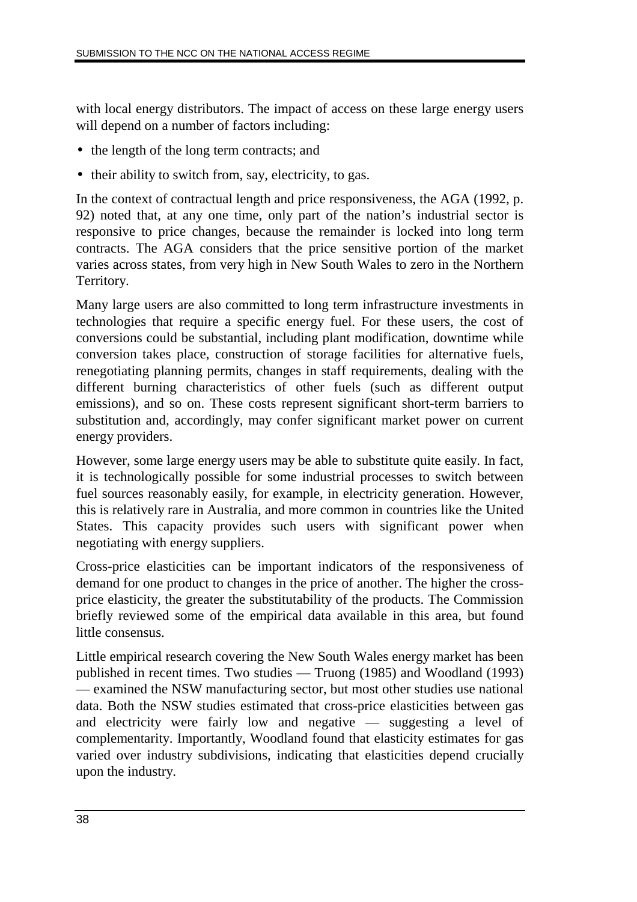with local energy distributors. The impact of access on these large energy users will depend on a number of factors including:

- the length of the long term contracts; and
- their ability to switch from, say, electricity, to gas.

In the context of contractual length and price responsiveness, the AGA (1992, p. 92) noted that, at any one time, only part of the nation's industrial sector is responsive to price changes, because the remainder is locked into long term contracts. The AGA considers that the price sensitive portion of the market varies across states, from very high in New South Wales to zero in the Northern Territory.

Many large users are also committed to long term infrastructure investments in technologies that require a specific energy fuel. For these users, the cost of conversions could be substantial, including plant modification, downtime while conversion takes place, construction of storage facilities for alternative fuels, renegotiating planning permits, changes in staff requirements, dealing with the different burning characteristics of other fuels (such as different output emissions), and so on. These costs represent significant short-term barriers to substitution and, accordingly, may confer significant market power on current energy providers.

However, some large energy users may be able to substitute quite easily. In fact, it is technologically possible for some industrial processes to switch between fuel sources reasonably easily, for example, in electricity generation. However, this is relatively rare in Australia, and more common in countries like the United States. This capacity provides such users with significant power when negotiating with energy suppliers.

Cross-price elasticities can be important indicators of the responsiveness of demand for one product to changes in the price of another. The higher the cross-price elasticity, the greater the substitutability of the products. The Commission briefly reviewed some of the empirical data available in this area, but found little consensus.

Little empirical research covering the New South Wales energy market has been published in recent times. Two studies — Truong (1985) and Woodland (1993) — examined the NSW manufacturing sector, but most other studies use national data. Both the NSW studies estimated that cross-price elasticities between gas and electricity were fairly low and negative — suggesting a level of complementarity. Importantly, Woodland found that elasticity estimates for gas varied over industry subdivisions, indicating that elasticities depend crucially upon the industry.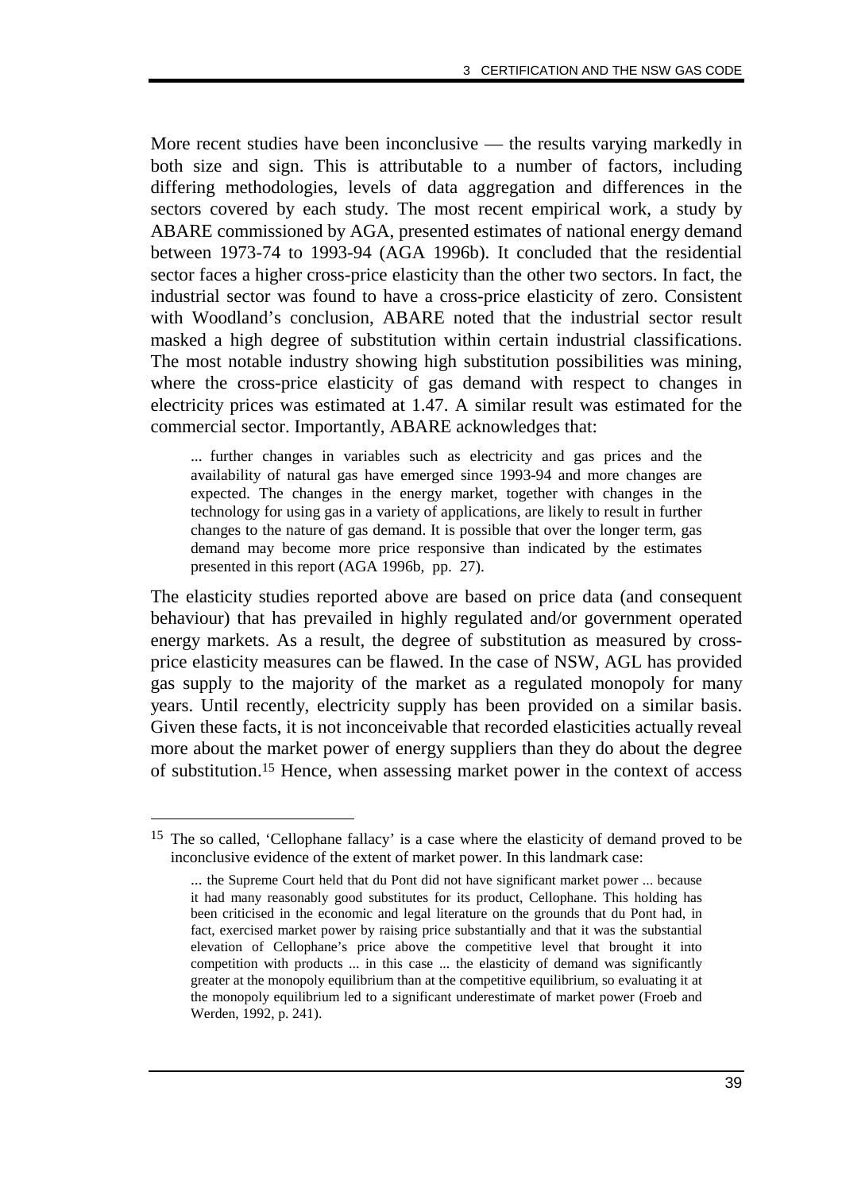More recent studies have been inconclusive — the results varying markedly in both size and sign. This is attributable to a number of factors, including differing methodologies, levels of data aggregation and differences in the sectors covered by each study. The most recent empirical work, a study by ABARE commissioned by AGA, presented estimates of national energy demand between 1973-74 to 1993-94 (AGA 1996b). It concluded that the residential sector faces a higher cross-price elasticity than the other two sectors. In fact, the industrial sector was found to have a cross-price elasticity of zero. Consistent with Woodland's conclusion, ABARE noted that the industrial sector result masked a high degree of substitution within certain industrial classifications. The most notable industry showing high substitution possibilities was mining, where the cross-price elasticity of gas demand with respect to changes in electricity prices was estimated at 1.47. A similar result was estimated for the commercial sector. Importantly, ABARE acknowledges that:

> ... further changes in variables such as electricity and gas prices and the availability of natural gas have emerged since 1993-94 and more changes are expected. The changes in the energy market, together with changes in the technology for using gas in a variety of applications, are likely to result in further changes to the nature of gas demand. It is possible that over the longer term, gas demand may become more price responsive than indicated by the estimates presented in this report (AGA 1996b, pp. 27).

The elasticity studies reported above are based on price data (and consequent behaviour) that has prevailed in highly regulated and/or government operated energy markets. As a result, the degree of substitution as measured by cross-price elasticity measures can be flawed. In the case of NSW, AGL has provided gas supply to the majority of the market as a regulated monopoly for many years. Until recently, electricity supply has been provided on a similar basis. Given these facts, it is not inconceivable that recorded elasticities actually reveal more about the market power of energy suppliers than they do about the degree of substitution.[15] Hence, when assessing market power in the context of access

---

[15] The so called, 'Cellophane fallacy' is a case where the elasticity of demand proved to be inconclusive evidence of the extent of market power. In this landmark case:

> ... the Supreme Court held that du Pont did not have significant market power ... because it had many reasonably good substitutes for its product, Cellophane. This holding has been criticised in the economic and legal literature on the grounds that du Pont had, in fact, exercised market power by raising price substantially and that it was the substantial elevation of Cellophane's price above the competitive level that brought it into competition with products ... in this case ... the elasticity of demand was significantly greater at the monopoly equilibrium than at the competitive equilibrium, so evaluating it at the monopoly equilibrium led to a significant underestimate of market power (Froeb and Werden, 1992, p. 241).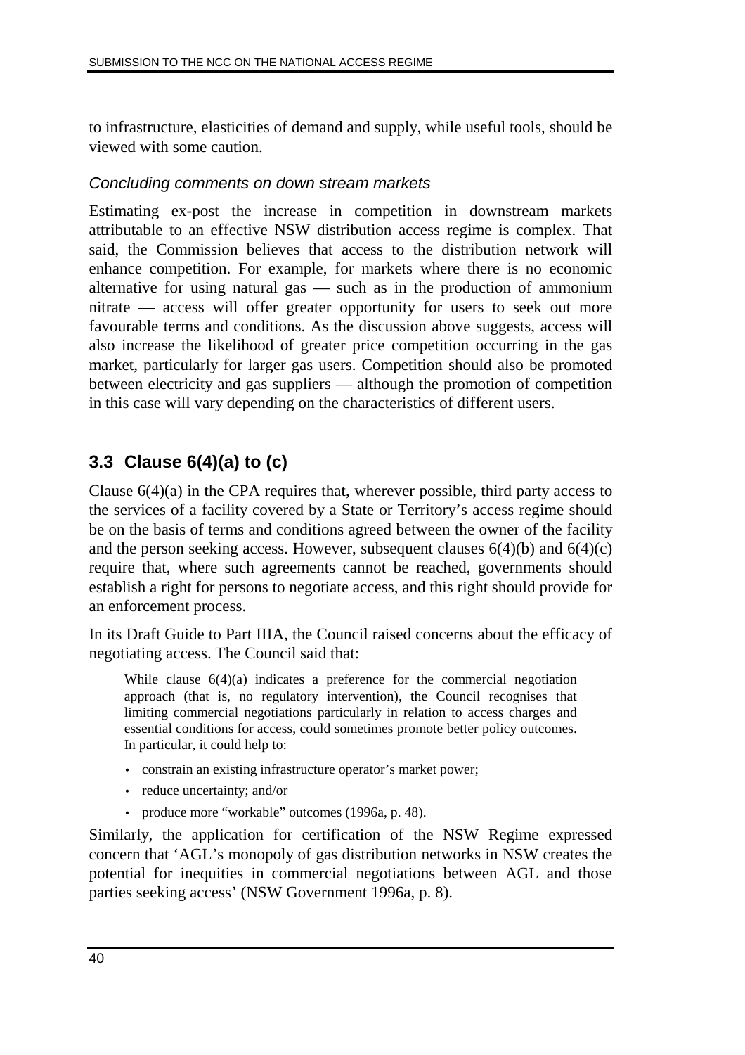to infrastructure, elasticities of demand and supply, while useful tools, should be viewed with some caution.

*Concluding comments on down stream markets*

Estimating ex-post the increase in competition in downstream markets attributable to an effective NSW distribution access regime is complex. That said, the Commission believes that access to the distribution network will enhance competition. For example, for markets where there is no economic alternative for using natural gas — such as in the production of ammonium nitrate — access will offer greater opportunity for users to seek out more favourable terms and conditions. As the discussion above suggests, access will also increase the likelihood of greater price competition occurring in the gas market, particularly for larger gas users. Competition should also be promoted between electricity and gas suppliers — although the promotion of competition in this case will vary depending on the characteristics of different users.

## 3.3 Clause 6(4)(a) to (c)

Clause 6(4)(a) in the CPA requires that, wherever possible, third party access to the services of a facility covered by a State or Territory's access regime should be on the basis of terms and conditions agreed between the owner of the facility and the person seeking access. However, subsequent clauses 6(4)(b) and 6(4)(c) require that, where such agreements cannot be reached, governments should establish a right for persons to negotiate access, and this right should provide for an enforcement process.

In its Draft Guide to Part IIIA, the Council raised concerns about the efficacy of negotiating access. The Council said that:

> While clause 6(4)(a) indicates a preference for the commercial negotiation approach (that is, no regulatory intervention), the Council recognises that limiting commercial negotiations particularly in relation to access charges and essential conditions for access, could sometimes promote better policy outcomes. In particular, it could help to:
>
> - constrain an existing infrastructure operator's market power;
> - reduce uncertainty; and/or
> - produce more "workable" outcomes (1996a, p. 48).

Similarly, the application for certification of the NSW Regime expressed concern that 'AGL's monopoly of gas distribution networks in NSW creates the potential for inequities in commercial negotiations between AGL and those parties seeking access' (NSW Government 1996a, p. 8).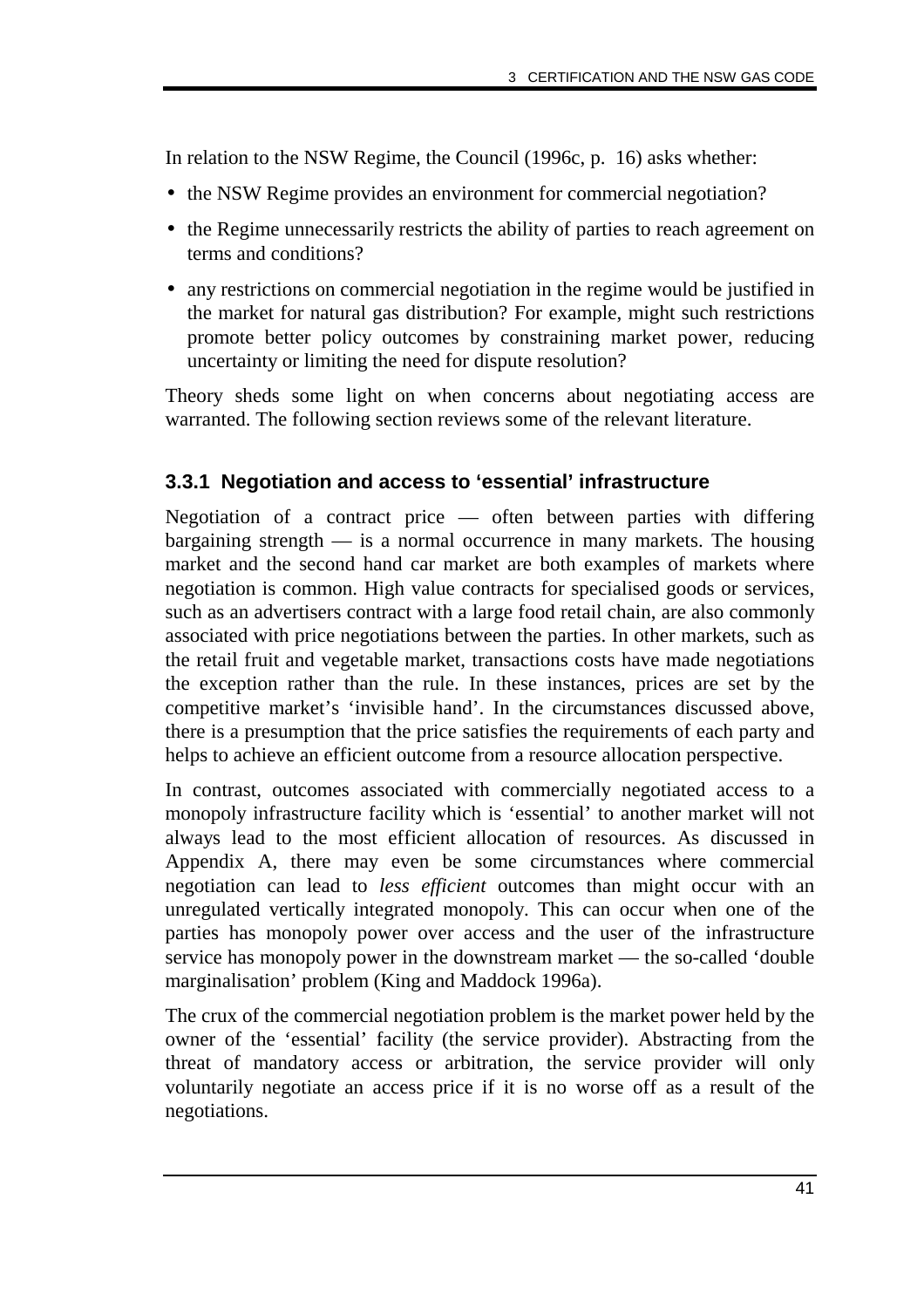In relation to the NSW Regime, the Council (1996c, p. 16) asks whether:

- the NSW Regime provides an environment for commercial negotiation?
- the Regime unnecessarily restricts the ability of parties to reach agreement on terms and conditions?
- any restrictions on commercial negotiation in the regime would be justified in the market for natural gas distribution? For example, might such restrictions promote better policy outcomes by constraining market power, reducing uncertainty or limiting the need for dispute resolution?

Theory sheds some light on when concerns about negotiating access are warranted. The following section reviews some of the relevant literature.

### 3.3.1 Negotiation and access to 'essential' infrastructure

Negotiation of a contract price — often between parties with differing bargaining strength — is a normal occurrence in many markets. The housing market and the second hand car market are both examples of markets where negotiation is common. High value contracts for specialised goods or services, such as an advertisers contract with a large food retail chain, are also commonly associated with price negotiations between the parties. In other markets, such as the retail fruit and vegetable market, transactions costs have made negotiations the exception rather than the rule. In these instances, prices are set by the competitive market's 'invisible hand'. In the circumstances discussed above, there is a presumption that the price satisfies the requirements of each party and helps to achieve an efficient outcome from a resource allocation perspective.

In contrast, outcomes associated with commercially negotiated access to a monopoly infrastructure facility which is 'essential' to another market will not always lead to the most efficient allocation of resources. As discussed in Appendix A, there may even be some circumstances where commercial negotiation can lead to *less efficient* outcomes than might occur with an unregulated vertically integrated monopoly. This can occur when one of the parties has monopoly power over access and the user of the infrastructure service has monopoly power in the downstream market — the so-called 'double marginalisation' problem (King and Maddock 1996a).

The crux of the commercial negotiation problem is the market power held by the owner of the 'essential' facility (the service provider). Abstracting from the threat of mandatory access or arbitration, the service provider will only voluntarily negotiate an access price if it is no worse off as a result of the negotiations.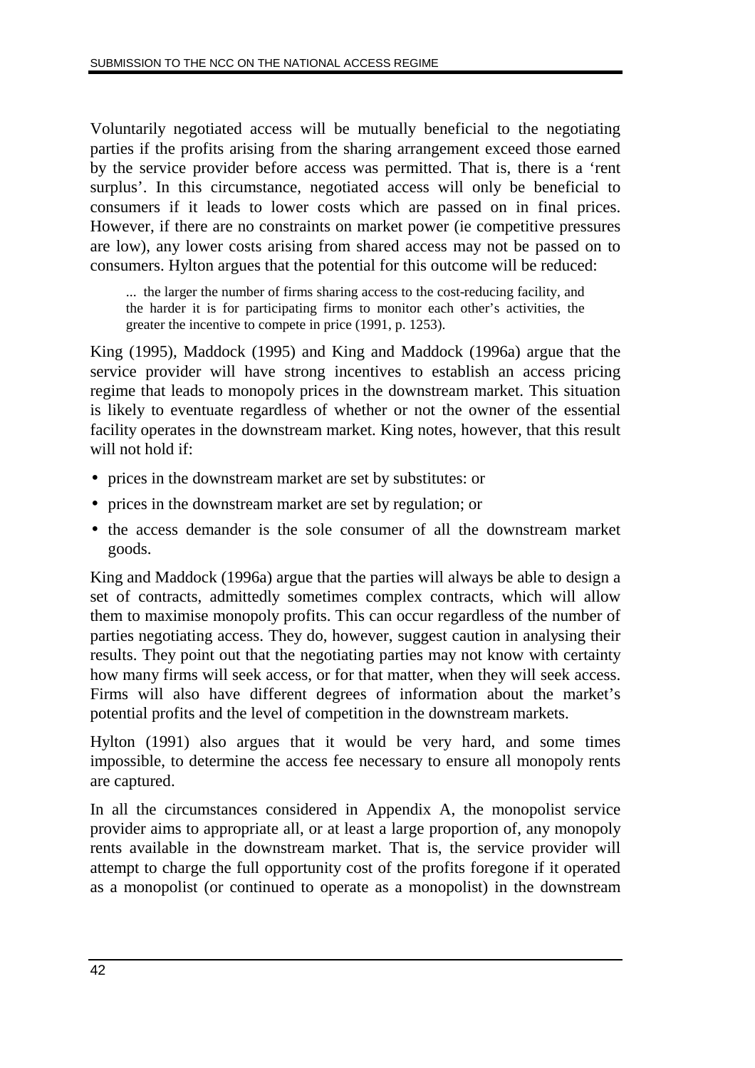Voluntarily negotiated access will be mutually beneficial to the negotiating parties if the profits arising from the sharing arrangement exceed those earned by the service provider before access was permitted. That is, there is a 'rent surplus'. In this circumstance, negotiated access will only be beneficial to consumers if it leads to lower costs which are passed on in final prices. However, if there are no constraints on market power (ie competitive pressures are low), any lower costs arising from shared access may not be passed on to consumers. Hylton argues that the potential for this outcome will be reduced:

> ... the larger the number of firms sharing access to the cost-reducing facility, and the harder it is for participating firms to monitor each other's activities, the greater the incentive to compete in price (1991, p. 1253).

King (1995), Maddock (1995) and King and Maddock (1996a) argue that the service provider will have strong incentives to establish an access pricing regime that leads to monopoly prices in the downstream market. This situation is likely to eventuate regardless of whether or not the owner of the essential facility operates in the downstream market. King notes, however, that this result will not hold if:

- prices in the downstream market are set by substitutes: or
- prices in the downstream market are set by regulation; or
- the access demander is the sole consumer of all the downstream market goods.

King and Maddock (1996a) argue that the parties will always be able to design a set of contracts, admittedly sometimes complex contracts, which will allow them to maximise monopoly profits. This can occur regardless of the number of parties negotiating access. They do, however, suggest caution in analysing their results. They point out that the negotiating parties may not know with certainty how many firms will seek access, or for that matter, when they will seek access. Firms will also have different degrees of information about the market's potential profits and the level of competition in the downstream markets.

Hylton (1991) also argues that it would be very hard, and some times impossible, to determine the access fee necessary to ensure all monopoly rents are captured.

In all the circumstances considered in Appendix A, the monopolist service provider aims to appropriate all, or at least a large proportion of, any monopoly rents available in the downstream market. That is, the service provider will attempt to charge the full opportunity cost of the profits foregone if it operated as a monopolist (or continued to operate as a monopolist) in the downstream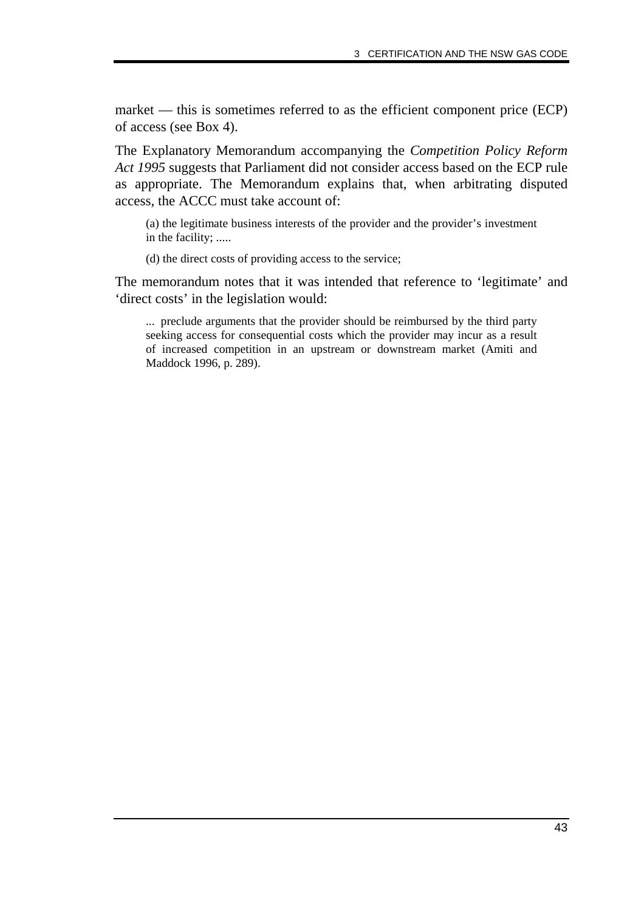market — this is sometimes referred to as the efficient component price (ECP) of access (see Box 4).

The Explanatory Memorandum accompanying the *Competition Policy Reform Act 1995* suggests that Parliament did not consider access based on the ECP rule as appropriate. The Memorandum explains that, when arbitrating disputed access, the ACCC must take account of:

> (a) the legitimate business interests of the provider and the provider's investment in the facility; .....
>
> (d) the direct costs of providing access to the service;

The memorandum notes that it was intended that reference to 'legitimate' and 'direct costs' in the legislation would:

> ... preclude arguments that the provider should be reimbursed by the third party seeking access for consequential costs which the provider may incur as a result of increased competition in an upstream or downstream market (Amiti and Maddock 1996, p. 289).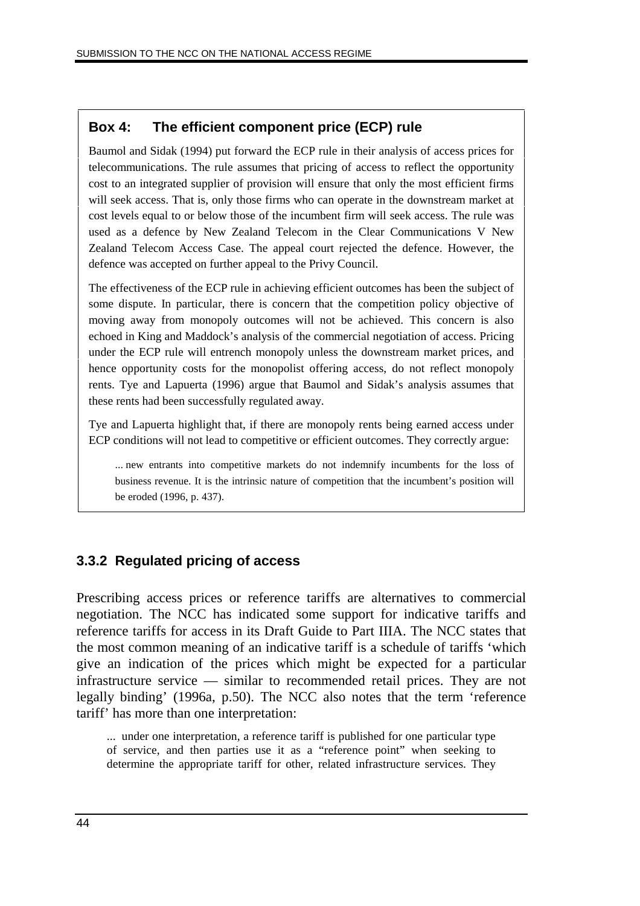### Box 4: The efficient component price (ECP) rule

Baumol and Sidak (1994) put forward the ECP rule in their analysis of access prices for telecommunications. The rule assumes that pricing of access to reflect the opportunity cost to an integrated supplier of provision will ensure that only the most efficient firms will seek access. That is, only those firms who can operate in the downstream market at cost levels equal to or below those of the incumbent firm will seek access. The rule was used as a defence by New Zealand Telecom in the Clear Communications V New Zealand Telecom Access Case. The appeal court rejected the defence. However, the defence was accepted on further appeal to the Privy Council.

The effectiveness of the ECP rule in achieving efficient outcomes has been the subject of some dispute. In particular, there is concern that the competition policy objective of moving away from monopoly outcomes will not be achieved. This concern is also echoed in King and Maddock's analysis of the commercial negotiation of access. Pricing under the ECP rule will entrench monopoly unless the downstream market prices, and hence opportunity costs for the monopolist offering access, do not reflect monopoly rents. Tye and Lapuerta (1996) argue that Baumol and Sidak's analysis assumes that these rents had been successfully regulated away.

Tye and Lapuerta highlight that, if there are monopoly rents being earned access under ECP conditions will not lead to competitive or efficient outcomes. They correctly argue:

> ... new entrants into competitive markets do not indemnify incumbents for the loss of business revenue. It is the intrinsic nature of competition that the incumbent's position will be eroded (1996, p. 437).

### 3.3.2 Regulated pricing of access

Prescribing access prices or reference tariffs are alternatives to commercial negotiation. The NCC has indicated some support for indicative tariffs and reference tariffs for access in its Draft Guide to Part IIIA. The NCC states that the most common meaning of an indicative tariff is a schedule of tariffs 'which give an indication of the prices which might be expected for a particular infrastructure service — similar to recommended retail prices. They are not legally binding' (1996a, p.50). The NCC also notes that the term 'reference tariff' has more than one interpretation:

> ... under one interpretation, a reference tariff is published for one particular type of service, and then parties use it as a "reference point" when seeking to determine the appropriate tariff for other, related infrastructure services. They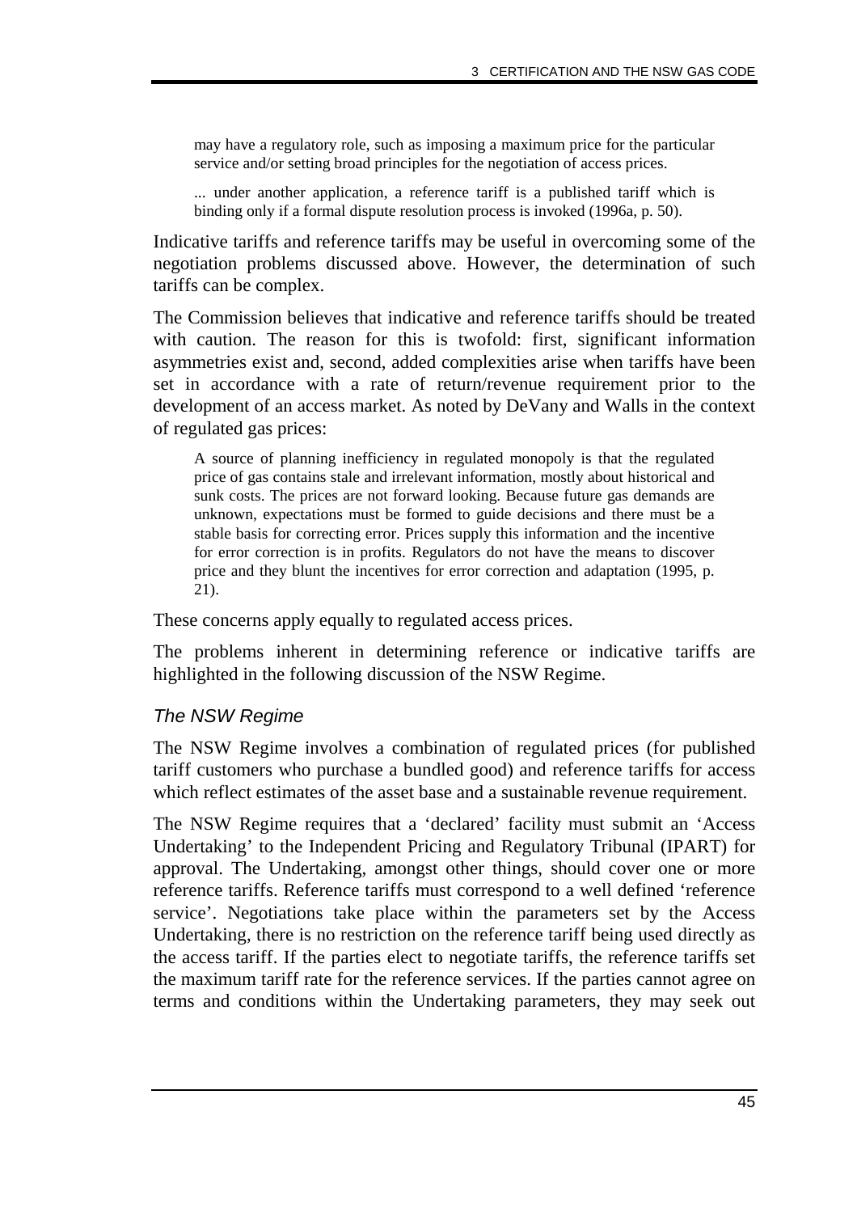> may have a regulatory role, such as imposing a maximum price for the particular service and/or setting broad principles for the negotiation of access prices.
>
> ... under another application, a reference tariff is a published tariff which is binding only if a formal dispute resolution process is invoked (1996a, p. 50).

Indicative tariffs and reference tariffs may be useful in overcoming some of the negotiation problems discussed above. However, the determination of such tariffs can be complex.

The Commission believes that indicative and reference tariffs should be treated with caution. The reason for this is twofold: first, significant information asymmetries exist and, second, added complexities arise when tariffs have been set in accordance with a rate of return/revenue requirement prior to the development of an access market. As noted by DeVany and Walls in the context of regulated gas prices:

> A source of planning inefficiency in regulated monopoly is that the regulated price of gas contains stale and irrelevant information, mostly about historical and sunk costs. The prices are not forward looking. Because future gas demands are unknown, expectations must be formed to guide decisions and there must be a stable basis for correcting error. Prices supply this information and the incentive for error correction is in profits. Regulators do not have the means to discover price and they blunt the incentives for error correction and adaptation (1995, p. 21).

These concerns apply equally to regulated access prices.

The problems inherent in determining reference or indicative tariffs are highlighted in the following discussion of the NSW Regime.

### *The NSW Regime*

The NSW Regime involves a combination of regulated prices (for published tariff customers who purchase a bundled good) and reference tariffs for access which reflect estimates of the asset base and a sustainable revenue requirement.

The NSW Regime requires that a 'declared' facility must submit an 'Access Undertaking' to the Independent Pricing and Regulatory Tribunal (IPART) for approval. The Undertaking, amongst other things, should cover one or more reference tariffs. Reference tariffs must correspond to a well defined 'reference service'. Negotiations take place within the parameters set by the Access Undertaking, there is no restriction on the reference tariff being used directly as the access tariff. If the parties elect to negotiate tariffs, the reference tariffs set the maximum tariff rate for the reference services. If the parties cannot agree on terms and conditions within the Undertaking parameters, they may seek out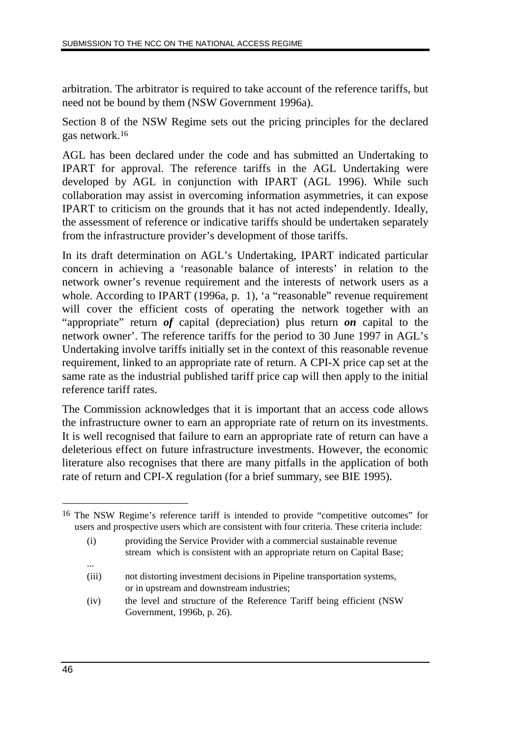arbitration. The arbitrator is required to take account of the reference tariffs, but need not be bound by them (NSW Government 1996a).

Section 8 of the NSW Regime sets out the pricing principles for the declared gas network.[16]

AGL has been declared under the code and has submitted an Undertaking to IPART for approval. The reference tariffs in the AGL Undertaking were developed by AGL in conjunction with IPART (AGL 1996). While such collaboration may assist in overcoming information asymmetries, it can expose IPART to criticism on the grounds that it has not acted independently. Ideally, the assessment of reference or indicative tariffs should be undertaken separately from the infrastructure provider's development of those tariffs.

In its draft determination on AGL's Undertaking, IPART indicated particular concern in achieving a 'reasonable balance of interests' in relation to the network owner's revenue requirement and the interests of network users as a whole. According to IPART (1996a, p. 1), 'a "reasonable" revenue requirement will cover the efficient costs of operating the network together with an "appropriate" return ***of*** capital (depreciation) plus return ***on*** capital to the network owner'. The reference tariffs for the period to 30 June 1997 in AGL's Undertaking involve tariffs initially set in the context of this reasonable revenue requirement, linked to an appropriate rate of return. A CPI-X price cap set at the same rate as the industrial published tariff price cap will then apply to the initial reference tariff rates.

The Commission acknowledges that it is important that an access code allows the infrastructure owner to earn an appropriate rate of return on its investments. It is well recognised that failure to earn an appropriate rate of return can have a deleterious effect on future infrastructure investments. However, the economic literature also recognises that there are many pitfalls in the application of both rate of return and CPI-X regulation (for a brief summary, see BIE 1995).

---

[16] The NSW Regime's reference tariff is intended to provide "competitive outcomes" for users and prospective users which are consistent with four criteria. These criteria include:

(i) providing the Service Provider with a commercial sustainable revenue stream which is consistent with an appropriate return on Capital Base;

...

(iii) not distorting investment decisions in Pipeline transportation systems, or in upstream and downstream industries;

(iv) the level and structure of the Reference Tariff being efficient (NSW Government, 1996b, p. 26).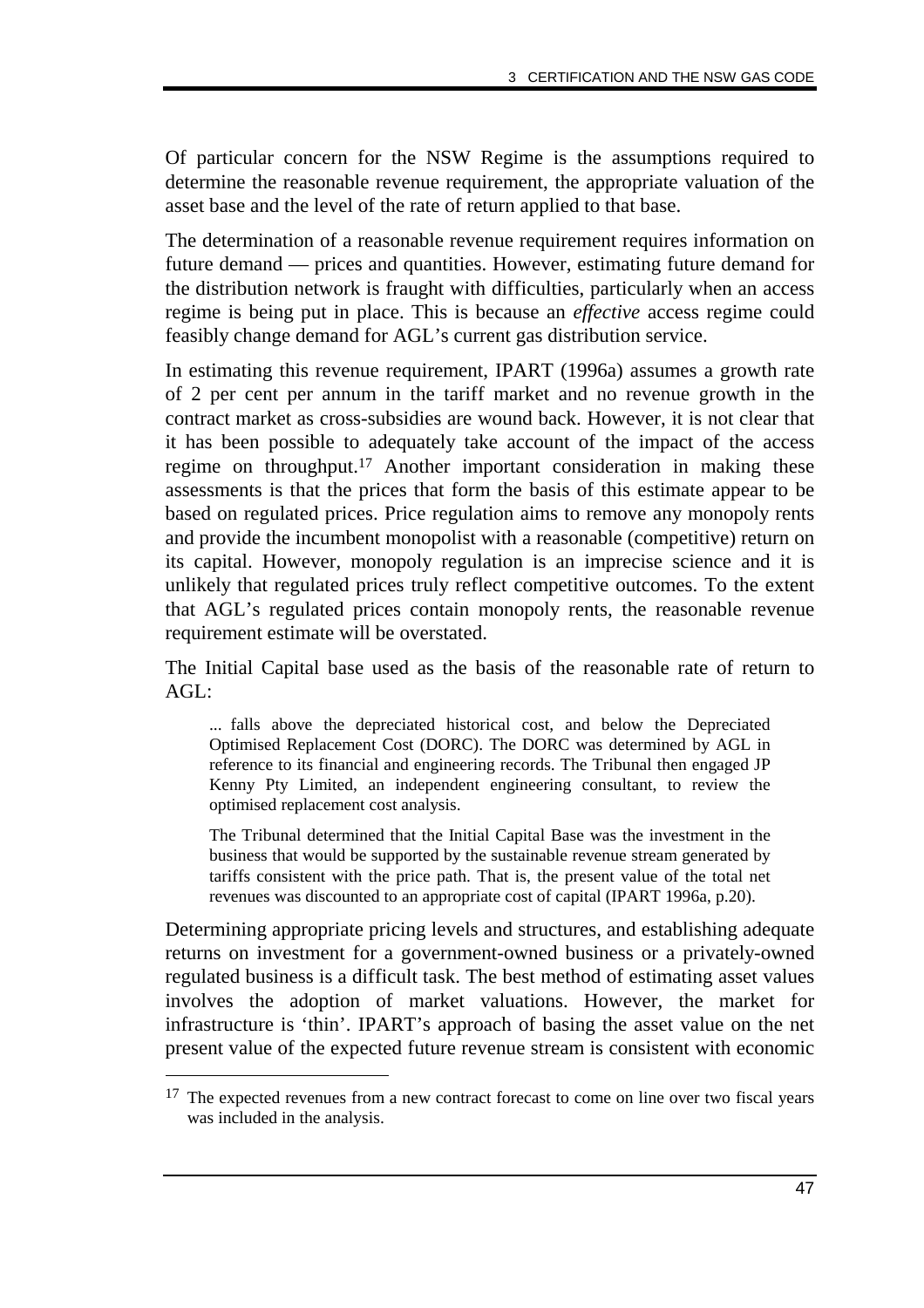Of particular concern for the NSW Regime is the assumptions required to determine the reasonable revenue requirement, the appropriate valuation of the asset base and the level of the rate of return applied to that base.

The determination of a reasonable revenue requirement requires information on future demand — prices and quantities. However, estimating future demand for the distribution network is fraught with difficulties, particularly when an access regime is being put in place. This is because an *effective* access regime could feasibly change demand for AGL's current gas distribution service.

In estimating this revenue requirement, IPART (1996a) assumes a growth rate of 2 per cent per annum in the tariff market and no revenue growth in the contract market as cross-subsidies are wound back. However, it is not clear that it has been possible to adequately take account of the impact of the access regime on throughput.[17] Another important consideration in making these assessments is that the prices that form the basis of this estimate appear to be based on regulated prices. Price regulation aims to remove any monopoly rents and provide the incumbent monopolist with a reasonable (competitive) return on its capital. However, monopoly regulation is an imprecise science and it is unlikely that regulated prices truly reflect competitive outcomes. To the extent that AGL's regulated prices contain monopoly rents, the reasonable revenue requirement estimate will be overstated.

The Initial Capital base used as the basis of the reasonable rate of return to AGL:

> ... falls above the depreciated historical cost, and below the Depreciated Optimised Replacement Cost (DORC). The DORC was determined by AGL in reference to its financial and engineering records. The Tribunal then engaged JP Kenny Pty Limited, an independent engineering consultant, to review the optimised replacement cost analysis.
>
> The Tribunal determined that the Initial Capital Base was the investment in the business that would be supported by the sustainable revenue stream generated by tariffs consistent with the price path. That is, the present value of the total net revenues was discounted to an appropriate cost of capital (IPART 1996a, p.20).

Determining appropriate pricing levels and structures, and establishing adequate returns on investment for a government-owned business or a privately-owned regulated business is a difficult task. The best method of estimating asset values involves the adoption of market valuations. However, the market for infrastructure is 'thin'. IPART's approach of basing the asset value on the net present value of the expected future revenue stream is consistent with economic

---

[17] The expected revenues from a new contract forecast to come on line over two fiscal years was included in the analysis.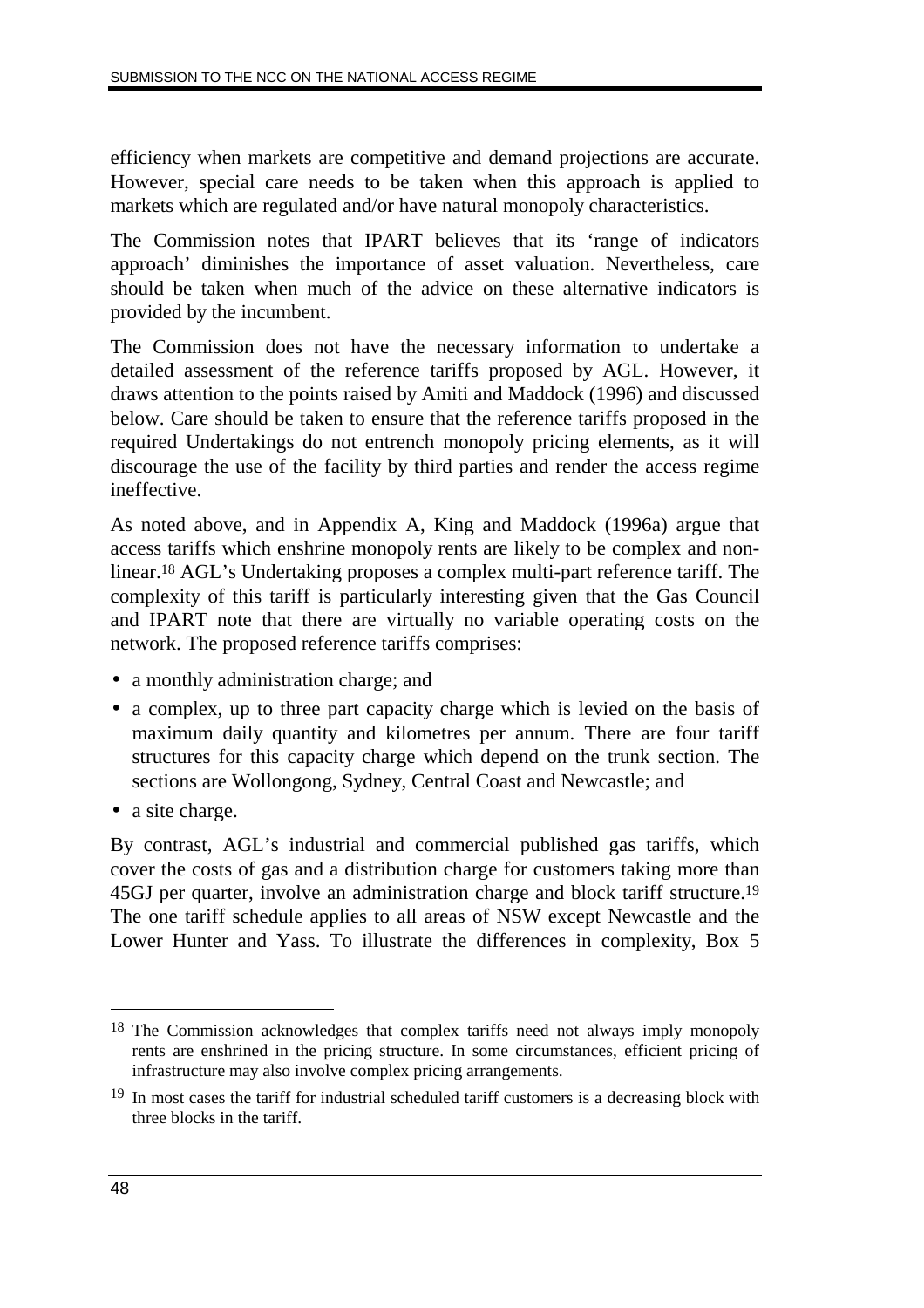efficiency when markets are competitive and demand projections are accurate. However, special care needs to be taken when this approach is applied to markets which are regulated and/or have natural monopoly characteristics.

The Commission notes that IPART believes that its 'range of indicators approach' diminishes the importance of asset valuation. Nevertheless, care should be taken when much of the advice on these alternative indicators is provided by the incumbent.

The Commission does not have the necessary information to undertake a detailed assessment of the reference tariffs proposed by AGL. However, it draws attention to the points raised by Amiti and Maddock (1996) and discussed below. Care should be taken to ensure that the reference tariffs proposed in the required Undertakings do not entrench monopoly pricing elements, as it will discourage the use of the facility by third parties and render the access regime ineffective.

As noted above, and in Appendix A, King and Maddock (1996a) argue that access tariffs which enshrine monopoly rents are likely to be complex and non-linear.[18] AGL's Undertaking proposes a complex multi-part reference tariff. The complexity of this tariff is particularly interesting given that the Gas Council and IPART note that there are virtually no variable operating costs on the network. The proposed reference tariffs comprises:

- a monthly administration charge; and
- a complex, up to three part capacity charge which is levied on the basis of maximum daily quantity and kilometres per annum. There are four tariff structures for this capacity charge which depend on the trunk section. The sections are Wollongong, Sydney, Central Coast and Newcastle; and
- a site charge.

By contrast, AGL's industrial and commercial published gas tariffs, which cover the costs of gas and a distribution charge for customers taking more than 45GJ per quarter, involve an administration charge and block tariff structure.[19] The one tariff schedule applies to all areas of NSW except Newcastle and the Lower Hunter and Yass. To illustrate the differences in complexity, Box 5

---

[18] The Commission acknowledges that complex tariffs need not always imply monopoly rents are enshrined in the pricing structure. In some circumstances, efficient pricing of infrastructure may also involve complex pricing arrangements.

[19] In most cases the tariff for industrial scheduled tariff customers is a decreasing block with three blocks in the tariff.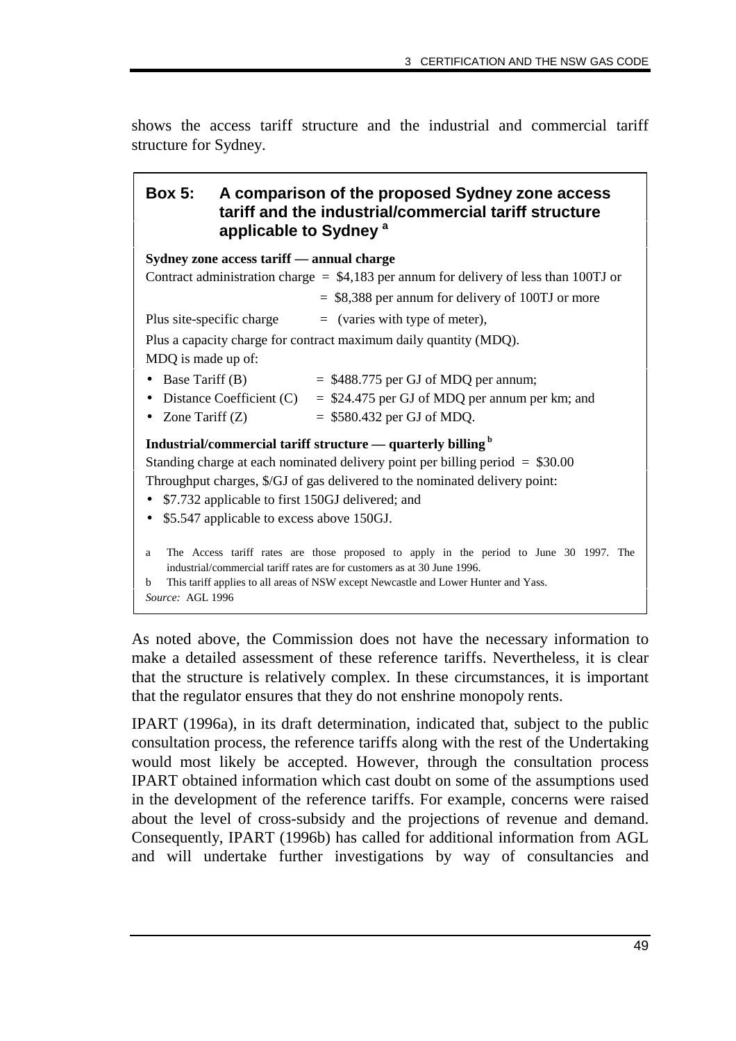shows the access tariff structure and the industrial and commercial tariff structure for Sydney.

### Box 5: A comparison of the proposed Sydney zone access tariff and the industrial/commercial tariff structure applicable to Sydney [a]

**Sydney zone access tariff — annual charge**

Contract administration charge = $4,183 per annum for delivery of less than 100TJ or

= $8,388 per annum for delivery of 100TJ or more

Plus site-specific charge = (varies with type of meter),

Plus a capacity charge for contract maximum daily quantity (MDQ).

MDQ is made up of:

- Base Tariff (B) = $488.775 per GJ of MDQ per annum;
- Distance Coefficient (C) = $24.475 per GJ of MDQ per annum per km; and
- Zone Tariff (Z) = $580.432 per GJ of MDQ.

**Industrial/commercial tariff structure — quarterly billing [b]**

Standing charge at each nominated delivery point per billing period = $30.00

Throughput charges, $/GJ of gas delivered to the nominated delivery point:

- $7.732 applicable to first 150GJ delivered; and
- $5.547 applicable to excess above 150GJ.

a The Access tariff rates are those proposed to apply in the period to June 30 1997. The industrial/commercial tariff rates are for customers as at 30 June 1996.

b This tariff applies to all areas of NSW except Newcastle and Lower Hunter and Yass.

*Source:* AGL 1996

As noted above, the Commission does not have the necessary information to make a detailed assessment of these reference tariffs. Nevertheless, it is clear that the structure is relatively complex. In these circumstances, it is important that the regulator ensures that they do not enshrine monopoly rents.

IPART (1996a), in its draft determination, indicated that, subject to the public consultation process, the reference tariffs along with the rest of the Undertaking would most likely be accepted. However, through the consultation process IPART obtained information which cast doubt on some of the assumptions used in the development of the reference tariffs. For example, concerns were raised about the level of cross-subsidy and the projections of revenue and demand. Consequently, IPART (1996b) has called for additional information from AGL and will undertake further investigations by way of consultancies and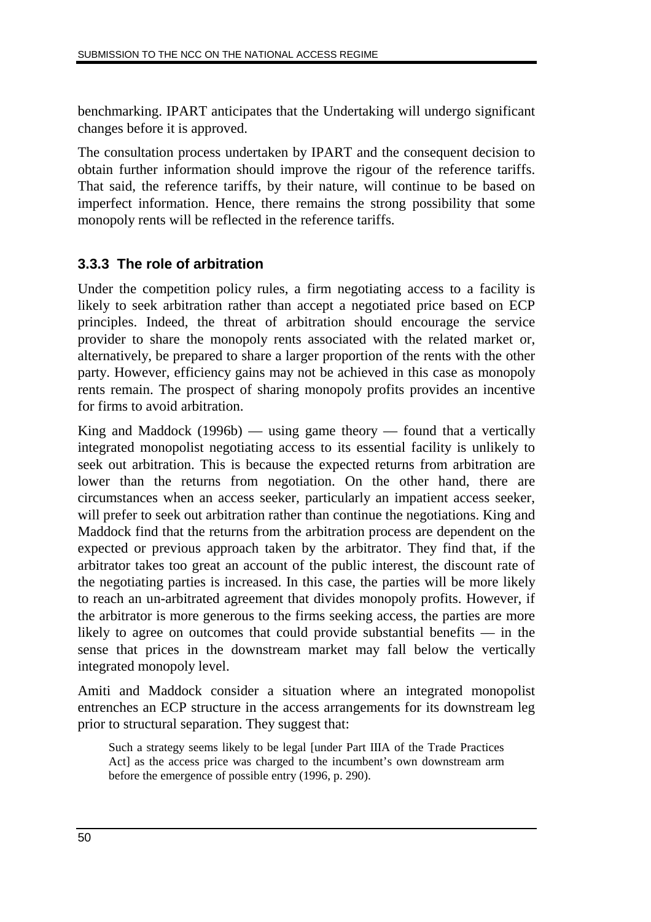benchmarking. IPART anticipates that the Undertaking will undergo significant changes before it is approved.

The consultation process undertaken by IPART and the consequent decision to obtain further information should improve the rigour of the reference tariffs. That said, the reference tariffs, by their nature, will continue to be based on imperfect information. Hence, there remains the strong possibility that some monopoly rents will be reflected in the reference tariffs.

### 3.3.3 The role of arbitration

Under the competition policy rules, a firm negotiating access to a facility is likely to seek arbitration rather than accept a negotiated price based on ECP principles. Indeed, the threat of arbitration should encourage the service provider to share the monopoly rents associated with the related market or, alternatively, be prepared to share a larger proportion of the rents with the other party. However, efficiency gains may not be achieved in this case as monopoly rents remain. The prospect of sharing monopoly profits provides an incentive for firms to avoid arbitration.

King and Maddock (1996b) — using game theory — found that a vertically integrated monopolist negotiating access to its essential facility is unlikely to seek out arbitration. This is because the expected returns from arbitration are lower than the returns from negotiation. On the other hand, there are circumstances when an access seeker, particularly an impatient access seeker, will prefer to seek out arbitration rather than continue the negotiations. King and Maddock find that the returns from the arbitration process are dependent on the expected or previous approach taken by the arbitrator. They find that, if the arbitrator takes too great an account of the public interest, the discount rate of the negotiating parties is increased. In this case, the parties will be more likely to reach an un-arbitrated agreement that divides monopoly profits. However, if the arbitrator is more generous to the firms seeking access, the parties are more likely to agree on outcomes that could provide substantial benefits — in the sense that prices in the downstream market may fall below the vertically integrated monopoly level.

Amiti and Maddock consider a situation where an integrated monopolist entrenches an ECP structure in the access arrangements for its downstream leg prior to structural separation. They suggest that:

> Such a strategy seems likely to be legal [under Part IIIA of the Trade Practices Act] as the access price was charged to the incumbent's own downstream arm before the emergence of possible entry (1996, p. 290).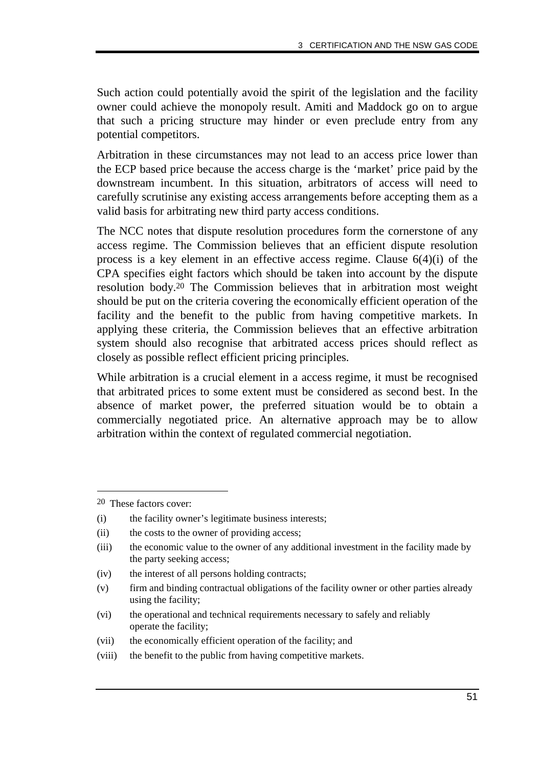Such action could potentially avoid the spirit of the legislation and the facility owner could achieve the monopoly result. Amiti and Maddock go on to argue that such a pricing structure may hinder or even preclude entry from any potential competitors.

Arbitration in these circumstances may not lead to an access price lower than the ECP based price because the access charge is the 'market' price paid by the downstream incumbent. In this situation, arbitrators of access will need to carefully scrutinise any existing access arrangements before accepting them as a valid basis for arbitrating new third party access conditions.

The NCC notes that dispute resolution procedures form the cornerstone of any access regime. The Commission believes that an efficient dispute resolution process is a key element in an effective access regime. Clause 6(4)(i) of the CPA specifies eight factors which should be taken into account by the dispute resolution body.[20] The Commission believes that in arbitration most weight should be put on the criteria covering the economically efficient operation of the facility and the benefit to the public from having competitive markets. In applying these criteria, the Commission believes that an effective arbitration system should also recognise that arbitrated access prices should reflect as closely as possible reflect efficient pricing principles.

While arbitration is a crucial element in a access regime, it must be recognised that arbitrated prices to some extent must be considered as second best. In the absence of market power, the preferred situation would be to obtain a commercially negotiated price. An alternative approach may be to allow arbitration within the context of regulated commercial negotiation.

---

[20] These factors cover:

(i) the facility owner's legitimate business interests;

(ii) the costs to the owner of providing access;

(iii) the economic value to the owner of any additional investment in the facility made by the party seeking access;

(iv) the interest of all persons holding contracts;

(v) firm and binding contractual obligations of the facility owner or other parties already using the facility;

(vi) the operational and technical requirements necessary to safely and reliably operate the facility;

(vii) the economically efficient operation of the facility; and

(viii) the benefit to the public from having competitive markets.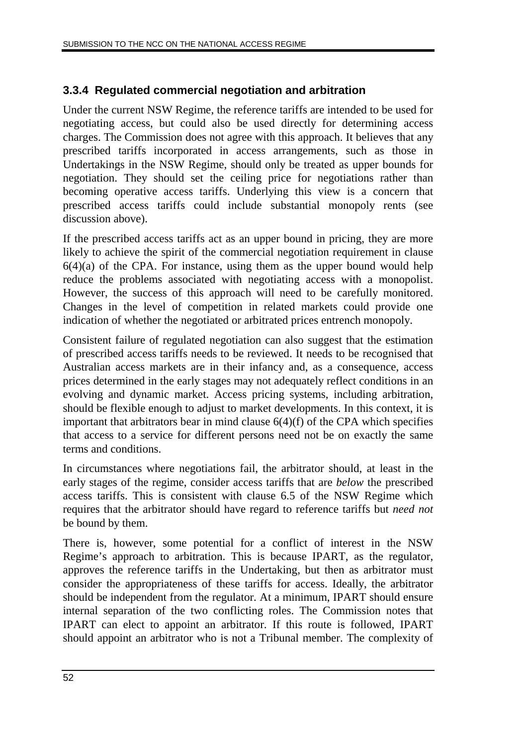### 3.3.4 Regulated commercial negotiation and arbitration

Under the current NSW Regime, the reference tariffs are intended to be used for negotiating access, but could also be used directly for determining access charges. The Commission does not agree with this approach. It believes that any prescribed tariffs incorporated in access arrangements, such as those in Undertakings in the NSW Regime, should only be treated as upper bounds for negotiation. They should set the ceiling price for negotiations rather than becoming operative access tariffs. Underlying this view is a concern that prescribed access tariffs could include substantial monopoly rents (see discussion above).

If the prescribed access tariffs act as an upper bound in pricing, they are more likely to achieve the spirit of the commercial negotiation requirement in clause 6(4)(a) of the CPA. For instance, using them as the upper bound would help reduce the problems associated with negotiating access with a monopolist. However, the success of this approach will need to be carefully monitored. Changes in the level of competition in related markets could provide one indication of whether the negotiated or arbitrated prices entrench monopoly.

Consistent failure of regulated negotiation can also suggest that the estimation of prescribed access tariffs needs to be reviewed. It needs to be recognised that Australian access markets are in their infancy and, as a consequence, access prices determined in the early stages may not adequately reflect conditions in an evolving and dynamic market. Access pricing systems, including arbitration, should be flexible enough to adjust to market developments. In this context, it is important that arbitrators bear in mind clause 6(4)(f) of the CPA which specifies that access to a service for different persons need not be on exactly the same terms and conditions.

In circumstances where negotiations fail, the arbitrator should, at least in the early stages of the regime, consider access tariffs that are *below* the prescribed access tariffs. This is consistent with clause 6.5 of the NSW Regime which requires that the arbitrator should have regard to reference tariffs but *need not* be bound by them.

There is, however, some potential for a conflict of interest in the NSW Regime's approach to arbitration. This is because IPART, as the regulator, approves the reference tariffs in the Undertaking, but then as arbitrator must consider the appropriateness of these tariffs for access. Ideally, the arbitrator should be independent from the regulator. At a minimum, IPART should ensure internal separation of the two conflicting roles. The Commission notes that IPART can elect to appoint an arbitrator. If this route is followed, IPART should appoint an arbitrator who is not a Tribunal member. The complexity of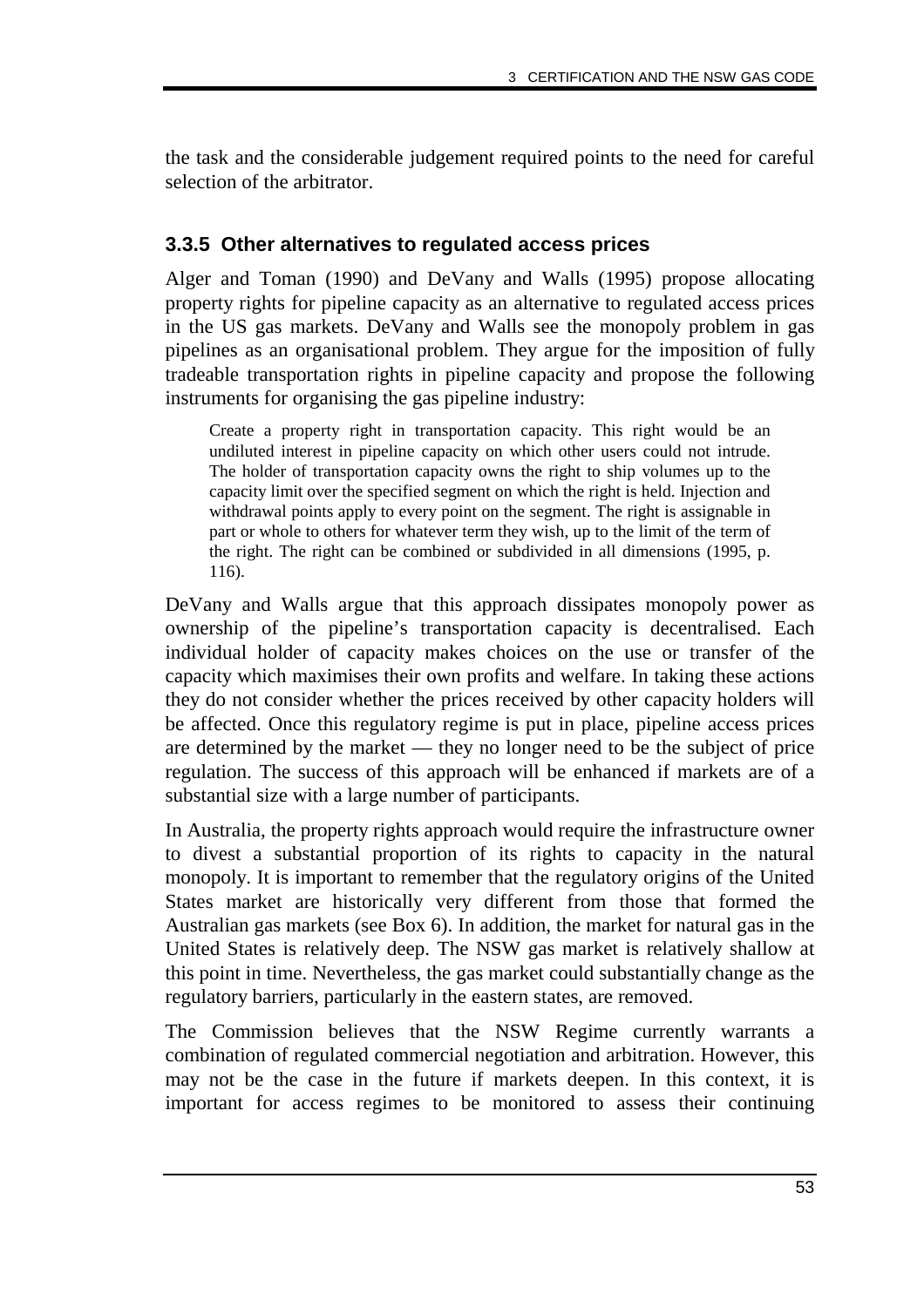the task and the considerable judgement required points to the need for careful selection of the arbitrator.

### 3.3.5 Other alternatives to regulated access prices

Alger and Toman (1990) and DeVany and Walls (1995) propose allocating property rights for pipeline capacity as an alternative to regulated access prices in the US gas markets. DeVany and Walls see the monopoly problem in gas pipelines as an organisational problem. They argue for the imposition of fully tradeable transportation rights in pipeline capacity and propose the following instruments for organising the gas pipeline industry:

> Create a property right in transportation capacity. This right would be an undiluted interest in pipeline capacity on which other users could not intrude. The holder of transportation capacity owns the right to ship volumes up to the capacity limit over the specified segment on which the right is held. Injection and withdrawal points apply to every point on the segment. The right is assignable in part or whole to others for whatever term they wish, up to the limit of the term of the right. The right can be combined or subdivided in all dimensions (1995, p. 116).

DeVany and Walls argue that this approach dissipates monopoly power as ownership of the pipeline's transportation capacity is decentralised. Each individual holder of capacity makes choices on the use or transfer of the capacity which maximises their own profits and welfare. In taking these actions they do not consider whether the prices received by other capacity holders will be affected. Once this regulatory regime is put in place, pipeline access prices are determined by the market — they no longer need to be the subject of price regulation. The success of this approach will be enhanced if markets are of a substantial size with a large number of participants.

In Australia, the property rights approach would require the infrastructure owner to divest a substantial proportion of its rights to capacity in the natural monopoly. It is important to remember that the regulatory origins of the United States market are historically very different from those that formed the Australian gas markets (see Box 6). In addition, the market for natural gas in the United States is relatively deep. The NSW gas market is relatively shallow at this point in time. Nevertheless, the gas market could substantially change as the regulatory barriers, particularly in the eastern states, are removed.

The Commission believes that the NSW Regime currently warrants a combination of regulated commercial negotiation and arbitration. However, this may not be the case in the future if markets deepen. In this context, it is important for access regimes to be monitored to assess their continuing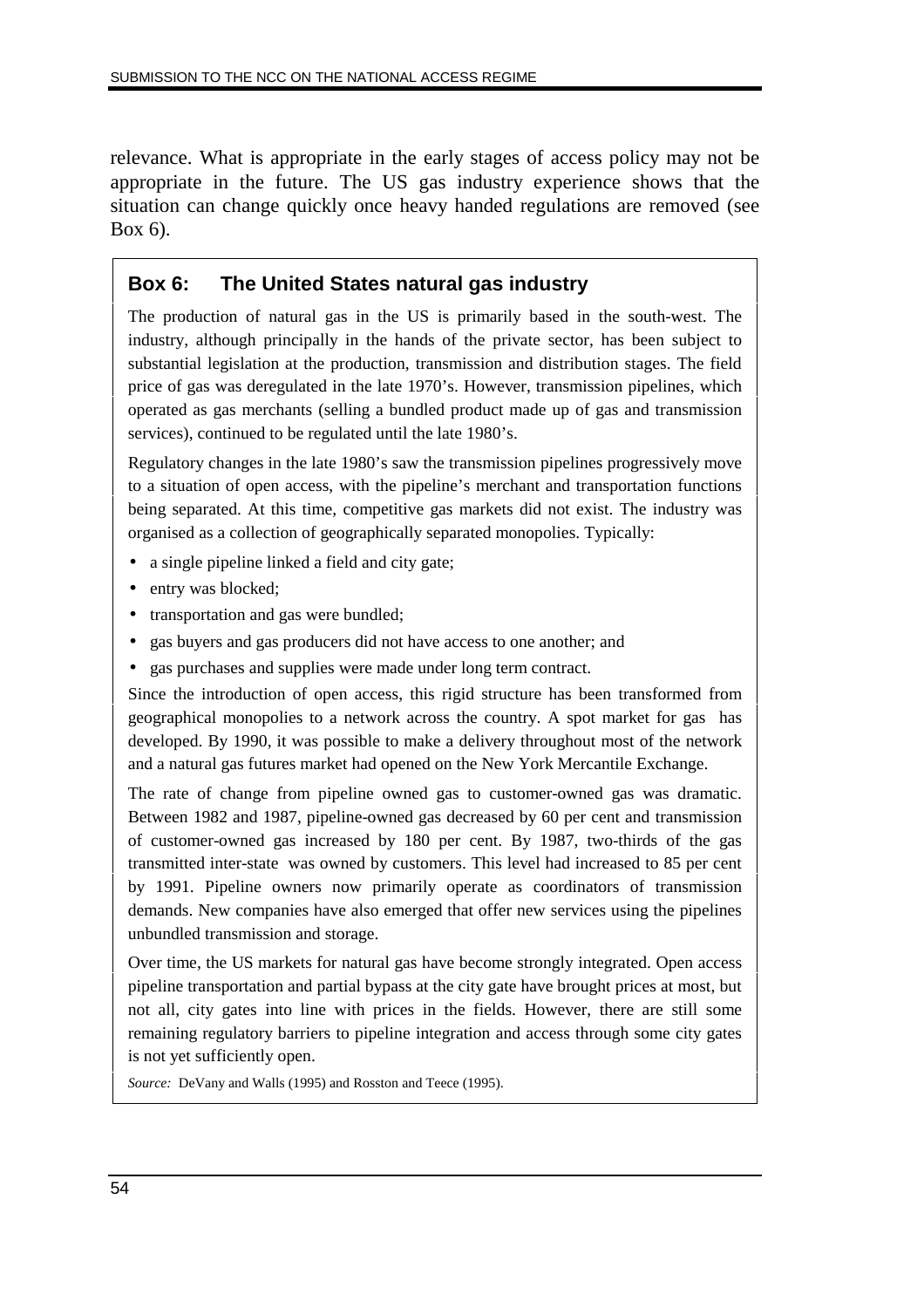relevance. What is appropriate in the early stages of access policy may not be appropriate in the future. The US gas industry experience shows that the situation can change quickly once heavy handed regulations are removed (see Box 6).

### Box 6: The United States natural gas industry

The production of natural gas in the US is primarily based in the south-west. The industry, although principally in the hands of the private sector, has been subject to substantial legislation at the production, transmission and distribution stages. The field price of gas was deregulated in the late 1970's. However, transmission pipelines, which operated as gas merchants (selling a bundled product made up of gas and transmission services), continued to be regulated until the late 1980's.

Regulatory changes in the late 1980's saw the transmission pipelines progressively move to a situation of open access, with the pipeline's merchant and transportation functions being separated. At this time, competitive gas markets did not exist. The industry was organised as a collection of geographically separated monopolies. Typically:

- a single pipeline linked a field and city gate;
- entry was blocked;
- transportation and gas were bundled;
- gas buyers and gas producers did not have access to one another; and
- gas purchases and supplies were made under long term contract.

Since the introduction of open access, this rigid structure has been transformed from geographical monopolies to a network across the country. A spot market for gas has developed. By 1990, it was possible to make a delivery throughout most of the network and a natural gas futures market had opened on the New York Mercantile Exchange.

The rate of change from pipeline owned gas to customer-owned gas was dramatic. Between 1982 and 1987, pipeline-owned gas decreased by 60 per cent and transmission of customer-owned gas increased by 180 per cent. By 1987, two-thirds of the gas transmitted inter-state was owned by customers. This level had increased to 85 per cent by 1991. Pipeline owners now primarily operate as coordinators of transmission demands. New companies have also emerged that offer new services using the pipelines unbundled transmission and storage.

Over time, the US markets for natural gas have become strongly integrated. Open access pipeline transportation and partial bypass at the city gate have brought prices at most, but not all, city gates into line with prices in the fields. However, there are still some remaining regulatory barriers to pipeline integration and access through some city gates is not yet sufficiently open.

*Source:* DeVany and Walls (1995) and Rosston and Teece (1995).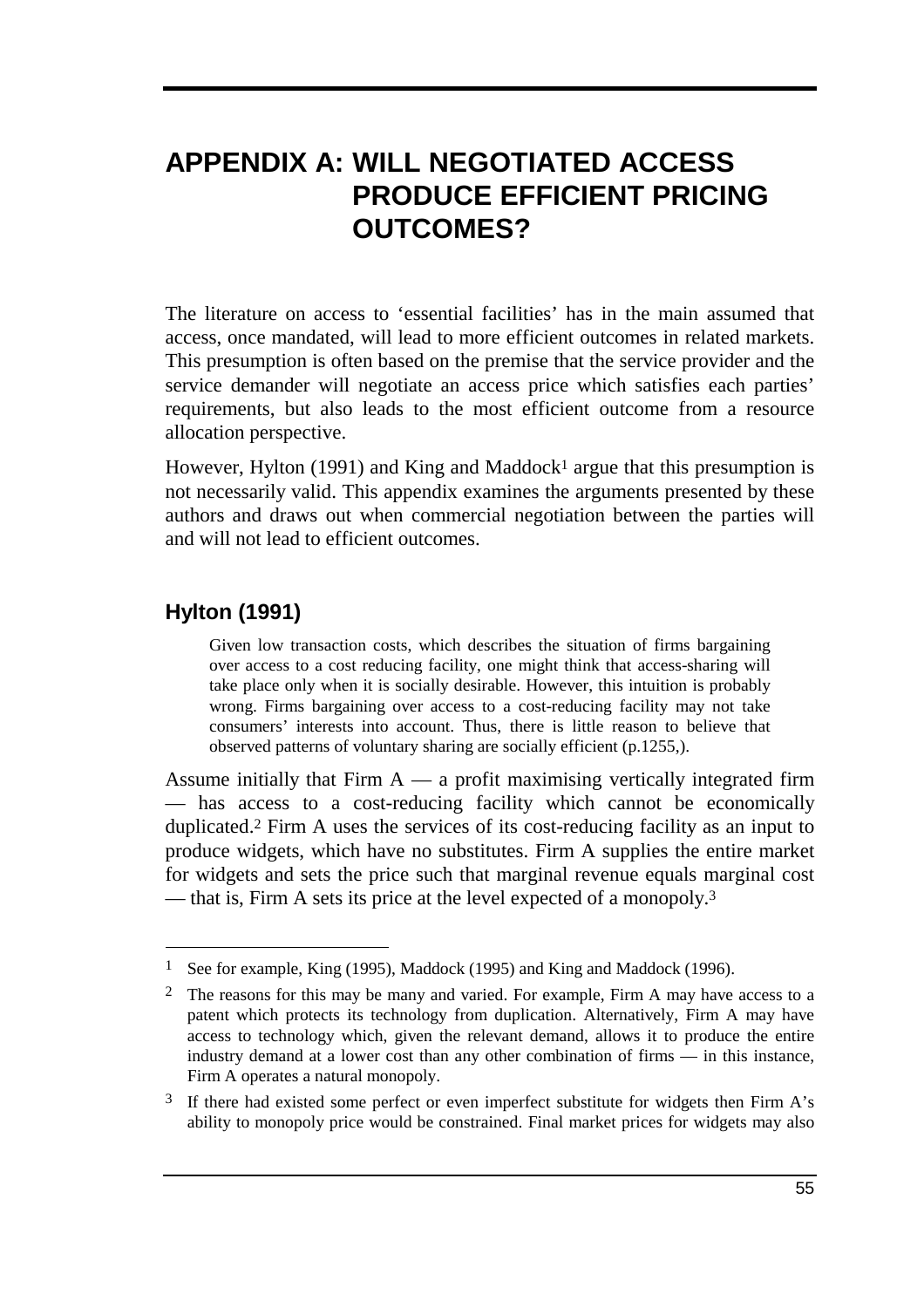# APPENDIX A: WILL NEGOTIATED ACCESS PRODUCE EFFICIENT PRICING OUTCOMES?

The literature on access to 'essential facilities' has in the main assumed that access, once mandated, will lead to more efficient outcomes in related markets. This presumption is often based on the premise that the service provider and the service demander will negotiate an access price which satisfies each parties' requirements, but also leads to the most efficient outcome from a resource allocation perspective.

However, Hylton (1991) and King and Maddock[1] argue that this presumption is not necessarily valid. This appendix examines the arguments presented by these authors and draws out when commercial negotiation between the parties will and will not lead to efficient outcomes.

## Hylton (1991)

> Given low transaction costs, which describes the situation of firms bargaining over access to a cost reducing facility, one might think that access-sharing will take place only when it is socially desirable. However, this intuition is probably wrong. Firms bargaining over access to a cost-reducing facility may not take consumers' interests into account. Thus, there is little reason to believe that observed patterns of voluntary sharing are socially efficient (p.1255,).

Assume initially that Firm A — a profit maximising vertically integrated firm — has access to a cost-reducing facility which cannot be economically duplicated.[2] Firm A uses the services of its cost-reducing facility as an input to produce widgets, which have no substitutes. Firm A supplies the entire market for widgets and sets the price such that marginal revenue equals marginal cost — that is, Firm A sets its price at the level expected of a monopoly.[3]

---

[1] See for example, King (1995), Maddock (1995) and King and Maddock (1996).

[2] The reasons for this may be many and varied. For example, Firm A may have access to a patent which protects its technology from duplication. Alternatively, Firm A may have access to technology which, given the relevant demand, allows it to produce the entire industry demand at a lower cost than any other combination of firms — in this instance, Firm A operates a natural monopoly.

[3] If there had existed some perfect or even imperfect substitute for widgets then Firm A's ability to monopoly price would be constrained. Final market prices for widgets may also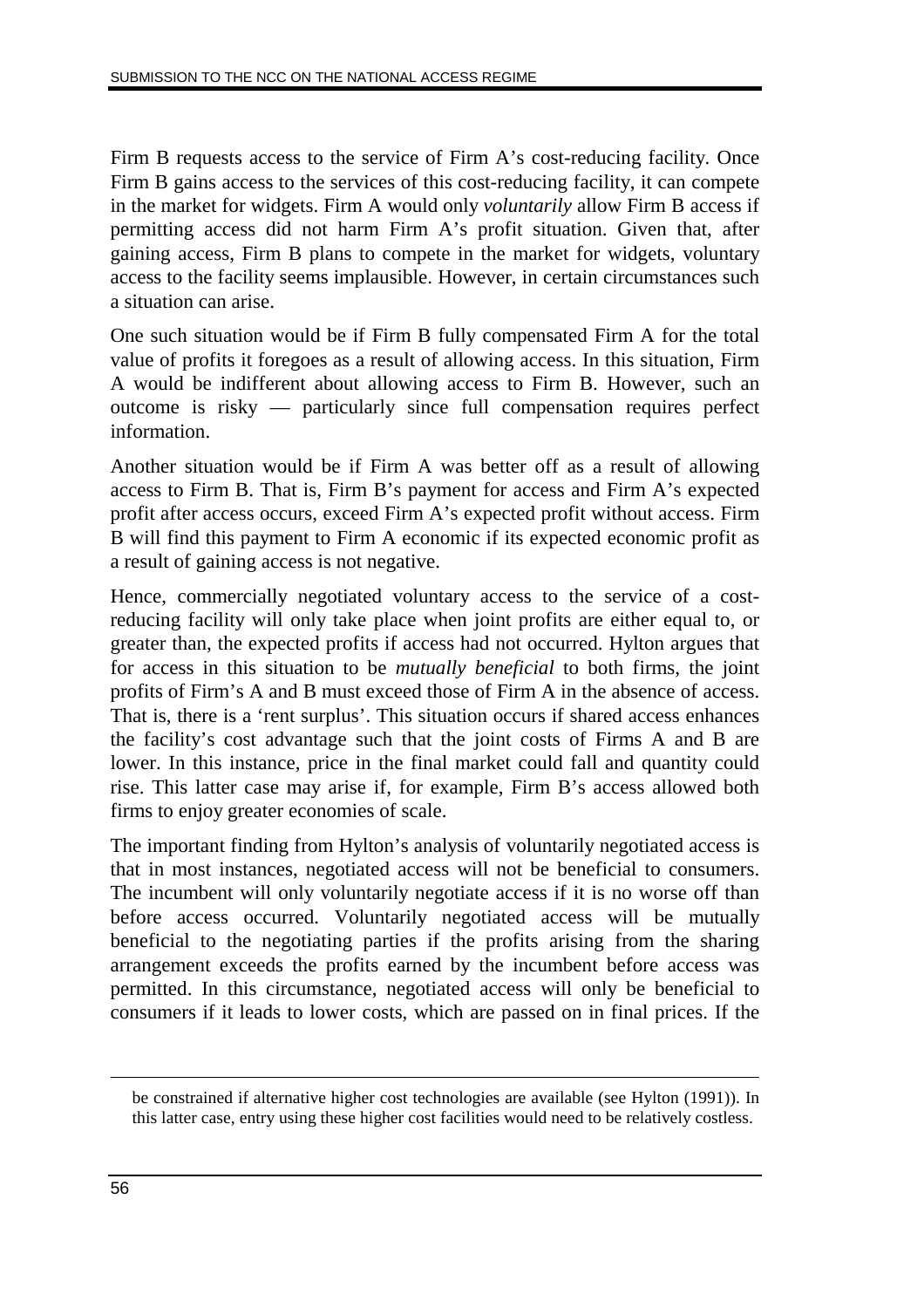Firm B requests access to the service of Firm A's cost-reducing facility. Once Firm B gains access to the services of this cost-reducing facility, it can compete in the market for widgets. Firm A would only *voluntarily* allow Firm B access if permitting access did not harm Firm A's profit situation. Given that, after gaining access, Firm B plans to compete in the market for widgets, voluntary access to the facility seems implausible. However, in certain circumstances such a situation can arise.

One such situation would be if Firm B fully compensated Firm A for the total value of profits it foregoes as a result of allowing access. In this situation, Firm A would be indifferent about allowing access to Firm B. However, such an outcome is risky — particularly since full compensation requires perfect information.

Another situation would be if Firm A was better off as a result of allowing access to Firm B. That is, Firm B's payment for access and Firm A's expected profit after access occurs, exceed Firm A's expected profit without access. Firm B will find this payment to Firm A economic if its expected economic profit as a result of gaining access is not negative.

Hence, commercially negotiated voluntary access to the service of a cost-reducing facility will only take place when joint profits are either equal to, or greater than, the expected profits if access had not occurred. Hylton argues that for access in this situation to be *mutually beneficial* to both firms, the joint profits of Firm's A and B must exceed those of Firm A in the absence of access. That is, there is a 'rent surplus'. This situation occurs if shared access enhances the facility's cost advantage such that the joint costs of Firms A and B are lower. In this instance, price in the final market could fall and quantity could rise. This latter case may arise if, for example, Firm B's access allowed both firms to enjoy greater economies of scale.

The important finding from Hylton's analysis of voluntarily negotiated access is that in most instances, negotiated access will not be beneficial to consumers. The incumbent will only voluntarily negotiate access if it is no worse off than before access occurred. Voluntarily negotiated access will be mutually beneficial to the negotiating parties if the profits arising from the sharing arrangement exceeds the profits earned by the incumbent before access was permitted. In this circumstance, negotiated access will only be beneficial to consumers if it leads to lower costs, which are passed on in final prices. If the

be constrained if alternative higher cost technologies are available (see Hylton (1991)). In this latter case, entry using these higher cost facilities would need to be relatively costless.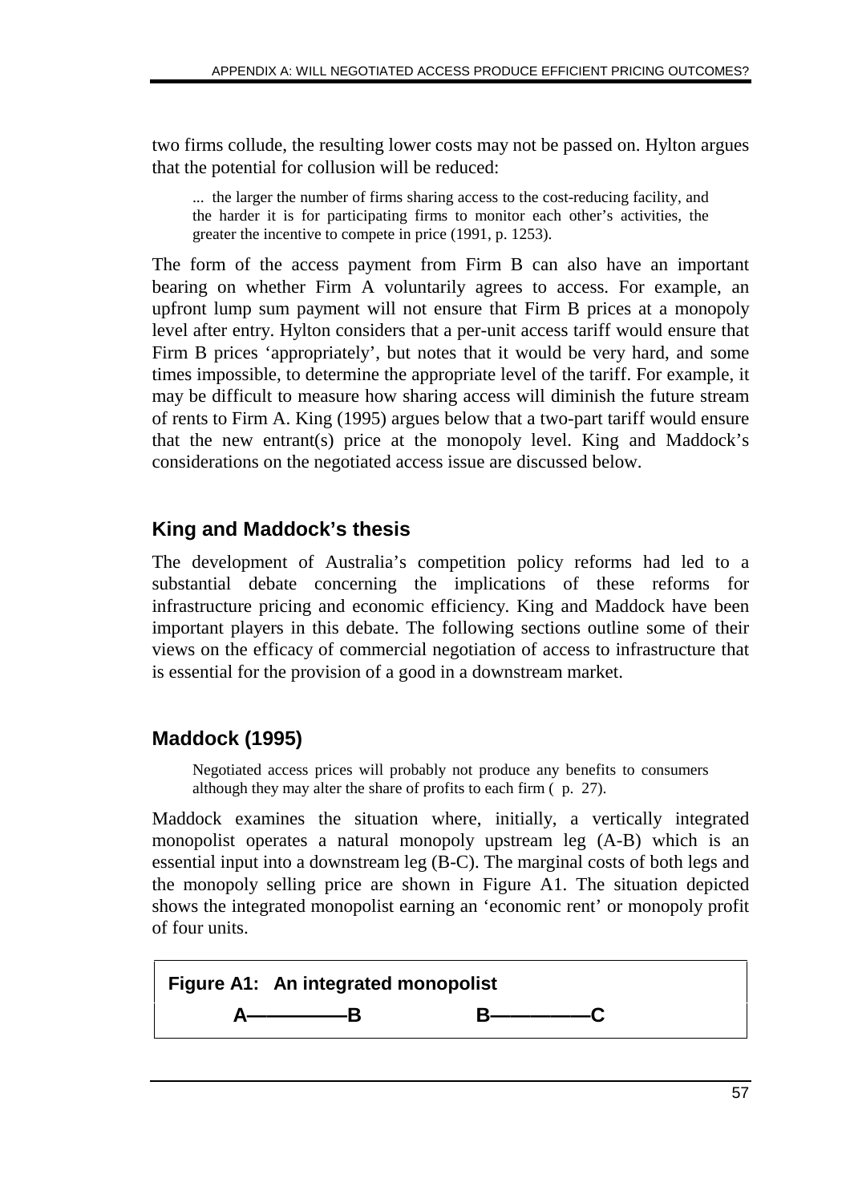two firms collude, the resulting lower costs may not be passed on. Hylton argues that the potential for collusion will be reduced:

> ... the larger the number of firms sharing access to the cost-reducing facility, and the harder it is for participating firms to monitor each other's activities, the greater the incentive to compete in price (1991, p. 1253).

The form of the access payment from Firm B can also have an important bearing on whether Firm A voluntarily agrees to access. For example, an upfront lump sum payment will not ensure that Firm B prices at a monopoly level after entry. Hylton considers that a per-unit access tariff would ensure that Firm B prices 'appropriately', but notes that it would be very hard, and some times impossible, to determine the appropriate level of the tariff. For example, it may be difficult to measure how sharing access will diminish the future stream of rents to Firm A. King (1995) argues below that a two-part tariff would ensure that the new entrant(s) price at the monopoly level. King and Maddock's considerations on the negotiated access issue are discussed below.

## King and Maddock's thesis

The development of Australia's competition policy reforms had led to a substantial debate concerning the implications of these reforms for infrastructure pricing and economic efficiency. King and Maddock have been important players in this debate. The following sections outline some of their views on the efficacy of commercial negotiation of access to infrastructure that is essential for the provision of a good in a downstream market.

## Maddock (1995)

> Negotiated access prices will probably not produce any benefits to consumers although they may alter the share of profits to each firm ( p. 27).

Maddock examines the situation where, initially, a vertically integrated monopolist operates a natural monopoly upstream leg (A-B) which is an essential input into a downstream leg (B-C). The marginal costs of both legs and the monopoly selling price are shown in Figure A1. The situation depicted shows the integrated monopolist earning an 'economic rent' or monopoly profit of four units.

**Figure A1: An integrated monopolist**

A—————B B—————C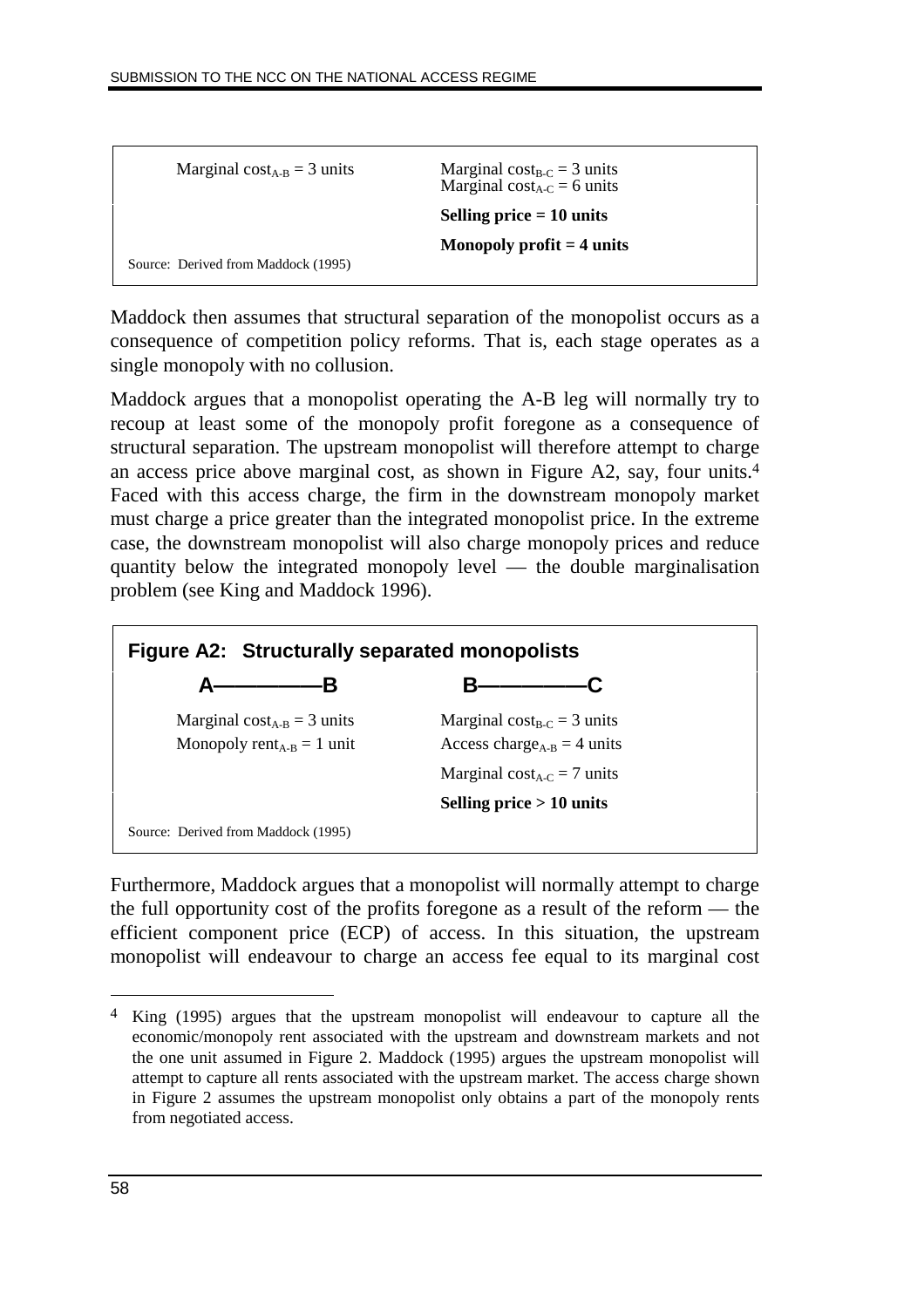| | |
|---|---|
| Marginal $\text{cost}_{A\text{-}B}$ = 3 units | Marginal $\text{cost}_{B\text{-}C}$ = 3 units<br>Marginal $\text{cost}_{A\text{-}C}$ = 6 units |
| | **Selling price = 10 units** |
| | **Monopoly profit = 4 units** |

Source: Derived from Maddock (1995)

Maddock then assumes that structural separation of the monopolist occurs as a consequence of competition policy reforms. That is, each stage operates as a single monopoly with no collusion.

Maddock argues that a monopolist operating the A-B leg will normally try to recoup at least some of the monopoly profit foregone as a consequence of structural separation. The upstream monopolist will therefore attempt to charge an access price above marginal cost, as shown in Figure A2, say, four units.[4] Faced with this access charge, the firm in the downstream monopoly market must charge a price greater than the integrated monopolist price. In the extreme case, the downstream monopolist will also charge monopoly prices and reduce quantity below the integrated monopoly level — the double marginalisation problem (see King and Maddock 1996).

**Figure A2: Structurally separated monopolists**

| A————B | B————C |
|---|---|
| Marginal $\text{cost}_{A\text{-}B}$ = 3 units | Marginal $\text{cost}_{B\text{-}C}$ = 3 units |
| Monopoly $\text{rent}_{A\text{-}B}$ = 1 unit | Access $\text{charge}_{A\text{-}B}$ = 4 units |
| | Marginal $\text{cost}_{A\text{-}C}$ = 7 units |
| | **Selling price > 10 units** |

Source: Derived from Maddock (1995)

Furthermore, Maddock argues that a monopolist will normally attempt to charge the full opportunity cost of the profits foregone as a result of the reform — the efficient component price (ECP) of access. In this situation, the upstream monopolist will endeavour to charge an access fee equal to its marginal cost

---

[4] King (1995) argues that the upstream monopolist will endeavour to capture all the economic/monopoly rent associated with the upstream and downstream markets and not the one unit assumed in Figure 2. Maddock (1995) argues the upstream monopolist will attempt to capture all rents associated with the upstream market. The access charge shown in Figure 2 assumes the upstream monopolist only obtains a part of the monopoly rents from negotiated access.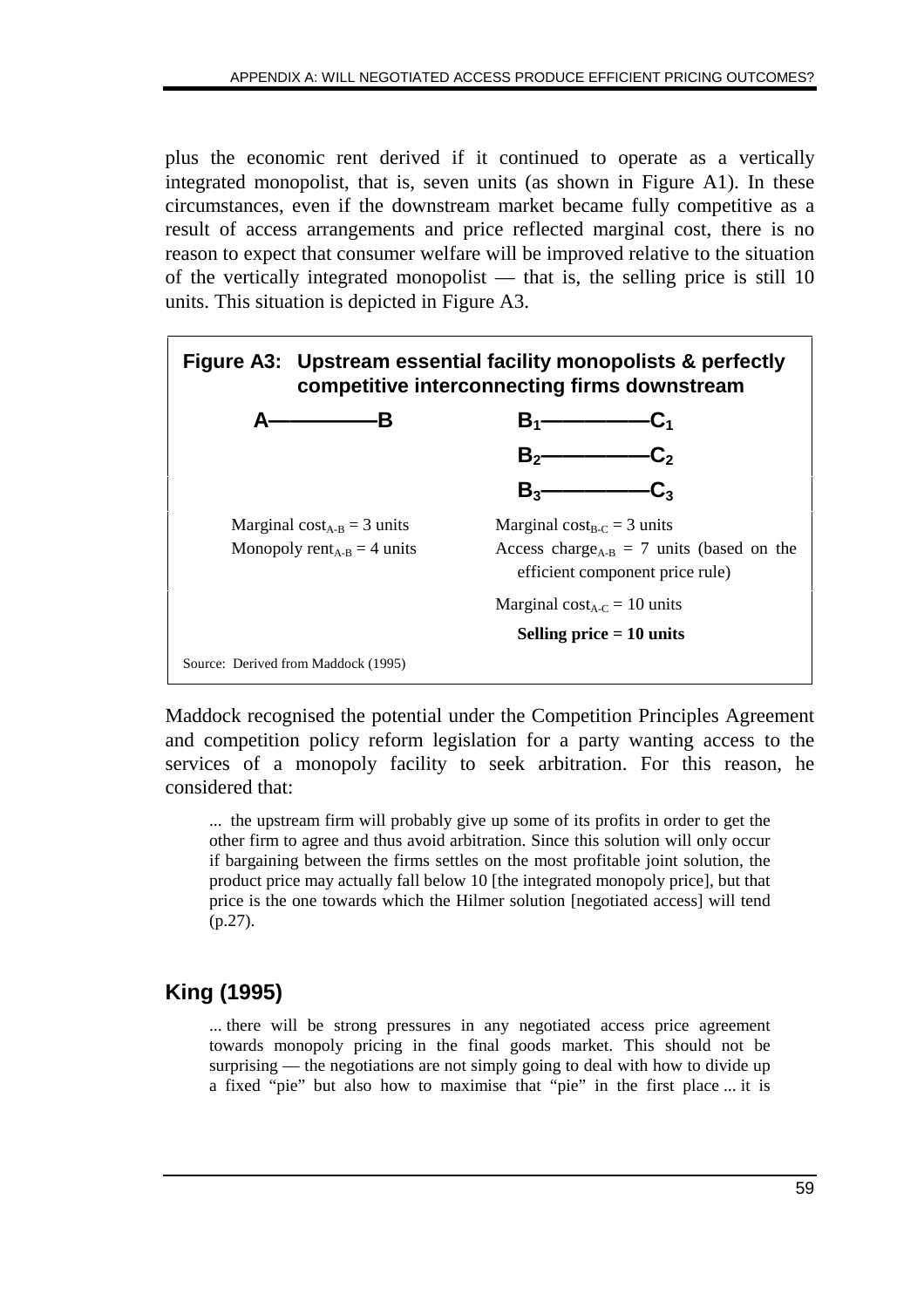plus the economic rent derived if it continued to operate as a vertically integrated monopolist, that is, seven units (as shown in Figure A1). In these circumstances, even if the downstream market became fully competitive as a result of access arrangements and price reflected marginal cost, there is no reason to expect that consumer welfare will be improved relative to the situation of the vertically integrated monopolist — that is, the selling price is still 10 units. This situation is depicted in Figure A3.

**Figure A3: Upstream essential facility monopolists & perfectly competitive interconnecting firms downstream**

| A————B | $B_1$————$C_1$ |
|---|---|
| | $B_2$————$C_2$ |
| | $B_3$————$C_3$ |
| Marginal $\text{cost}_{A\text{-}B}$ = 3 units | Marginal $\text{cost}_{B\text{-}C}$ = 3 units |
| Monopoly $\text{rent}_{A\text{-}B}$ = 4 units | Access $\text{charge}_{A\text{-}B}$ = 7 units (based on the efficient component price rule) |
| | Marginal $\text{cost}_{A\text{-}C}$ = 10 units |
| | **Selling price = 10 units** |

Source: Derived from Maddock (1995)

Maddock recognised the potential under the Competition Principles Agreement and competition policy reform legislation for a party wanting access to the services of a monopoly facility to seek arbitration. For this reason, he considered that:

> ... the upstream firm will probably give up some of its profits in order to get the other firm to agree and thus avoid arbitration. Since this solution will only occur if bargaining between the firms settles on the most profitable joint solution, the product price may actually fall below 10 [the integrated monopoly price], but that price is the one towards which the Hilmer solution [negotiated access] will tend (p.27).

## King (1995)

> ... there will be strong pressures in any negotiated access price agreement towards monopoly pricing in the final goods market. This should not be surprising — the negotiations are not simply going to deal with how to divide up a fixed "pie" but also how to maximise that "pie" in the first place ... it is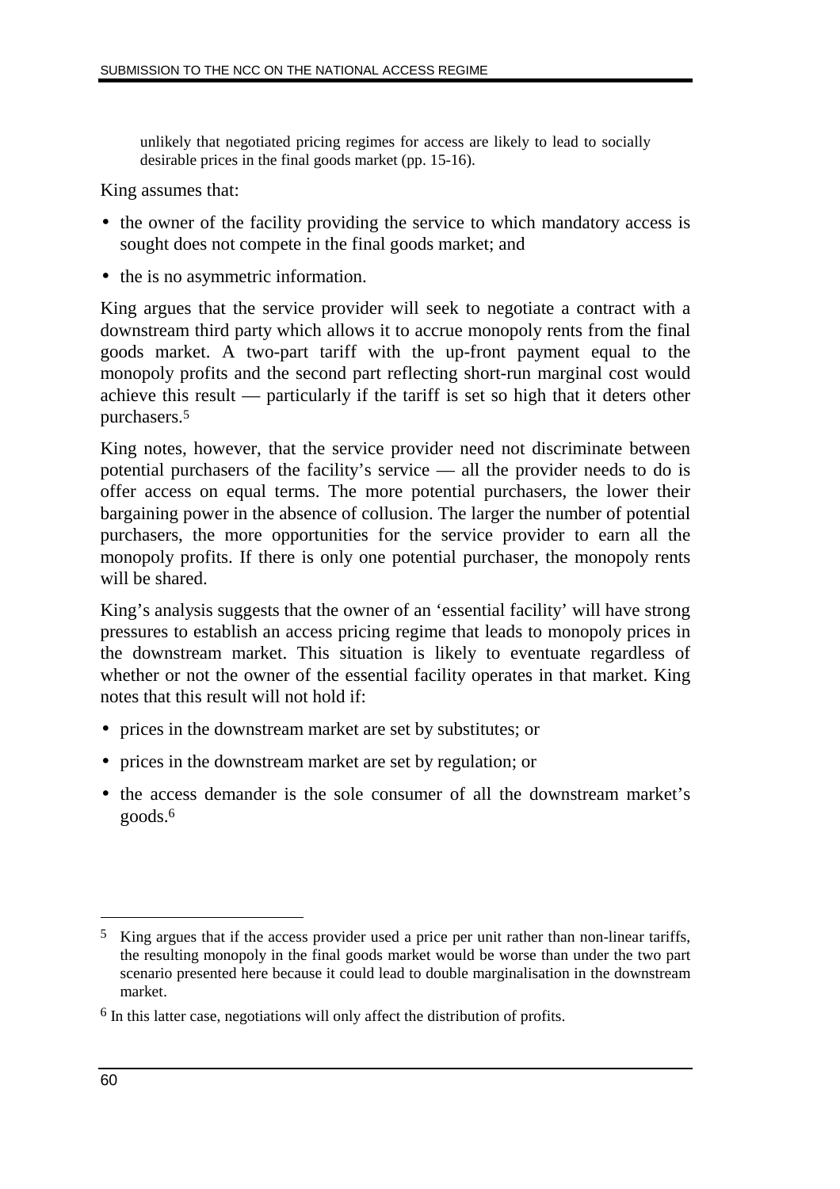> unlikely that negotiated pricing regimes for access are likely to lead to socially desirable prices in the final goods market (pp. 15-16).

King assumes that:

- the owner of the facility providing the service to which mandatory access is sought does not compete in the final goods market; and
- the is no asymmetric information.

King argues that the service provider will seek to negotiate a contract with a downstream third party which allows it to accrue monopoly rents from the final goods market. A two-part tariff with the up-front payment equal to the monopoly profits and the second part reflecting short-run marginal cost would achieve this result — particularly if the tariff is set so high that it deters other purchasers.[5]

King notes, however, that the service provider need not discriminate between potential purchasers of the facility's service — all the provider needs to do is offer access on equal terms. The more potential purchasers, the lower their bargaining power in the absence of collusion. The larger the number of potential purchasers, the more opportunities for the service provider to earn all the monopoly profits. If there is only one potential purchaser, the monopoly rents will be shared.

King's analysis suggests that the owner of an 'essential facility' will have strong pressures to establish an access pricing regime that leads to monopoly prices in the downstream market. This situation is likely to eventuate regardless of whether or not the owner of the essential facility operates in that market. King notes that this result will not hold if:

- prices in the downstream market are set by substitutes; or
- prices in the downstream market are set by regulation; or
- the access demander is the sole consumer of all the downstream market's goods.[6]

---

[5] King argues that if the access provider used a price per unit rather than non-linear tariffs, the resulting monopoly in the final goods market would be worse than under the two part scenario presented here because it could lead to double marginalisation in the downstream market.

[6] In this latter case, negotiations will only affect the distribution of profits.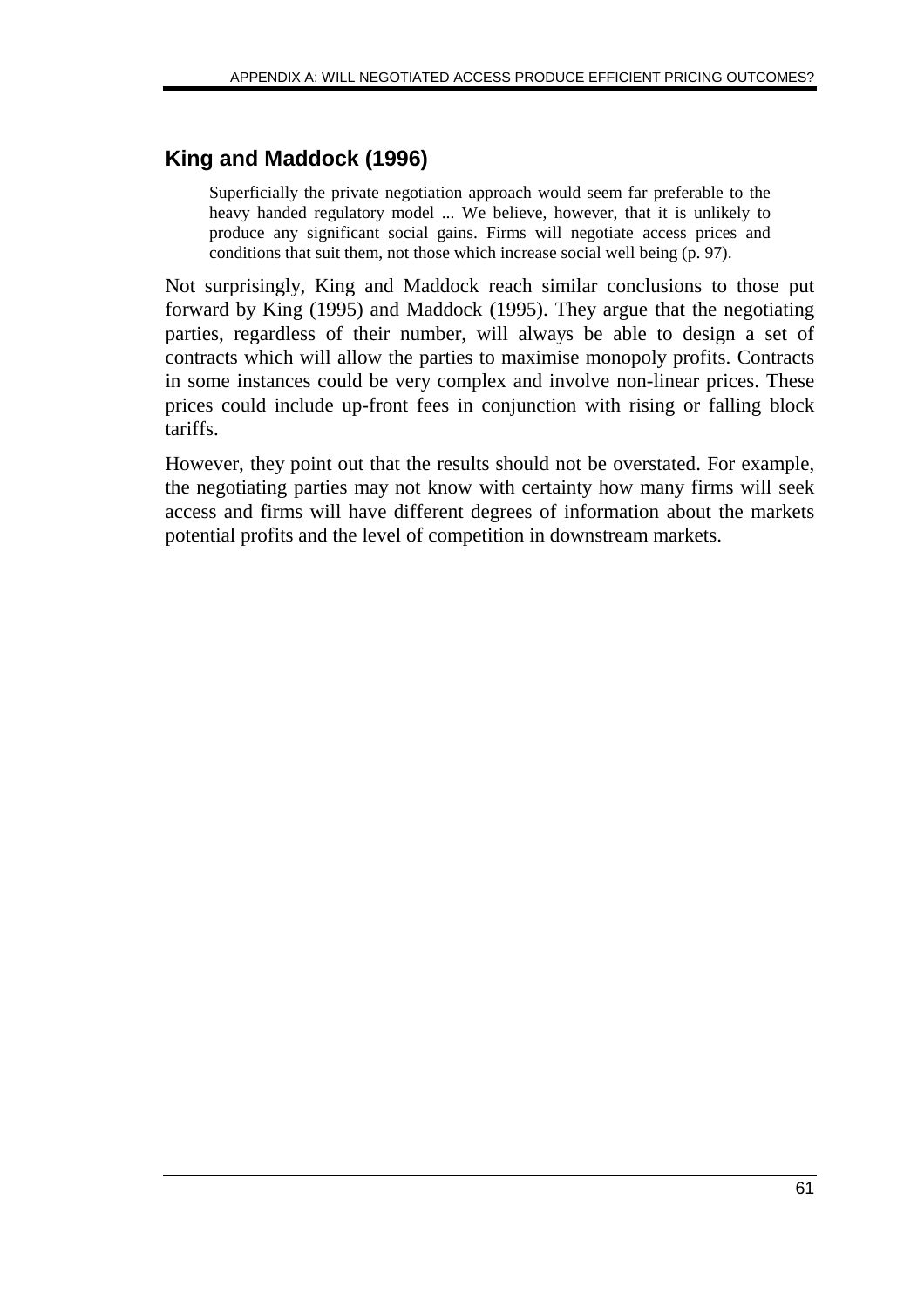## King and Maddock (1996)

> Superficially the private negotiation approach would seem far preferable to the heavy handed regulatory model ... We believe, however, that it is unlikely to produce any significant social gains. Firms will negotiate access prices and conditions that suit them, not those which increase social well being (p. 97).

Not surprisingly, King and Maddock reach similar conclusions to those put forward by King (1995) and Maddock (1995). They argue that the negotiating parties, regardless of their number, will always be able to design a set of contracts which will allow the parties to maximise monopoly profits. Contracts in some instances could be very complex and involve non-linear prices. These prices could include up-front fees in conjunction with rising or falling block tariffs.

However, they point out that the results should not be overstated. For example, the negotiating parties may not know with certainty how many firms will seek access and firms will have different degrees of information about the markets potential profits and the level of competition in downstream markets.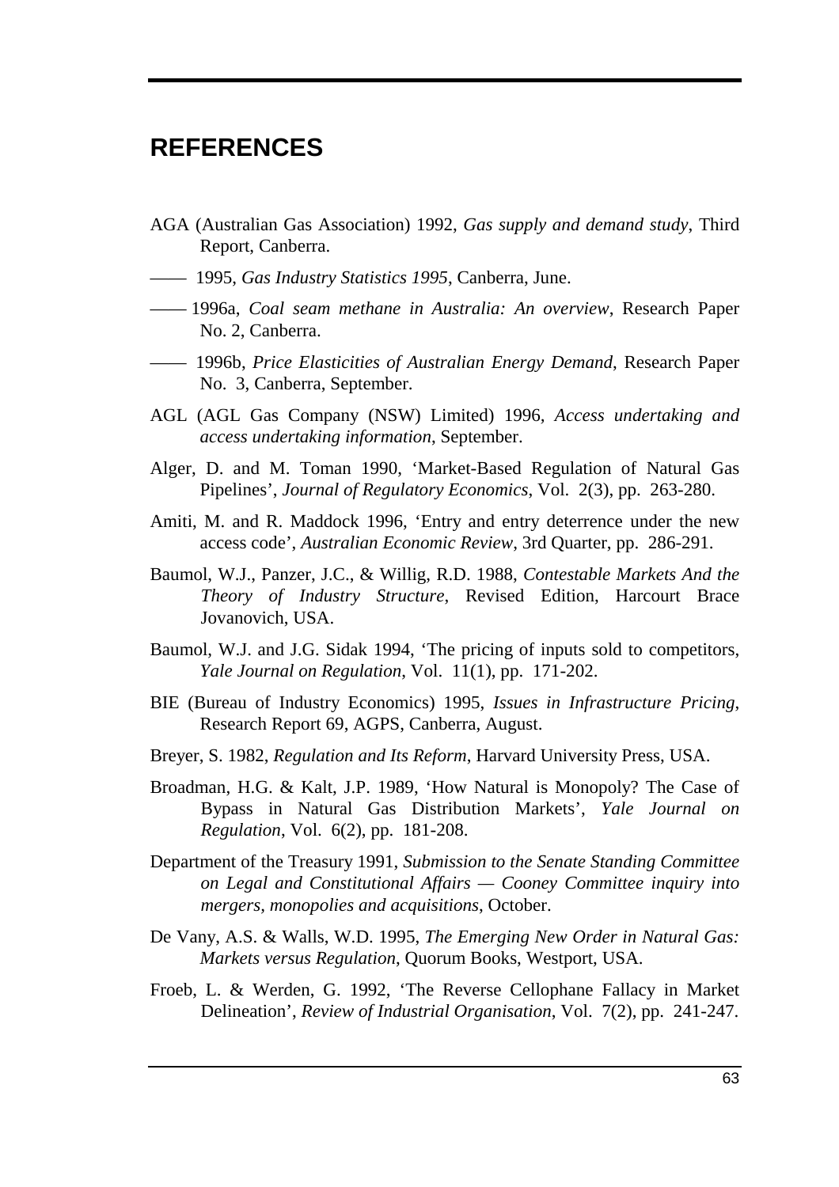# REFERENCES

AGA (Australian Gas Association) 1992, *Gas supply and demand study*, Third Report, Canberra.

—— 1995, *Gas Industry Statistics 1995*, Canberra, June.

—— 1996a, *Coal seam methane in Australia: An overview*, Research Paper No. 2, Canberra.

—— 1996b, *Price Elasticities of Australian Energy Demand*, Research Paper No. 3, Canberra, September.

AGL (AGL Gas Company (NSW) Limited) 1996, *Access undertaking and access undertaking information*, September.

Alger, D. and M. Toman 1990, 'Market-Based Regulation of Natural Gas Pipelines', *Journal of Regulatory Economics*, Vol. 2(3), pp. 263-280.

Amiti, M. and R. Maddock 1996, 'Entry and entry deterrence under the new access code', *Australian Economic Review*, 3rd Quarter, pp. 286-291.

Baumol, W.J., Panzer, J.C., & Willig, R.D. 1988, *Contestable Markets And the Theory of Industry Structure*, Revised Edition, Harcourt Brace Jovanovich, USA.

Baumol, W.J. and J.G. Sidak 1994, 'The pricing of inputs sold to competitors, *Yale Journal on Regulation*, Vol. 11(1), pp. 171-202.

BIE (Bureau of Industry Economics) 1995, *Issues in Infrastructure Pricing*, Research Report 69, AGPS, Canberra, August.

Breyer, S. 1982, *Regulation and Its Reform*, Harvard University Press, USA.

Broadman, H.G. & Kalt, J.P. 1989, 'How Natural is Monopoly? The Case of Bypass in Natural Gas Distribution Markets', *Yale Journal on Regulation*, Vol. 6(2), pp. 181-208.

Department of the Treasury 1991, *Submission to the Senate Standing Committee on Legal and Constitutional Affairs — Cooney Committee inquiry into mergers, monopolies and acquisitions*, October.

De Vany, A.S. & Walls, W.D. 1995, *The Emerging New Order in Natural Gas: Markets versus Regulation*, Quorum Books, Westport, USA.

Froeb, L. & Werden, G. 1992, 'The Reverse Cellophane Fallacy in Market Delineation', *Review of Industrial Organisation*, Vol. 7(2), pp. 241-247.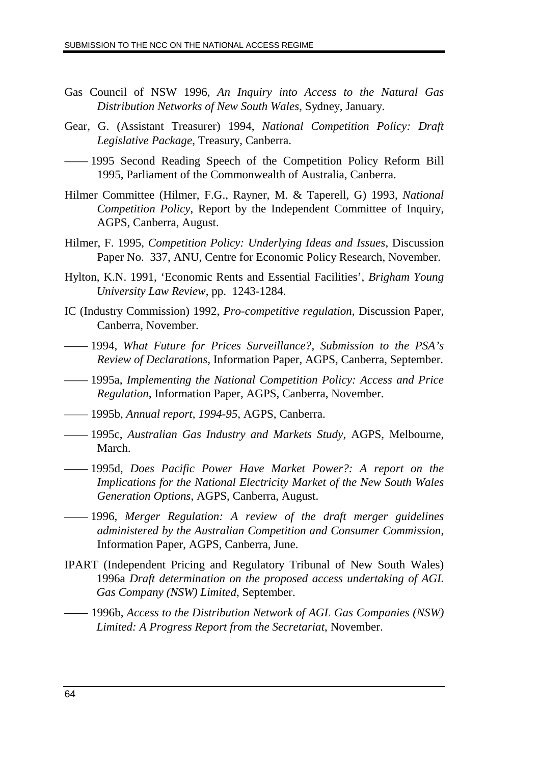Gas Council of NSW 1996, *An Inquiry into Access to the Natural Gas Distribution Networks of New South Wales*, Sydney, January.

Gear, G. (Assistant Treasurer) 1994, *National Competition Policy: Draft Legislative Package*, Treasury, Canberra.

—— 1995 Second Reading Speech of the Competition Policy Reform Bill 1995, Parliament of the Commonwealth of Australia, Canberra.

Hilmer Committee (Hilmer, F.G., Rayner, M. & Taperell, G) 1993, *National Competition Policy*, Report by the Independent Committee of Inquiry, AGPS, Canberra, August.

Hilmer, F. 1995, *Competition Policy: Underlying Ideas and Issues*, Discussion Paper No. 337, ANU, Centre for Economic Policy Research, November.

Hylton, K.N. 1991, 'Economic Rents and Essential Facilities', *Brigham Young University Law Review*, pp. 1243-1284.

IC (Industry Commission) 1992, *Pro-competitive regulation*, Discussion Paper, Canberra, November.

—— 1994, *What Future for Prices Surveillance?, Submission to the PSA's Review of Declarations*, Information Paper, AGPS, Canberra, September.

—— 1995a, *Implementing the National Competition Policy: Access and Price Regulation*, Information Paper, AGPS, Canberra, November.

—— 1995b, *Annual report, 1994-95*, AGPS, Canberra.

—— 1995c, *Australian Gas Industry and Markets Study*, AGPS, Melbourne, March.

—— 1995d, *Does Pacific Power Have Market Power?: A report on the Implications for the National Electricity Market of the New South Wales Generation Options*, AGPS, Canberra, August.

—— 1996, *Merger Regulation: A review of the draft merger guidelines administered by the Australian Competition and Consumer Commission*, Information Paper, AGPS, Canberra, June.

IPART (Independent Pricing and Regulatory Tribunal of New South Wales) 1996a *Draft determination on the proposed access undertaking of AGL Gas Company (NSW) Limited*, September.

—— 1996b, *Access to the Distribution Network of AGL Gas Companies (NSW) Limited: A Progress Report from the Secretariat*, November.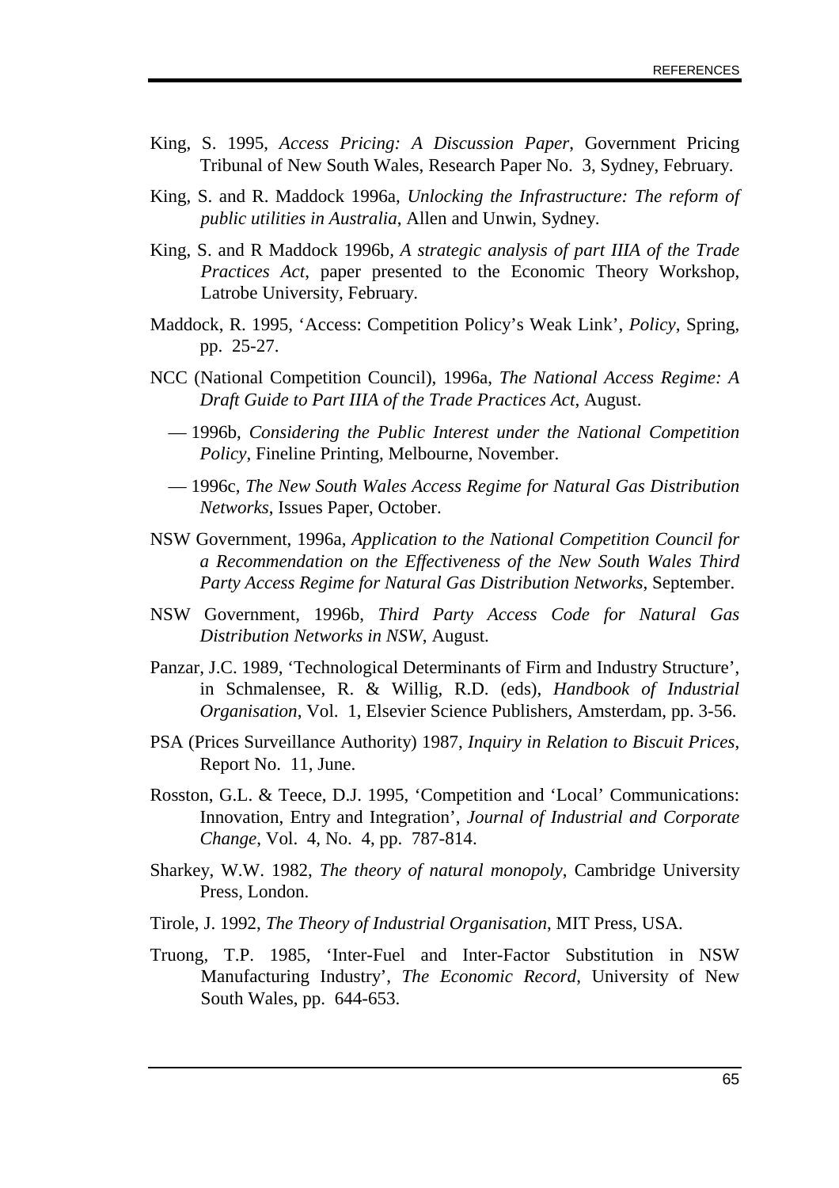King, S. 1995, *Access Pricing: A Discussion Paper*, Government Pricing Tribunal of New South Wales, Research Paper No. 3, Sydney, February.

King, S. and R. Maddock 1996a, *Unlocking the Infrastructure: The reform of public utilities in Australia*, Allen and Unwin, Sydney.

King, S. and R Maddock 1996b, *A strategic analysis of part IIIA of the Trade Practices Act*, paper presented to the Economic Theory Workshop, Latrobe University, February.

Maddock, R. 1995, 'Access: Competition Policy's Weak Link', *Policy*, Spring, pp. 25-27.

NCC (National Competition Council), 1996a, *The National Access Regime: A Draft Guide to Part IIIA of the Trade Practices Act*, August.

— 1996b, *Considering the Public Interest under the National Competition Policy*, Fineline Printing, Melbourne, November.

— 1996c, *The New South Wales Access Regime for Natural Gas Distribution Networks*, Issues Paper, October.

NSW Government, 1996a, *Application to the National Competition Council for a Recommendation on the Effectiveness of the New South Wales Third Party Access Regime for Natural Gas Distribution Networks*, September.

NSW Government, 1996b, *Third Party Access Code for Natural Gas Distribution Networks in NSW*, August.

Panzar, J.C. 1989, 'Technological Determinants of Firm and Industry Structure', in Schmalensee, R. & Willig, R.D. (eds), *Handbook of Industrial Organisation*, Vol. 1, Elsevier Science Publishers, Amsterdam, pp. 3-56.

PSA (Prices Surveillance Authority) 1987, *Inquiry in Relation to Biscuit Prices*, Report No. 11, June.

Rosston, G.L. & Teece, D.J. 1995, 'Competition and 'Local' Communications: Innovation, Entry and Integration', *Journal of Industrial and Corporate Change*, Vol. 4, No. 4, pp. 787-814.

Sharkey, W.W. 1982, *The theory of natural monopoly*, Cambridge University Press, London.

Tirole, J. 1992, *The Theory of Industrial Organisation*, MIT Press, USA.

Truong, T.P. 1985, 'Inter-Fuel and Inter-Factor Substitution in NSW Manufacturing Industry', *The Economic Record*, University of New South Wales, pp. 644-653.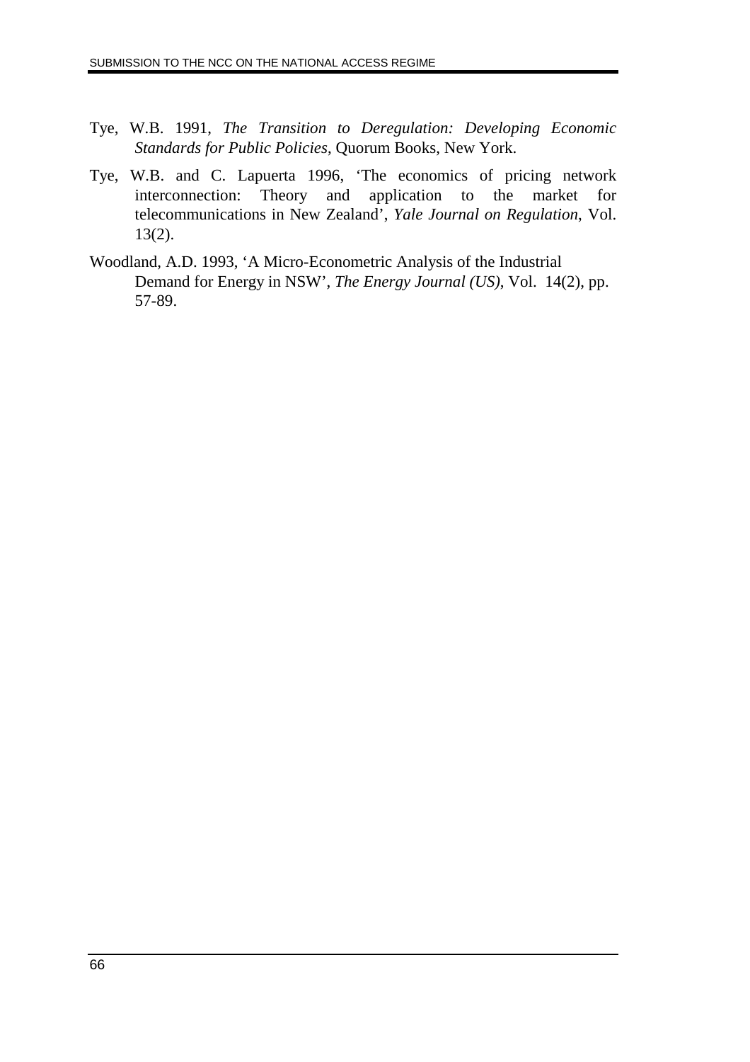Tye, W.B. 1991, *The Transition to Deregulation: Developing Economic Standards for Public Policies*, Quorum Books, New York.

Tye, W.B. and C. Lapuerta 1996, 'The economics of pricing network interconnection: Theory and application to the market for telecommunications in New Zealand', *Yale Journal on Regulation*, Vol. 13(2).

Woodland, A.D. 1993, 'A Micro-Econometric Analysis of the Industrial Demand for Energy in NSW', *The Energy Journal (US)*, Vol. 14(2), pp. 57-89.